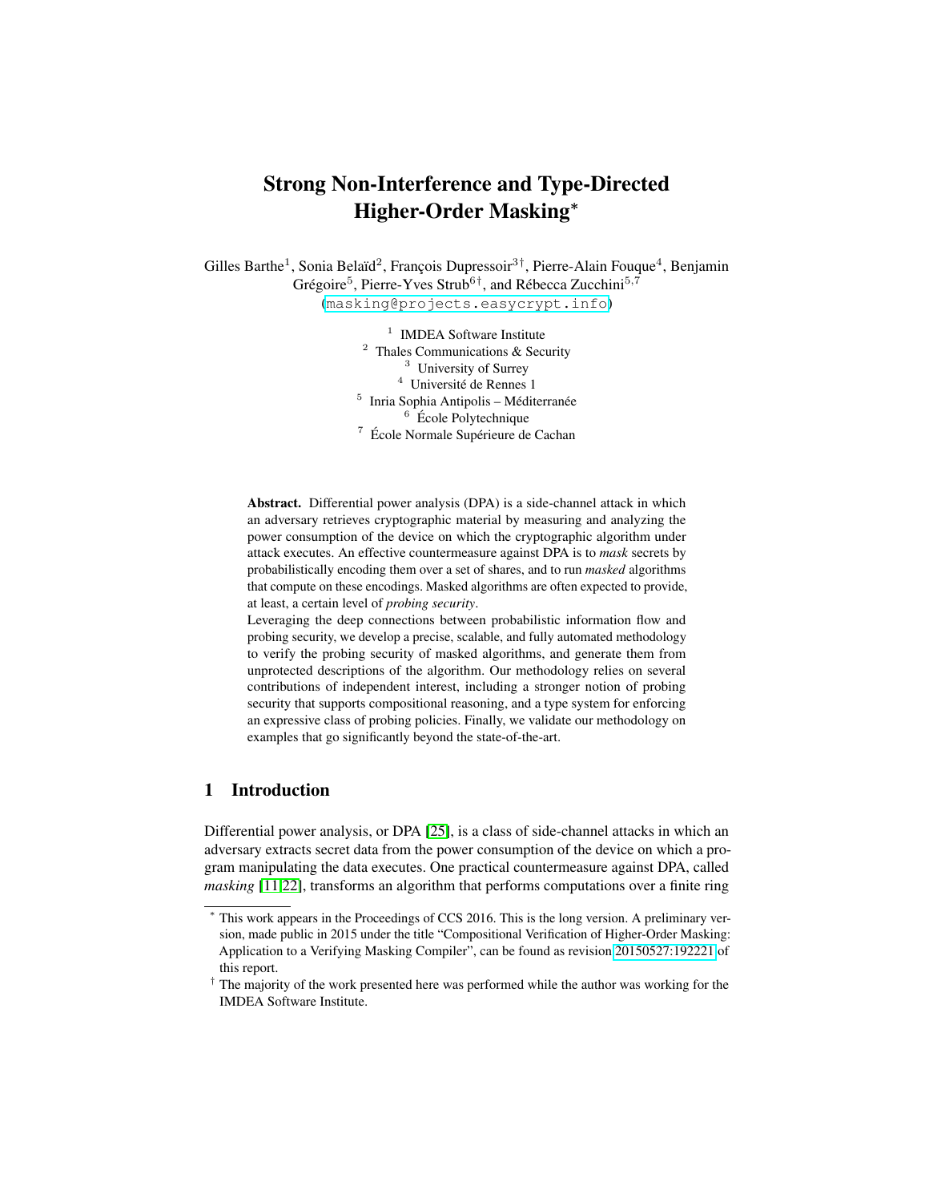# Strong Non-Interference and Type-Directed Higher-Order Masking*

Gilles Barthe[1], Sonia Belaïd[2], François Dupressoir[3†], Pierre-Alain Fouque[4], Benjamin Grégoire[5], Pierre-Yves Strub[6†], and Rébecca Zucchini[5,7]
(masking@projects.easycrypt.info)

[1] IMDEA Software Institute
[2] Thales Communications & Security
[3] University of Surrey
[4] Université de Rennes 1
[5] Inria Sophia Antipolis – Méditerranée
[6] École Polytechnique
[7] École Normale Supérieure de Cachan

**Abstract.** Differential power analysis (DPA) is a side-channel attack in which an adversary retrieves cryptographic material by measuring and analyzing the power consumption of the device on which the cryptographic algorithm under attack executes. An effective countermeasure against DPA is to *mask* secrets by probabilistically encoding them over a set of shares, and to run *masked* algorithms that compute on these encodings. Masked algorithms are often expected to provide, at least, a certain level of *probing security*.

Leveraging the deep connections between probabilistic information flow and probing security, we develop a precise, scalable, and fully automated methodology to verify the probing security of masked algorithms, and generate them from unprotected descriptions of the algorithm. Our methodology relies on several contributions of independent interest, including a stronger notion of probing security that supports compositional reasoning, and a type system for enforcing an expressive class of probing policies. Finally, we validate our methodology on examples that go significantly beyond the state-of-the-art.

## 1 Introduction

Differential power analysis, or DPA [25], is a class of side-channel attacks in which an adversary extracts secret data from the power consumption of the device on which a program manipulating the data executes. One practical countermeasure against DPA, called *masking* [11,22], transforms an algorithm that performs computations over a finite ring

---

* This work appears in the Proceedings of CCS 2016. This is the long version. A preliminary version, made public in 2015 under the title "Compositional Verification of Higher-Order Masking: Application to a Verifying Masking Compiler", can be found as revision 20150527:192221 of this report.

† The majority of the work presented here was performed while the author was working for the IMDEA Software Institute.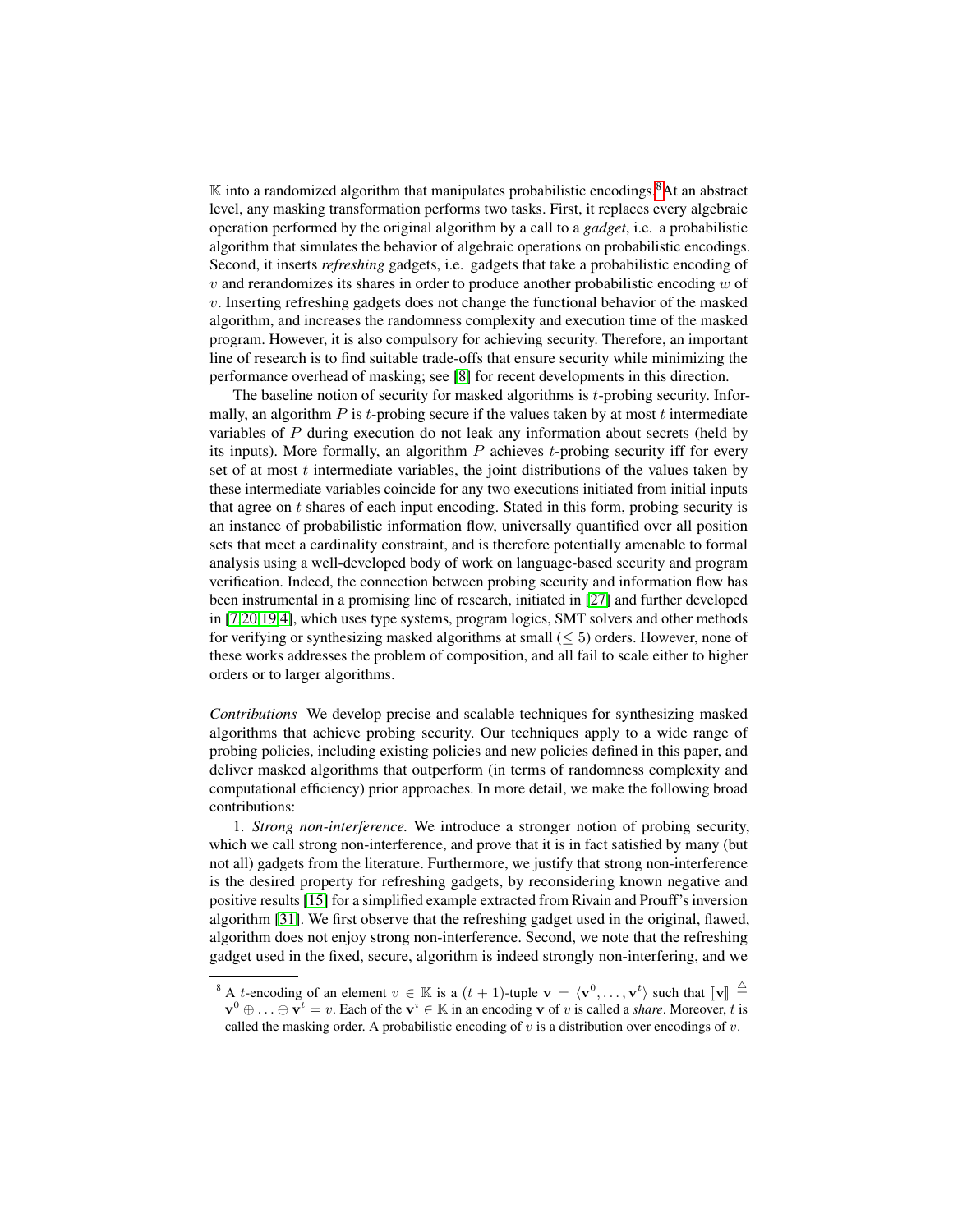$\mathbb{K}$ into a randomized algorithm that manipulates probabilistic encodings.[8] At an abstract level, any masking transformation performs two tasks. First, it replaces every algebraic operation performed by the original algorithm by a call to a *gadget*, i.e. a probabilistic algorithm that simulates the behavior of algebraic operations on probabilistic encodings. Second, it inserts *refreshing* gadgets, i.e. gadgets that take a probabilistic encoding of $v$ and rerandomizes its shares in order to produce another probabilistic encoding $w$ of $v$. Inserting refreshing gadgets does not change the functional behavior of the masked algorithm, and increases the randomness complexity and execution time of the masked program. However, it is also compulsory for achieving security. Therefore, an important line of research is to find suitable trade-offs that ensure security while minimizing the performance overhead of masking; see [8] for recent developments in this direction.

The baseline notion of security for masked algorithms is $t$-probing security. Informally, an algorithm $P$ is $t$-probing secure if the values taken by at most $t$ intermediate variables of $P$ during execution do not leak any information about secrets (held by its inputs). More formally, an algorithm $P$ achieves $t$-probing security iff for every set of at most $t$ intermediate variables, the joint distributions of the values taken by these intermediate variables coincide for any two executions initiated from initial inputs that agree on $t$ shares of each input encoding. Stated in this form, probing security is an instance of probabilistic information flow, universally quantified over all position sets that meet a cardinality constraint, and is therefore potentially amenable to formal analysis using a well-developed body of work on language-based security and program verification. Indeed, the connection between probing security and information flow has been instrumental in a promising line of research, initiated in [27] and further developed in [7,20,19,4], which uses type systems, program logics, SMT solvers and other methods for verifying or synthesizing masked algorithms at small ($\leq 5$) orders. However, none of these works addresses the problem of composition, and all fail to scale either to higher orders or to larger algorithms.

*Contributions* We develop precise and scalable techniques for synthesizing masked algorithms that achieve probing security. Our techniques apply to a wide range of probing policies, including existing policies and new policies defined in this paper, and deliver masked algorithms that outperform (in terms of randomness complexity and computational efficiency) prior approaches. In more detail, we make the following broad contributions:

1. *Strong non-interference.* We introduce a stronger notion of probing security, which we call strong non-interference, and prove that it is in fact satisfied by many (but not all) gadgets from the literature. Furthermore, we justify that strong non-interference is the desired property for refreshing gadgets, by reconsidering known negative and positive results [15] for a simplified example extracted from Rivain and Prouff's inversion algorithm [31]. We first observe that the refreshing gadget used in the original, flawed, algorithm does not enjoy strong non-interference. Second, we note that the refreshing gadget used in the fixed, secure, algorithm is indeed strongly non-interfering, and we

[8] A $t$-encoding of an element $v \in \mathbb{K}$ is a $(t+1)$-tuple $\mathbf{v} = \langle \mathbf{v}^0, \ldots, \mathbf{v}^t \rangle$ such that $[\![\mathbf{v}]\!] \triangleq \mathbf{v}^0 \oplus \ldots \oplus \mathbf{v}^t = v$. Each of the $\mathbf{v}^i \in \mathbb{K}$ in an encoding $\mathbf{v}$ of $v$ is called a *share*. Moreover, $t$ is called the masking order. A probabilistic encoding of $v$ is a distribution over encodings of $v$.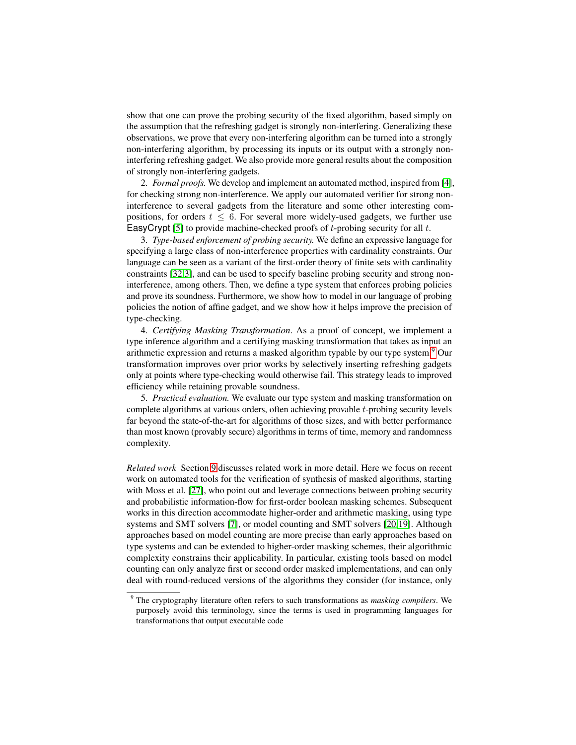show that one can prove the probing security of the fixed algorithm, based simply on the assumption that the refreshing gadget is strongly non-interfering. Generalizing these observations, we prove that every non-interfering algorithm can be turned into a strongly non-interfering algorithm, by processing its inputs or its output with a strongly non-interfering refreshing gadget. We also provide more general results about the composition of strongly non-interfering gadgets.

2. *Formal proofs.* We develop and implement an automated method, inspired from [4], for checking strong non-interference. We apply our automated verifier for strong non-interference to several gadgets from the literature and some other interesting compositions, for orders $t \leq 6$. For several more widely-used gadgets, we further use EasyCrypt [5] to provide machine-checked proofs of $t$-probing security for all $t$.

3. *Type-based enforcement of probing security.* We define an expressive language for specifying a large class of non-interference properties with cardinality constraints. Our language can be seen as a variant of the first-order theory of finite sets with cardinality constraints [32,3], and can be used to specify baseline probing security and strong non-interference, among others. Then, we define a type system that enforces probing policies and prove its soundness. Furthermore, we show how to model in our language of probing policies the notion of affine gadget, and we show how it helps improve the precision of type-checking.

4. *Certifying Masking Transformation*. As a proof of concept, we implement a type inference algorithm and a certifying masking transformation that takes as input an arithmetic expression and returns a masked algorithm typable by our type system.[9] Our transformation improves over prior works by selectively inserting refreshing gadgets only at points where type-checking would otherwise fail. This strategy leads to improved efficiency while retaining provable soundness.

5. *Practical evaluation.* We evaluate our type system and masking transformation on complete algorithms at various orders, often achieving provable $t$-probing security levels far beyond the state-of-the-art for algorithms of those sizes, and with better performance than most known (provably secure) algorithms in terms of time, memory and randomness complexity.

*Related work* Section 9 discusses related work in more detail. Here we focus on recent work on automated tools for the verification of synthesis of masked algorithms, starting with Moss et al. [27], who point out and leverage connections between probing security and probabilistic information-flow for first-order boolean masking schemes. Subsequent works in this direction accommodate higher-order and arithmetic masking, using type systems and SMT solvers [7], or model counting and SMT solvers [20,19]. Although approaches based on model counting are more precise than early approaches based on type systems and can be extended to higher-order masking schemes, their algorithmic complexity constrains their applicability. In particular, existing tools based on model counting can only analyze first or second order masked implementations, and can only deal with round-reduced versions of the algorithms they consider (for instance, only

[9] The cryptography literature often refers to such transformations as *masking compilers*. We purposely avoid this terminology, since the terms is used in programming languages for transformations that output executable code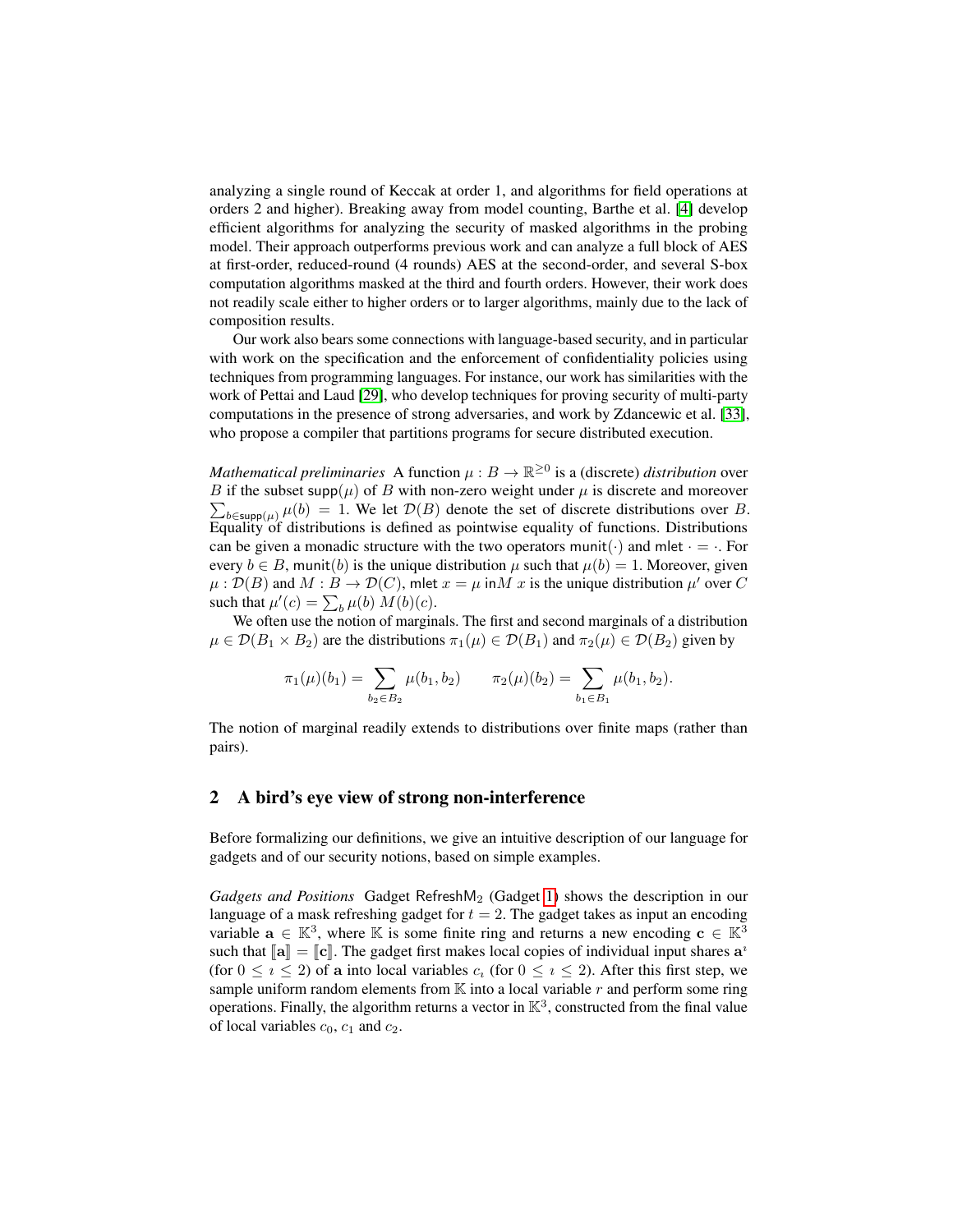analyzing a single round of Keccak at order 1, and algorithms for field operations at orders 2 and higher). Breaking away from model counting, Barthe et al. [4] develop efficient algorithms for analyzing the security of masked algorithms in the probing model. Their approach outperforms previous work and can analyze a full block of AES at first-order, reduced-round (4 rounds) AES at the second-order, and several S-box computation algorithms masked at the third and fourth orders. However, their work does not readily scale either to higher orders or to larger algorithms, mainly due to the lack of composition results.

Our work also bears some connections with language-based security, and in particular with work on the specification and the enforcement of confidentiality policies using techniques from programming languages. For instance, our work has similarities with the work of Pettai and Laud [29], who develop techniques for proving security of multi-party computations in the presence of strong adversaries, and work by Zdancewic et al. [33], who propose a compiler that partitions programs for secure distributed execution.

*Mathematical preliminaries* A function $\mu : B \to \mathbb{R}^{\geq 0}$ is a (discrete) *distribution* over $B$ if the subset $\mathsf{supp}(\mu)$ of $B$ with non-zero weight under $\mu$ is discrete and moreover $\sum_{b \in \mathsf{supp}(\mu)} \mu(b) = 1$. We let $\mathcal{D}(B)$ denote the set of discrete distributions over $B$. Equality of distributions is defined as pointwise equality of functions. Distributions can be given a monadic structure with the two operators $\mathsf{munit}(\cdot)$ and $\mathsf{mlet} \cdot = \cdot$. For every $b \in B$, $\mathsf{munit}(b)$ is the unique distribution $\mu$ such that $\mu(b) = 1$. Moreover, given $\mu : \mathcal{D}(B)$ and $M : B \to \mathcal{D}(C)$, $\mathsf{mlet}\ x = \mu\ \mathsf{in} M\ x$ is the unique distribution $\mu'$ over $C$ such that $\mu'(c) = \sum_b \mu(b)\ M(b)(c)$.

We often use the notion of marginals. The first and second marginals of a distribution $\mu \in \mathcal{D}(B_1 \times B_2)$ are the distributions $\pi_1(\mu) \in \mathcal{D}(B_1)$ and $\pi_2(\mu) \in \mathcal{D}(B_2)$ given by

$$\pi_1(\mu)(b_1) = \sum_{b_2 \in B_2} \mu(b_1, b_2) \qquad \pi_2(\mu)(b_2) = \sum_{b_1 \in B_1} \mu(b_1, b_2).$$

The notion of marginal readily extends to distributions over finite maps (rather than pairs).

## 2 A bird's eye view of strong non-interference

Before formalizing our definitions, we give an intuitive description of our language for gadgets and of our security notions, based on simple examples.

*Gadgets and Positions* Gadget $\mathsf{RefreshM}_2$ (Gadget 1) shows the description in our language of a mask refreshing gadget for $t = 2$. The gadget takes as input an encoding variable $\mathbf{a} \in \mathbb{K}^3$, where $\mathbb{K}$ is some finite ring and returns a new encoding $\mathbf{c} \in \mathbb{K}^3$ such that $[\![\mathbf{a}]\!] = [\![\mathbf{c}]\!]$. The gadget first makes local copies of individual input shares $\mathbf{a}^\imath$ (for $0 \leq \imath \leq 2$) of $\mathbf{a}$ into local variables $c_\imath$ (for $0 \leq \imath \leq 2$). After this first step, we sample uniform random elements from $\mathbb{K}$ into a local variable $r$ and perform some ring operations. Finally, the algorithm returns a vector in $\mathbb{K}^3$, constructed from the final value of local variables $c_0$, $c_1$ and $c_2$.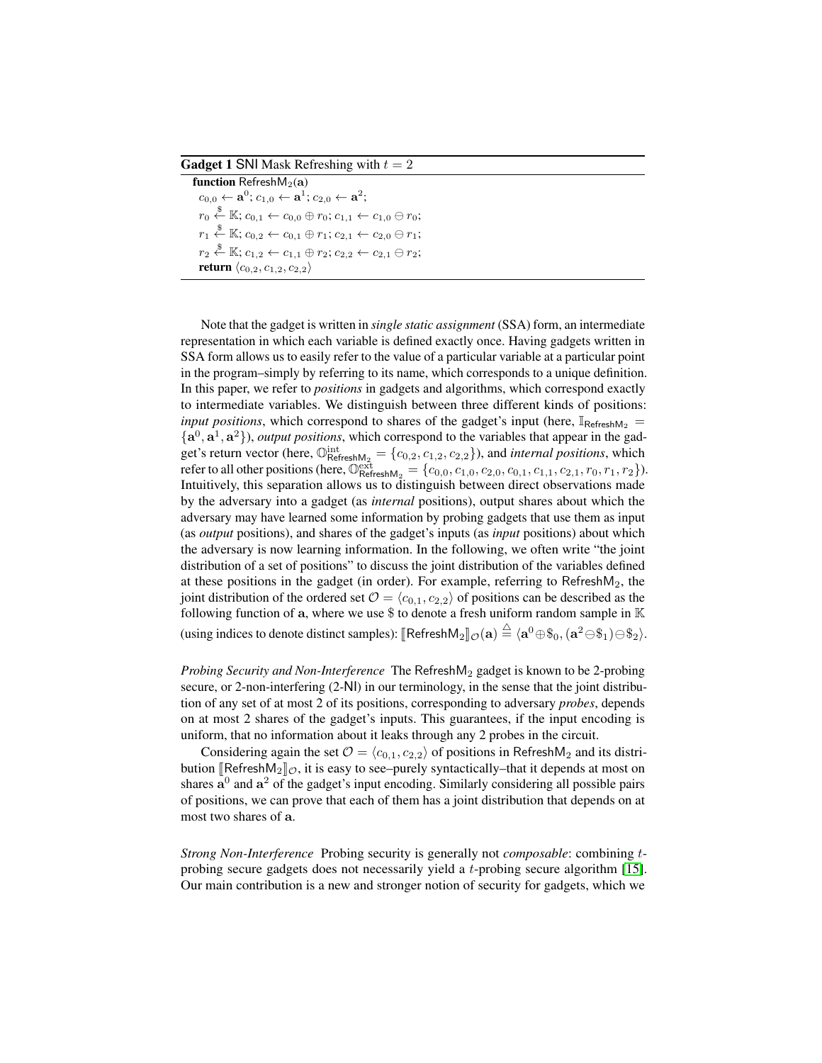**Gadget 1** SNI Mask Refreshing with $t = 2$

```
function RefreshM_2(a)
  c_{0,0} ← a^0; c_{1,0} ← a^1; c_{2,0} ← a^2;
  r_0 ←$ K; c_{0,1} ← c_{0,0} ⊕ r_0; c_{1,1} ← c_{1,0} ⊖ r_0;
  r_1 ←$ K; c_{0,2} ← c_{0,1} ⊕ r_1; c_{2,1} ← c_{2,0} ⊖ r_1;
  r_2 ←$ K; c_{1,2} ← c_{1,1} ⊕ r_2; c_{2,2} ← c_{2,1} ⊖ r_2;
  return ⟨c_{0,2}, c_{1,2}, c_{2,2}⟩
```

Note that the gadget is written in *single static assignment* (SSA) form, an intermediate representation in which each variable is defined exactly once. Having gadgets written in SSA form allows us to easily refer to the value of a particular variable at a particular point in the program–simply by referring to its name, which corresponds to a unique definition. In this paper, we refer to *positions* in gadgets and algorithms, which correspond exactly to intermediate variables. We distinguish between three different kinds of positions: *input positions*, which correspond to shares of the gadget's input (here, $\mathbb{I}_{\mathsf{RefreshM}_2} = \{\mathbf{a}^0, \mathbf{a}^1, \mathbf{a}^2\}$), *output positions*, which correspond to the variables that appear in the gadget's return vector (here, $\mathbb{O}^{\mathrm{int}}_{\mathsf{RefreshM}_2} = \{c_{0,2}, c_{1,2}, c_{2,2}\}$), and *internal positions*, which refer to all other positions (here, $\mathbb{O}^{\mathrm{ext}}_{\mathsf{RefreshM}_2} = \{c_{0,0}, c_{1,0}, c_{2,0}, c_{0,1}, c_{1,1}, c_{2,1}, r_0, r_1, r_2\}$). Intuitively, this separation allows us to distinguish between direct observations made by the adversary into a gadget (as *internal* positions), output shares about which the adversary may have learned some information by probing gadgets that use them as input (as *output* positions), and shares of the gadget's inputs (as *input* positions) about which the adversary is now learning information. In the following, we often write "the joint distribution of a set of positions" to discuss the joint distribution of the variables defined at these positions in the gadget (in order). For example, referring to $\mathsf{RefreshM}_2$, the joint distribution of the ordered set $\mathcal{O} = \langle c_{0,1}, c_{2,2}\rangle$ of positions can be described as the following function of $\mathbf{a}$, where we use \$ to denote a fresh uniform random sample in $\mathbb{K}$ (using indices to denote distinct samples): $[\![\mathsf{RefreshM}_2]\!]_{\mathcal{O}}(\mathbf{a}) \triangleq \langle \mathbf{a}^0 \oplus \$_0, (\mathbf{a}^2 \ominus \$_1) \ominus \$_2\rangle$.

*Probing Security and Non-Interference* The $\mathsf{RefreshM}_2$ gadget is known to be 2-probing secure, or 2-non-interfering (2-NI) in our terminology, in the sense that the joint distribution of any set of at most 2 of its positions, corresponding to adversary *probes*, depends on at most 2 shares of the gadget's inputs. This guarantees, if the input encoding is uniform, that no information about it leaks through any 2 probes in the circuit.

Considering again the set $\mathcal{O} = \langle c_{0,1}, c_{2,2}\rangle$ of positions in $\mathsf{RefreshM}_2$ and its distribution $[\![\mathsf{RefreshM}_2]\!]_{\mathcal{O}}$, it is easy to see–purely syntactically–that it depends at most on shares $\mathbf{a}^0$ and $\mathbf{a}^2$ of the gadget's input encoding. Similarly considering all possible pairs of positions, we can prove that each of them has a joint distribution that depends on at most two shares of $\mathbf{a}$.

*Strong Non-Interference* Probing security is generally not *composable*: combining $t$-probing secure gadgets does not necessarily yield a $t$-probing secure algorithm [15]. Our main contribution is a new and stronger notion of security for gadgets, which we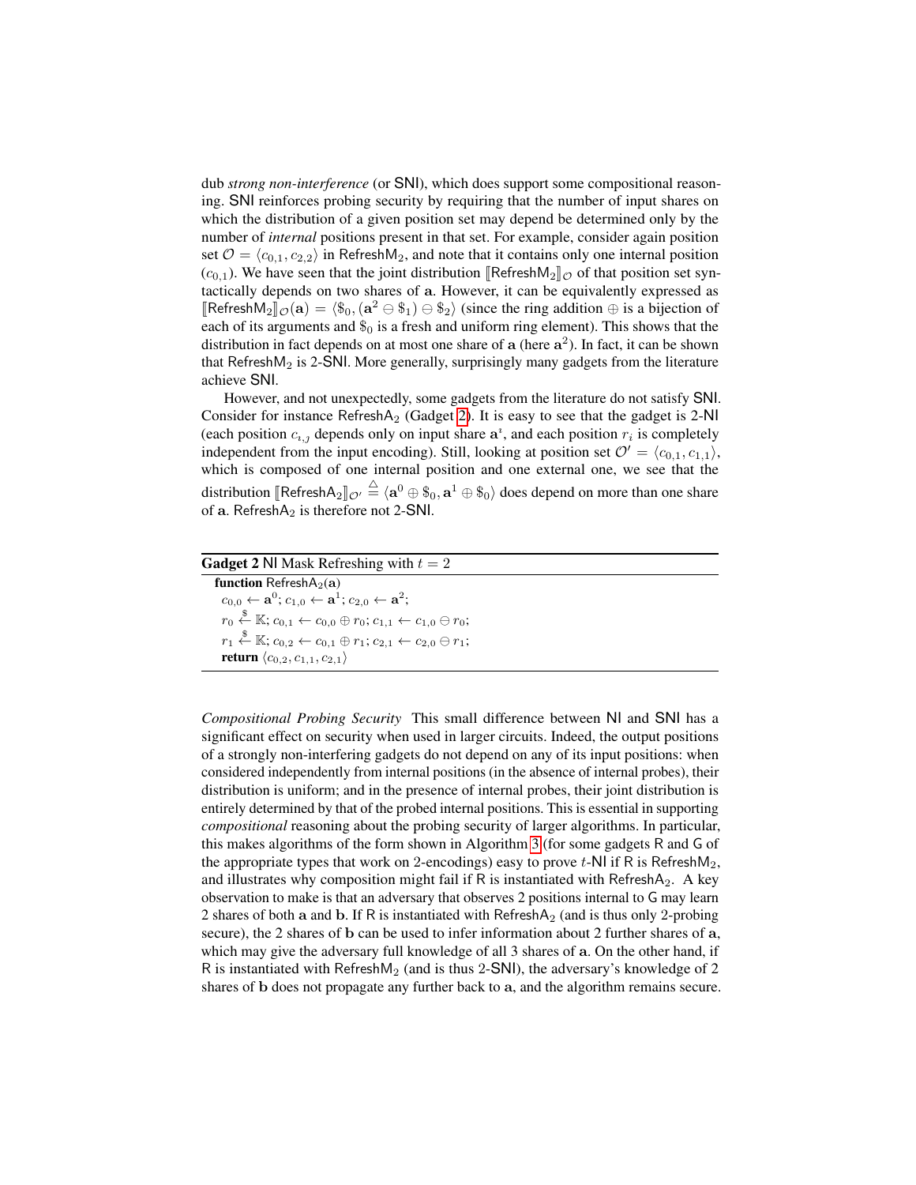dub *strong non-interference* (or SNI), which does support some compositional reasoning. SNI reinforces probing security by requiring that the number of input shares on which the distribution of a given position set may depend be determined only by the number of *internal* positions present in that set. For example, consider again position set $\mathcal{O} = \langle c_{0,1}, c_{2,2} \rangle$ in $\mathsf{RefreshM}_2$, and note that it contains only one internal position ($c_{0,1}$). We have seen that the joint distribution $[\![\mathsf{RefreshM}_2]\!]_{\mathcal{O}}$ of that position set syntactically depends on two shares of $\mathbf{a}$. However, it can be equivalently expressed as $[\![\mathsf{RefreshM}_2]\!]_{\mathcal{O}}(\mathbf{a}) = \langle \$_0, (\mathbf{a}^2 \ominus \$_1) \ominus \$_2 \rangle$ (since the ring addition $\oplus$ is a bijection of each of its arguments and $\$_0$ is a fresh and uniform ring element). This shows that the distribution in fact depends on at most one share of $\mathbf{a}$ (here $\mathbf{a}^2$). In fact, it can be shown that $\mathsf{RefreshM}_2$ is 2-SNI. More generally, surprisingly many gadgets from the literature achieve SNI.

However, and not unexpectedly, some gadgets from the literature do not satisfy SNI. Consider for instance $\mathsf{RefreshA}_2$ (Gadget 2). It is easy to see that the gadget is 2-NI (each position $c_{i,j}$ depends only on input share $\mathbf{a}^i$, and each position $r_i$ is completely independent from the input encoding). Still, looking at position set $\mathcal{O}' = \langle c_{0,1}, c_{1,1} \rangle$, which is composed of one internal position and one external one, we see that the distribution $[\![\mathsf{RefreshA}_2]\!]_{\mathcal{O}'} \overset{\triangle}{=} \langle \mathbf{a}^0 \oplus \$_0, \mathbf{a}^1 \oplus \$_0 \rangle$ does depend on more than one share of $\mathbf{a}$. $\mathsf{RefreshA}_2$ is therefore not 2-SNI.

**Gadget 2** NI Mask Refreshing with $t = 2$

```
function RefreshA_2(a)
  c_{0,0} ← a^0; c_{1,0} ← a^1; c_{2,0} ← a^2;
  r_0 ←$ K; c_{0,1} ← c_{0,0} ⊕ r_0; c_{1,1} ← c_{1,0} ⊖ r_0;
  r_1 ←$ K; c_{0,2} ← c_{0,1} ⊕ r_1; c_{2,1} ← c_{2,0} ⊖ r_1;
  return ⟨c_{0,2}, c_{1,1}, c_{2,1}⟩
```

*Compositional Probing Security* This small difference between NI and SNI has a significant effect on security when used in larger circuits. Indeed, the output positions of a strongly non-interfering gadgets do not depend on any of its input positions: when considered independently from internal positions (in the absence of internal probes), their distribution is uniform; and in the presence of internal probes, their joint distribution is entirely determined by that of the probed internal positions. This is essential in supporting *compositional* reasoning about the probing security of larger algorithms. In particular, this makes algorithms of the form shown in Algorithm 3 (for some gadgets $\mathsf{R}$ and $\mathsf{G}$ of the appropriate types that work on 2-encodings) easy to prove $t$-NI if $\mathsf{R}$ is $\mathsf{RefreshM}_2$, and illustrates why composition might fail if $\mathsf{R}$ is instantiated with $\mathsf{RefreshA}_2$. A key observation to make is that an adversary that observes 2 positions internal to $\mathsf{G}$ may learn 2 shares of both $\mathbf{a}$ and $\mathbf{b}$. If $\mathsf{R}$ is instantiated with $\mathsf{RefreshA}_2$ (and is thus only 2-probing secure), the 2 shares of $\mathbf{b}$ can be used to infer information about 2 further shares of $\mathbf{a}$, which may give the adversary full knowledge of all 3 shares of $\mathbf{a}$. On the other hand, if $\mathsf{R}$ is instantiated with $\mathsf{RefreshM}_2$ (and is thus 2-SNI), the adversary's knowledge of 2 shares of $\mathbf{b}$ does not propagate any further back to $\mathbf{a}$, and the algorithm remains secure.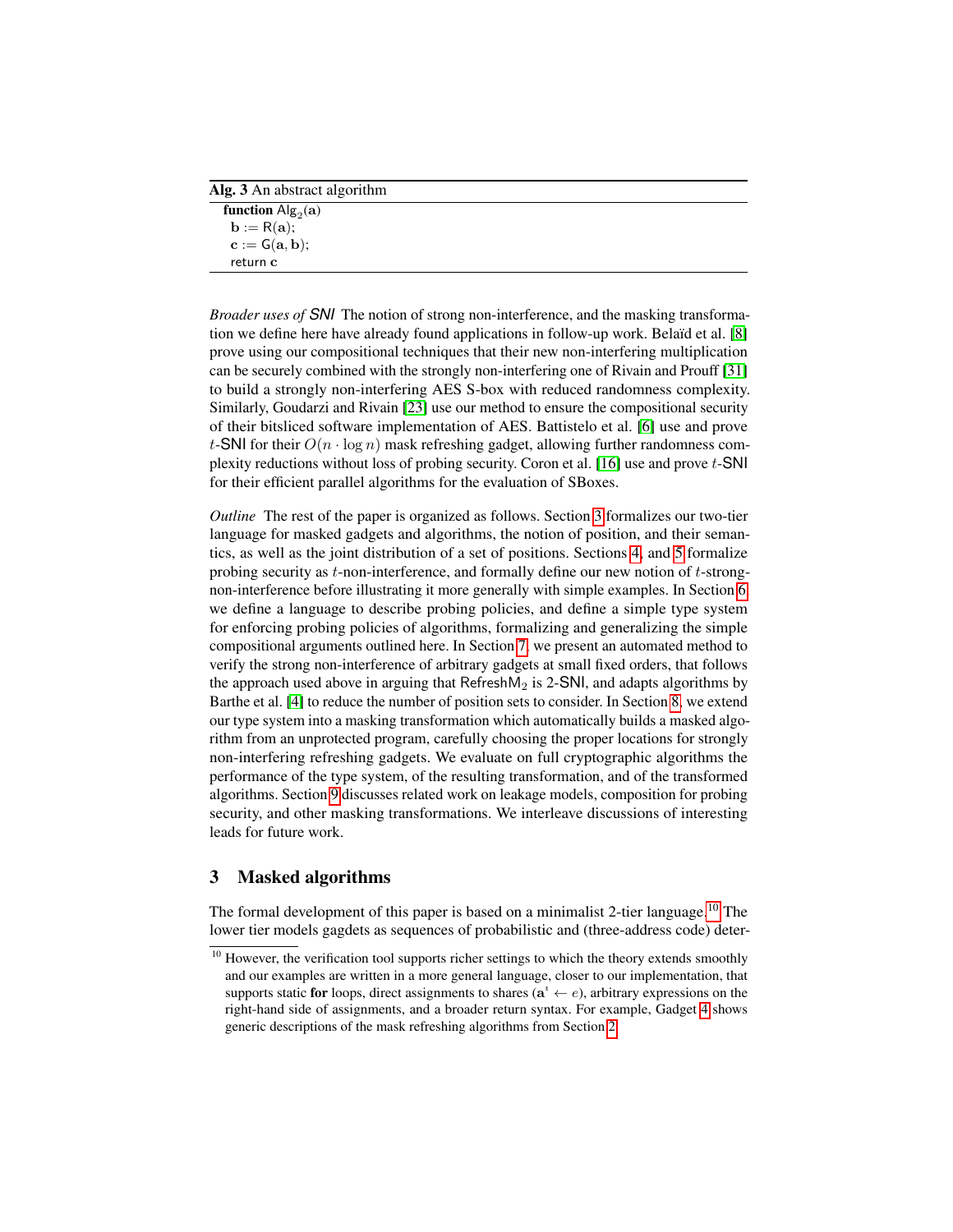**Alg. 3** An abstract algorithm

```
function Alg_2(a)
  b := R(a);
  c := G(a, b);
  return c
```

*Broader uses of SNI* The notion of strong non-interference, and the masking transformation we define here have already found applications in follow-up work. Belaïd et al. [8] prove using our compositional techniques that their new non-interfering multiplication can be securely combined with the strongly non-interfering one of Rivain and Prouff [31] to build a strongly non-interfering AES S-box with reduced randomness complexity. Similarly, Goudarzi and Rivain [23] use our method to ensure the compositional security of their bitsliced software implementation of AES. Battistelo et al. [6] use and prove $t$-SNI for their $O(n \cdot \log n)$ mask refreshing gadget, allowing further randomness complexity reductions without loss of probing security. Coron et al. [16] use and prove $t$-SNI for their efficient parallel algorithms for the evaluation of SBoxes.

*Outline* The rest of the paper is organized as follows. Section 3 formalizes our two-tier language for masked gadgets and algorithms, the notion of position, and their semantics, as well as the joint distribution of a set of positions. Sections 4, and 5 formalize probing security as $t$-non-interference, and formally define our new notion of $t$-strong-non-interference before illustrating it more generally with simple examples. In Section 6, we define a language to describe probing policies, and define a simple type system for enforcing probing policies of algorithms, formalizing and generalizing the simple compositional arguments outlined here. In Section 7, we present an automated method to verify the strong non-interference of arbitrary gadgets at small fixed orders, that follows the approach used above in arguing that $\mathsf{RefreshM}_2$ is 2-SNI, and adapts algorithms by Barthe et al. [4] to reduce the number of position sets to consider. In Section 8, we extend our type system into a masking transformation which automatically builds a masked algorithm from an unprotected program, carefully choosing the proper locations for strongly non-interfering refreshing gadgets. We evaluate on full cryptographic algorithms the performance of the type system, of the resulting transformation, and of the transformed algorithms. Section 9 discusses related work on leakage models, composition for probing security, and other masking transformations. We interleave discussions of interesting leads for future work.

## 3 Masked algorithms

The formal development of this paper is based on a minimalist 2-tier language.[10] The lower tier models gagdets as sequences of probabilistic and (three-address code) deter-

[10] However, the verification tool supports richer settings to which the theory extends smoothly and our examples are written in a more general language, closer to our implementation, that supports static **for** loops, direct assignments to shares ($\mathbf{a}^i \leftarrow e$), arbitrary expressions on the right-hand side of assignments, and a broader return syntax. For example, Gadget 4 shows generic descriptions of the mask refreshing algorithms from Section 2.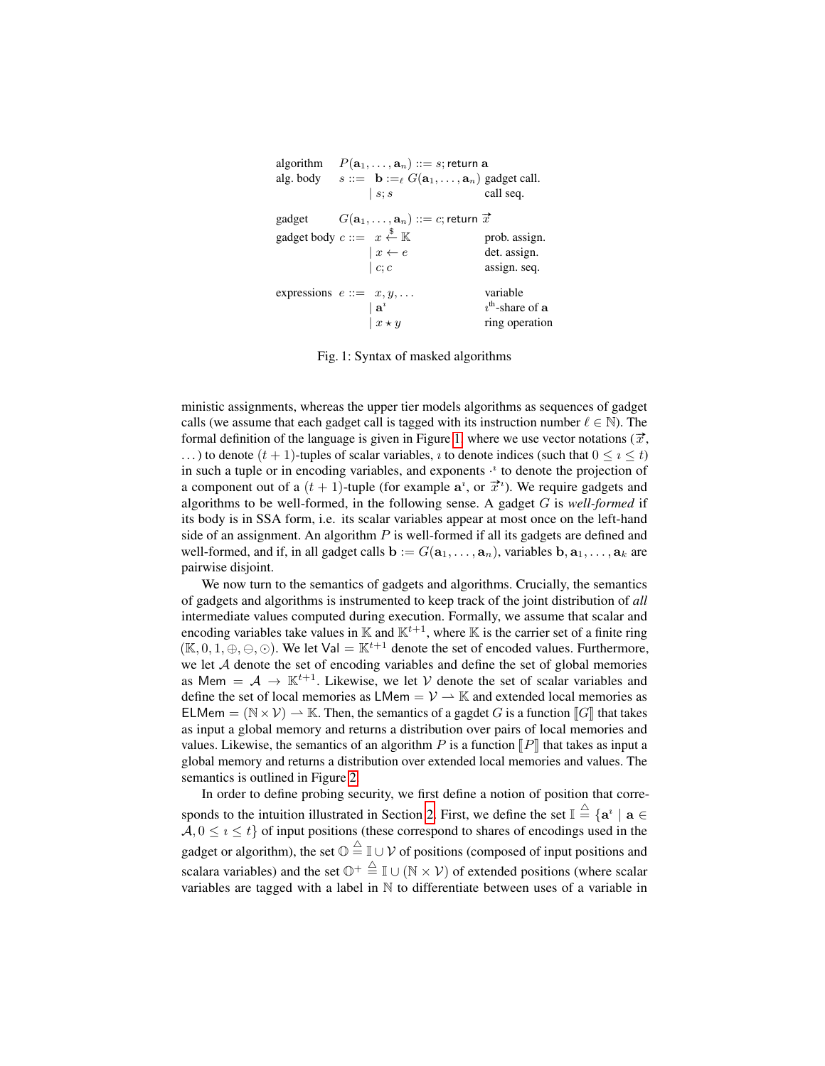| | | | |
|---|---|---|---|
| algorithm | $P(\mathbf{a}_1, \ldots, \mathbf{a}_n) ::= s; \mathsf{return}\ \mathbf{a}$ | | |
| alg. body | $s ::=$ | $\mathbf{b} :=_\ell G(\mathbf{a}_1, \ldots, \mathbf{a}_n)$ | gadget call. |
| | | $\mid s; s$ | call seq. |
| gadget | $G(\mathbf{a}_1, \ldots, \mathbf{a}_n) ::= c; \mathsf{return}\ \vec{x}$ | | |
| gadget body | $c ::=$ | $x \xleftarrow{\$} \mathbb{K}$ | prob. assign. |
| | | $\mid x \leftarrow e$ | det. assign. |
| | | $\mid c; c$ | assign. seq. |
| expressions | $e ::=$ | $x, y, \ldots$ | variable |
| | | $\mid \mathbf{a}^\imath$ | $\imath^{\text{th}}$-share of $\mathbf{a}$ |
| | | $\mid x \star y$ | ring operation |

Fig. 1: Syntax of masked algorithms

ministic assignments, whereas the upper tier models algorithms as sequences of gadget calls (we assume that each gadget call is tagged with its instruction number $\ell \in \mathbb{N}$). The formal definition of the language is given in Figure 1, where we use vector notations ($\vec{x}$, ...) to denote $(t+1)$-tuples of scalar variables, $\imath$ to denote indices (such that $0 \leq \imath \leq t$) in such a tuple or in encoding variables, and exponents $\cdot^\imath$ to denote the projection of a component out of a $(t+1)$-tuple (for example $\mathbf{a}^\imath$, or $\vec{x}^\imath$). We require gadgets and algorithms to be well-formed, in the following sense. A gadget $G$ is *well-formed* if its body is in SSA form, i.e. its scalar variables appear at most once on the left-hand side of an assignment. An algorithm $P$ is well-formed if all its gadgets are defined and well-formed, and if, in all gadget calls $\mathbf{b} := G(\mathbf{a}_1, \ldots, \mathbf{a}_n)$, variables $\mathbf{b}, \mathbf{a}_1, \ldots, \mathbf{a}_k$ are pairwise disjoint.

We now turn to the semantics of gadgets and algorithms. Crucially, the semantics of gadgets and algorithms is instrumented to keep track of the joint distribution of *all* intermediate values computed during execution. Formally, we assume that scalar and encoding variables take values in $\mathbb{K}$ and $\mathbb{K}^{t+1}$, where $\mathbb{K}$ is the carrier set of a finite ring $(\mathbb{K}, 0, 1, \oplus, \ominus, \odot)$. We let $\mathsf{Val} = \mathbb{K}^{t+1}$ denote the set of encoded values. Furthermore, we let $\mathcal{A}$ denote the set of encoding variables and define the set of global memories as $\mathsf{Mem} = \mathcal{A} \rightarrow \mathbb{K}^{t+1}$. Likewise, we let $\mathcal{V}$ denote the set of scalar variables and define the set of local memories as $\mathsf{LMem} = \mathcal{V} \rightharpoonup \mathbb{K}$ and extended local memories as $\mathsf{ELMem} = (\mathbb{N} \times \mathcal{V}) \rightharpoonup \mathbb{K}$. Then, the semantics of a gagdet $G$ is a function $[\![G]\!]$ that takes as input a global memory and returns a distribution over pairs of local memories and values. Likewise, the semantics of an algorithm $P$ is a function $[\![P]\!]$ that takes as input a global memory and returns a distribution over extended local memories and values. The semantics is outlined in Figure 2.

In order to define probing security, we first define a notion of position that corresponds to the intuition illustrated in Section 2. First, we define the set $\mathbb{I} \triangleq \{\mathbf{a}^\imath \mid \mathbf{a} \in \mathcal{A}, 0 \leq \imath \leq t\}$ of input positions (these correspond to shares of encodings used in the gadget or algorithm), the set $\mathbb{O} \triangleq \mathbb{I} \cup \mathcal{V}$ of positions (composed of input positions and scalara variables) and the set $\mathbb{O}^+ \triangleq \mathbb{I} \cup (\mathbb{N} \times \mathcal{V})$ of extended positions (where scalar variables are tagged with a label in $\mathbb{N}$ to differentiate between uses of a variable in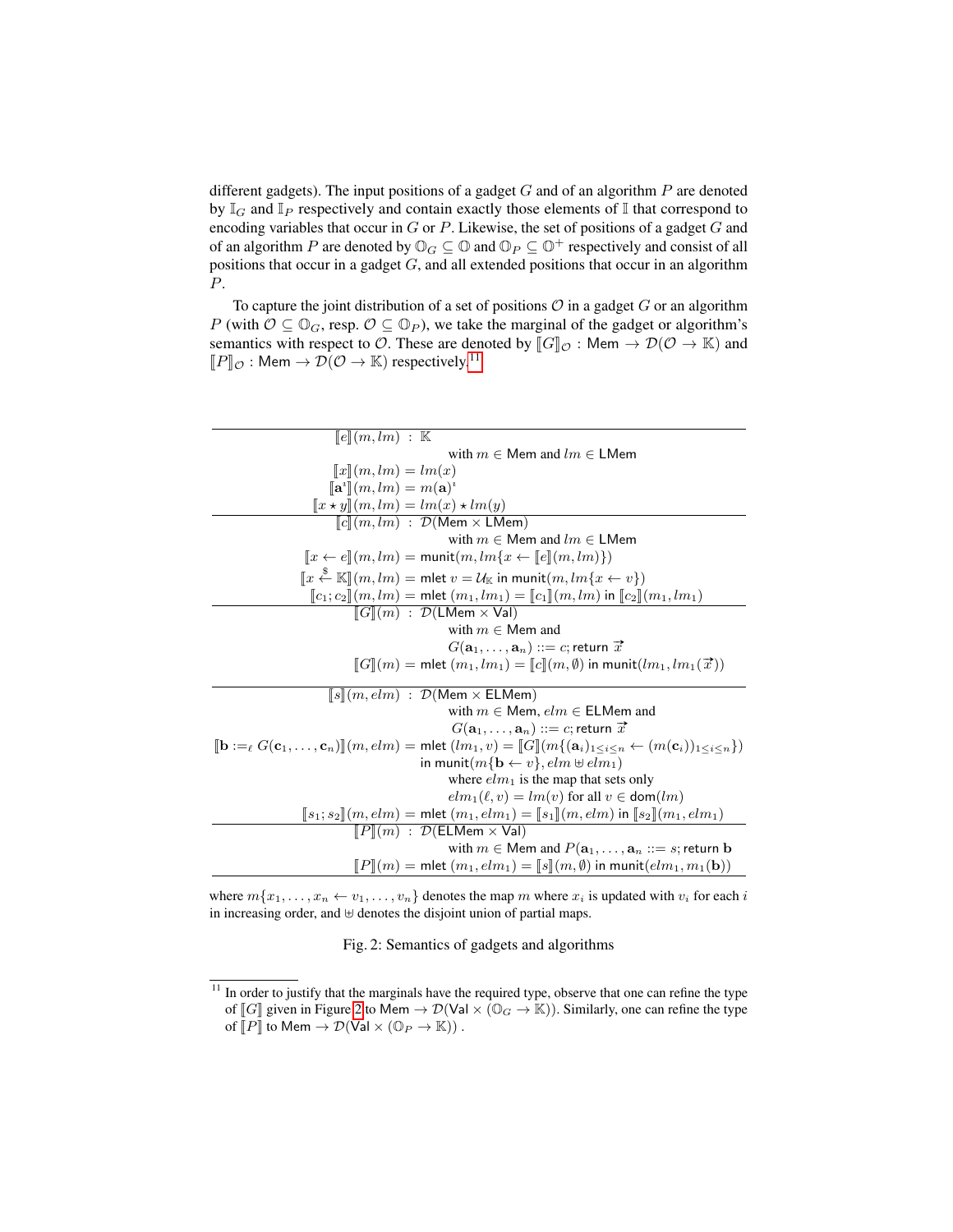different gadgets). The input positions of a gadget $G$ and of an algorithm $P$ are denoted by $\mathbb{I}_G$ and $\mathbb{I}_P$ respectively and contain exactly those elements of $\mathbb{I}$ that correspond to encoding variables that occur in $G$ or $P$. Likewise, the set of positions of a gadget $G$ and of an algorithm $P$ are denoted by $\mathbb{O}_G \subseteq \mathbb{O}$ and $\mathbb{O}_P \subseteq \mathbb{O}^+$ respectively and consist of all positions that occur in a gadget $G$, and all extended positions that occur in an algorithm $P$.

To capture the joint distribution of a set of positions $\mathcal{O}$ in a gadget $G$ or an algorithm $P$ (with $\mathcal{O} \subseteq \mathbb{O}_G$, resp. $\mathcal{O} \subseteq \mathbb{O}_P$), we take the marginal of the gadget or algorithm's semantics with respect to $\mathcal{O}$. These are denoted by $[\![G]\!]_{\mathcal{O}} : \mathsf{Mem} \to \mathcal{D}(\mathcal{O} \to \mathbb{K})$ and $[\![P]\!]_{\mathcal{O}} : \mathsf{Mem} \to \mathcal{D}(\mathcal{O} \to \mathbb{K})$ respectively.[11]

$$
\begin{aligned}
[\![e]\!](m, lm) &: \mathbb{K} \\
&\quad \text{with } m \in \mathsf{Mem} \text{ and } lm \in \mathsf{LMem} \\
[\![x]\!](m, lm) &= lm(x) \\
[\![\mathbf{a}^i]\!](m, lm) &= m(\mathbf{a})^i \\
[\![x \star y]\!](m, lm) &= lm(x) \star lm(y) \\
\hline
[\![c]\!](m, lm) &: \mathcal{D}(\mathsf{Mem} \times \mathsf{LMem}) \\
&\quad \text{with } m \in \mathsf{Mem} \text{ and } lm \in \mathsf{LMem} \\
[\![x \leftarrow e]\!](m, lm) &= \mathsf{munit}(m, lm\{x \leftarrow [\![e]\!](m, lm)\}) \\
[\![x \xleftarrow{\$} \mathbb{K}]\!](m, lm) &= \mathsf{mlet}\ v = \mathcal{U}_{\mathbb{K}} \text{ in } \mathsf{munit}(m, lm\{x \leftarrow v\}) \\
[\![c_1; c_2]\!](m, lm) &= \mathsf{mlet}\ (m_1, lm_1) = [\![c_1]\!](m, lm) \text{ in } [\![c_2]\!](m_1, lm_1) \\
\hline
[\![G]\!](m) &: \mathcal{D}(\mathsf{LMem} \times \mathsf{Val}) \\
&\quad \text{with } m \in \mathsf{Mem} \text{ and} \\
&\quad G(\mathbf{a}_1, \ldots, \mathbf{a}_n) ::= c; \mathsf{return}\ \vec{x} \\
[\![G]\!](m) &= \mathsf{mlet}\ (m_1, lm_1) = [\![c]\!](m, \emptyset) \text{ in } \mathsf{munit}(lm_1, lm_1(\vec{x})) \\
\hline
[\![s]\!](m, elm) &: \mathcal{D}(\mathsf{Mem} \times \mathsf{ELMem}) \\
&\quad \text{with } m \in \mathsf{Mem},\ elm \in \mathsf{ELMem} \text{ and} \\
&\quad G(\mathbf{a}_1, \ldots, \mathbf{a}_n) ::= c; \mathsf{return}\ \vec{x} \\
[\![\mathbf{b} :=_\ell G(\mathbf{c}_1, \ldots, \mathbf{c}_n)]\!](m, elm) &= \mathsf{mlet}\ (lm_1, v) = [\![G]\!](m\{(\mathbf{a}_i)_{1 \le i \le n} \leftarrow (m(\mathbf{c}_i))_{1 \le i \le n}\}) \\
&\quad \text{in } \mathsf{munit}(m\{\mathbf{b} \leftarrow v\}, elm \uplus elm_1) \\
&\quad \text{where } elm_1 \text{ is the map that sets only} \\
&\quad elm_1(\ell, v) = lm(v) \text{ for all } v \in \mathsf{dom}(lm) \\
[\![s_1; s_2]\!](m, elm) &= \mathsf{mlet}\ (m_1, elm_1) = [\![s_1]\!](m, elm) \text{ in } [\![s_2]\!](m_1, elm_1) \\
\hline
[\![P]\!](m) &: \mathcal{D}(\mathsf{ELMem} \times \mathsf{Val}) \\
&\quad \text{with } m \in \mathsf{Mem} \text{ and } P(\mathbf{a}_1, \ldots, \mathbf{a}_n ::= s; \mathsf{return}\ \mathbf{b} \\
[\![P]\!](m) &= \mathsf{mlet}\ (m_1, elm_1) = [\![s]\!](m, \emptyset) \text{ in } \mathsf{munit}(elm_1, m_1(\mathbf{b}))
\end{aligned}
$$

where $m\{x_1, \ldots, x_n \leftarrow v_1, \ldots, v_n\}$ denotes the map $m$ where $x_i$ is updated with $v_i$ for each $i$ in increasing order, and $\uplus$ denotes the disjoint union of partial maps.

Fig. 2: Semantics of gadgets and algorithms

[11] In order to justify that the marginals have the required type, observe that one can refine the type of $[\![G]\!]$ given in Figure 2 to $\mathsf{Mem} \to \mathcal{D}(\mathsf{Val} \times (\mathbb{O}_G \to \mathbb{K}))$. Similarly, one can refine the type of $[\![P]\!]$ to $\mathsf{Mem} \to \mathcal{D}(\mathsf{Val} \times (\mathbb{O}_P \to \mathbb{K}))$ .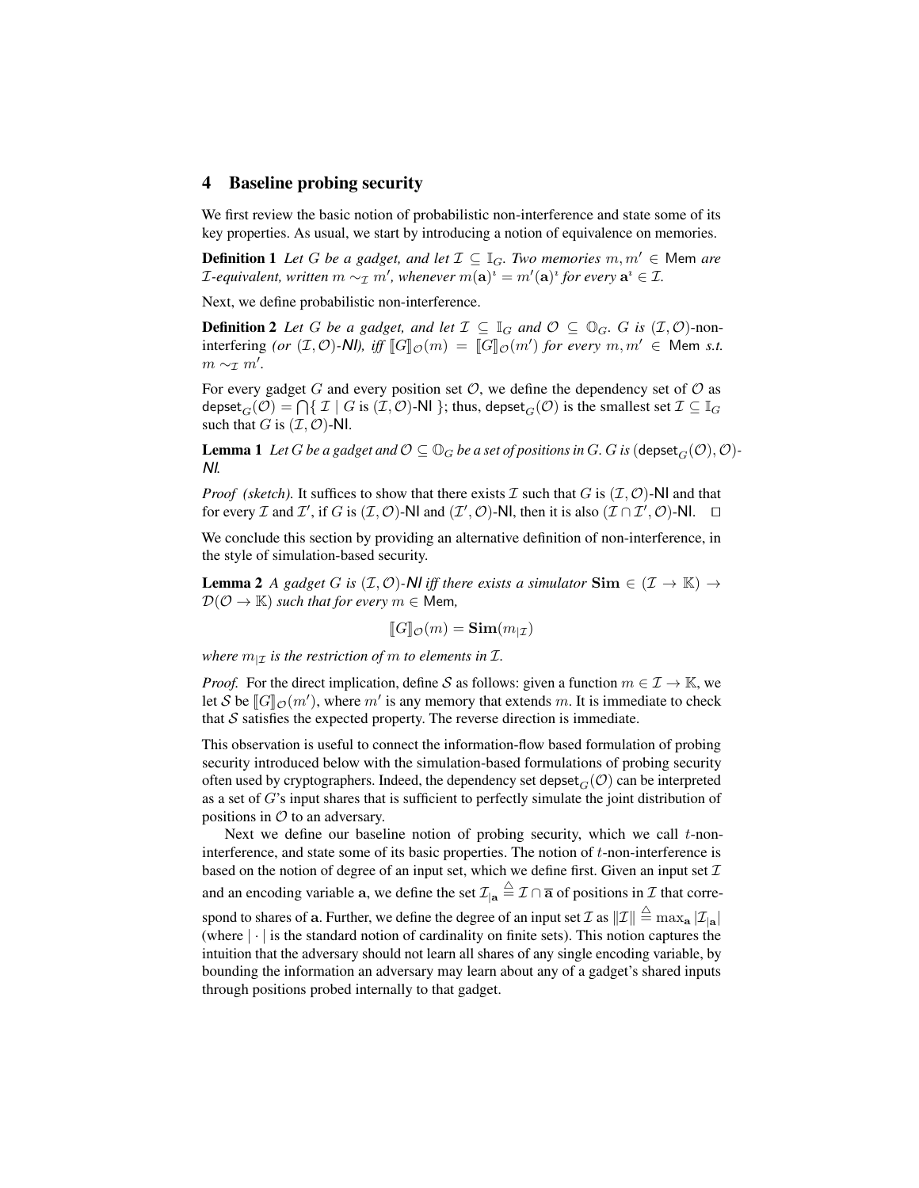## 4 Baseline probing security

We first review the basic notion of probabilistic non-interference and state some of its key properties. As usual, we start by introducing a notion of equivalence on memories.

**Definition 1** *Let $G$ be a gadget, and let $\mathcal{I} \subseteq \mathbb{I}_G$. Two memories $m, m' \in \mathsf{Mem}$ are $\mathcal{I}$-equivalent, written $m \sim_{\mathcal{I}} m'$, whenever $m(\mathbf{a})^i = m'(\mathbf{a})^i$ for every $\mathbf{a}^i \in \mathcal{I}$.*

Next, we define probabilistic non-interference.

**Definition 2** *Let $G$ be a gadget, and let $\mathcal{I} \subseteq \mathbb{I}_G$ and $\mathcal{O} \subseteq \mathbb{O}_G$. $G$ is $(\mathcal{I}, \mathcal{O})$-non-interfering (or $(\mathcal{I}, \mathcal{O})$-$\mathsf{NI}$), iff $[\![G]\!]_{\mathcal{O}}(m) = [\![G]\!]_{\mathcal{O}}(m')$ for every $m, m' \in \mathsf{Mem}$ s.t. $m \sim_{\mathcal{I}} m'$.*

For every gadget $G$ and every position set $\mathcal{O}$, we define the dependency set of $\mathcal{O}$ as $\mathsf{depset}_G(\mathcal{O}) = \bigcap\{\, \mathcal{I} \mid G \text{ is } (\mathcal{I}, \mathcal{O})\text{-}\mathsf{NI} \,\}$; thus, $\mathsf{depset}_G(\mathcal{O})$ is the smallest set $\mathcal{I} \subseteq \mathbb{I}_G$ such that $G$ is $(\mathcal{I}, \mathcal{O})$-$\mathsf{NI}$.

**Lemma 1** *Let $G$ be a gadget and $\mathcal{O} \subseteq \mathbb{O}_G$ be a set of positions in $G$. $G$ is $(\mathsf{depset}_G(\mathcal{O}), \mathcal{O})$-$\mathsf{NI}$.*

*Proof (sketch).* It suffices to show that there exists $\mathcal{I}$ such that $G$ is $(\mathcal{I}, \mathcal{O})$-$\mathsf{NI}$ and that for every $\mathcal{I}$ and $\mathcal{I}'$, if $G$ is $(\mathcal{I}, \mathcal{O})$-$\mathsf{NI}$ and $(\mathcal{I}', \mathcal{O})$-$\mathsf{NI}$, then it is also $(\mathcal{I} \cap \mathcal{I}', \mathcal{O})$-$\mathsf{NI}$. □

We conclude this section by providing an alternative definition of non-interference, in the style of simulation-based security.

**Lemma 2** *A gadget $G$ is $(\mathcal{I}, \mathcal{O})$-$\mathsf{NI}$ iff there exists a simulator $\mathbf{Sim} \in (\mathcal{I} \to \mathbb{K}) \to \mathcal{D}(\mathcal{O} \to \mathbb{K})$ such that for every $m \in \mathsf{Mem}$,*

$$[\![G]\!]_{\mathcal{O}}(m) = \mathbf{Sim}(m_{|\mathcal{I}})$$

*where $m_{|\mathcal{I}}$ is the restriction of $m$ to elements in $\mathcal{I}$.*

*Proof.* For the direct implication, define $\mathcal{S}$ as follows: given a function $m \in \mathcal{I} \to \mathbb{K}$, we let $\mathcal{S}$ be $[\![G]\!]_{\mathcal{O}}(m')$, where $m'$ is any memory that extends $m$. It is immediate to check that $\mathcal{S}$ satisfies the expected property. The reverse direction is immediate.

This observation is useful to connect the information-flow based formulation of probing security introduced below with the simulation-based formulations of probing security often used by cryptographers. Indeed, the dependency set $\mathsf{depset}_G(\mathcal{O})$ can be interpreted as a set of $G$'s input shares that is sufficient to perfectly simulate the joint distribution of positions in $\mathcal{O}$ to an adversary.

Next we define our baseline notion of probing security, which we call $t$-non-interference, and state some of its basic properties. The notion of $t$-non-interference is based on the notion of degree of an input set, which we define first. Given an input set $\mathcal{I}$ and an encoding variable $\mathbf{a}$, we define the set $\mathcal{I}_{|\mathbf{a}} \triangleq \mathcal{I} \cap \overline{\mathbf{a}}$ of positions in $\mathcal{I}$ that correspond to shares of $\mathbf{a}$. Further, we define the degree of an input set $\mathcal{I}$ as $\|\mathcal{I}\| \triangleq \max_{\mathbf{a}} |\mathcal{I}_{|\mathbf{a}}|$ (where $|\cdot|$ is the standard notion of cardinality on finite sets). This notion captures the intuition that the adversary should not learn all shares of any single encoding variable, by bounding the information an adversary may learn about any of a gadget's shared inputs through positions probed internally to that gadget.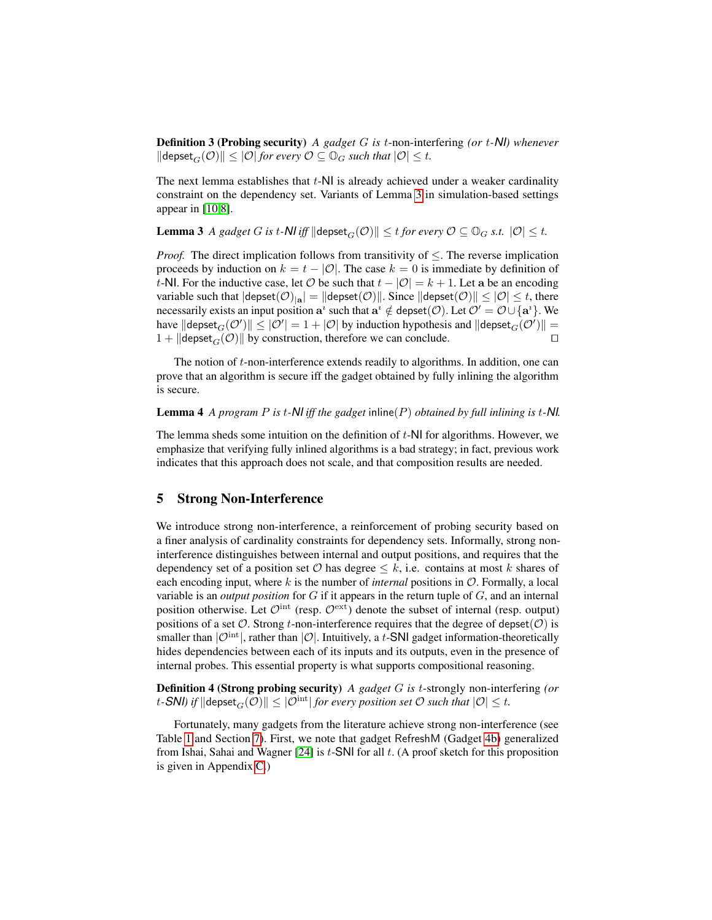**Definition 3 (Probing security)** *A gadget $G$ is $t$-non-interfering (or $t$-NI) whenever $\|\mathsf{depset}_G(\mathcal{O})\| \leq |\mathcal{O}|$ for every $\mathcal{O} \subseteq \mathbb{O}_G$ such that $|\mathcal{O}| \leq t$.*

The next lemma establishes that $t$-NI is already achieved under a weaker cardinality constraint on the dependency set. Variants of Lemma 3 in simulation-based settings appear in [10,8].

**Lemma 3** *A gadget $G$ is $t$-NI iff $\|\mathsf{depset}_G(\mathcal{O})\| \leq t$ for every $\mathcal{O} \subseteq \mathbb{O}_G$ s.t. $|\mathcal{O}| \leq t$.*

*Proof.* The direct implication follows from transitivity of $\leq$. The reverse implication proceeds by induction on $k = t - |\mathcal{O}|$. The case $k = 0$ is immediate by definition of $t$-NI. For the inductive case, let $\mathcal{O}$ be such that $t - |\mathcal{O}| = k + 1$. Let $\mathbf{a}$ be an encoding variable such that $|\mathsf{depset}(\mathcal{O})_{|\mathbf{a}}| = \|\mathsf{depset}(\mathcal{O})\|$. Since $\|\mathsf{depset}(\mathcal{O})\| \leq |\mathcal{O}| \leq t$, there necessarily exists an input position $\mathbf{a}^i$ such that $\mathbf{a}^i \notin \mathsf{depset}(\mathcal{O})$. Let $\mathcal{O}' = \mathcal{O} \cup \{\mathbf{a}^i\}$. We have $\|\mathsf{depset}_G(\mathcal{O}')\| \leq |\mathcal{O}'| = 1 + |\mathcal{O}|$ by induction hypothesis and $\|\mathsf{depset}_G(\mathcal{O}')\| = 1 + \|\mathsf{depset}_G(\mathcal{O})\|$ by construction, therefore we can conclude. $\square$

The notion of $t$-non-interference extends readily to algorithms. In addition, one can prove that an algorithm is secure iff the gadget obtained by fully inlining the algorithm is secure.

**Lemma 4** *A program $P$ is $t$-NI iff the gadget $\mathsf{inline}(P)$ obtained by full inlining is $t$-NI.*

The lemma sheds some intuition on the definition of $t$-NI for algorithms. However, we emphasize that verifying fully inlined algorithms is a bad strategy; in fact, previous work indicates that this approach does not scale, and that composition results are needed.

## 5 Strong Non-Interference

We introduce strong non-interference, a reinforcement of probing security based on a finer analysis of cardinality constraints for dependency sets. Informally, strong non-interference distinguishes between internal and output positions, and requires that the dependency set of a position set $\mathcal{O}$ has degree $\leq k$, i.e. contains at most $k$ shares of each encoding input, where $k$ is the number of *internal* positions in $\mathcal{O}$. Formally, a local variable is an *output position* for $G$ if it appears in the return tuple of $G$, and an internal position otherwise. Let $\mathcal{O}^{\mathrm{int}}$ (resp. $\mathcal{O}^{\mathrm{ext}}$) denote the subset of internal (resp. output) positions of a set $\mathcal{O}$. Strong $t$-non-interference requires that the degree of $\mathsf{depset}(\mathcal{O})$ is smaller than $|\mathcal{O}^{\mathrm{int}}|$, rather than $|\mathcal{O}|$. Intuitively, a $t$-SNI gadget information-theoretically hides dependencies between each of its inputs and its outputs, even in the presence of internal probes. This essential property is what supports compositional reasoning.

**Definition 4 (Strong probing security)** *A gadget $G$ is $t$-strongly non-interfering (or $t$-SNI) if $\|\mathsf{depset}_G(\mathcal{O})\| \leq |\mathcal{O}^{\mathrm{int}}|$ for every position set $\mathcal{O}$ such that $|\mathcal{O}| \leq t$.*

Fortunately, many gadgets from the literature achieve strong non-interference (see Table 1 and Section 7). First, we note that gadget RefreshM (Gadget 4b) generalized from Ishai, Sahai and Wagner [24] is $t$-SNI for all $t$. (A proof sketch for this proposition is given in Appendix C.)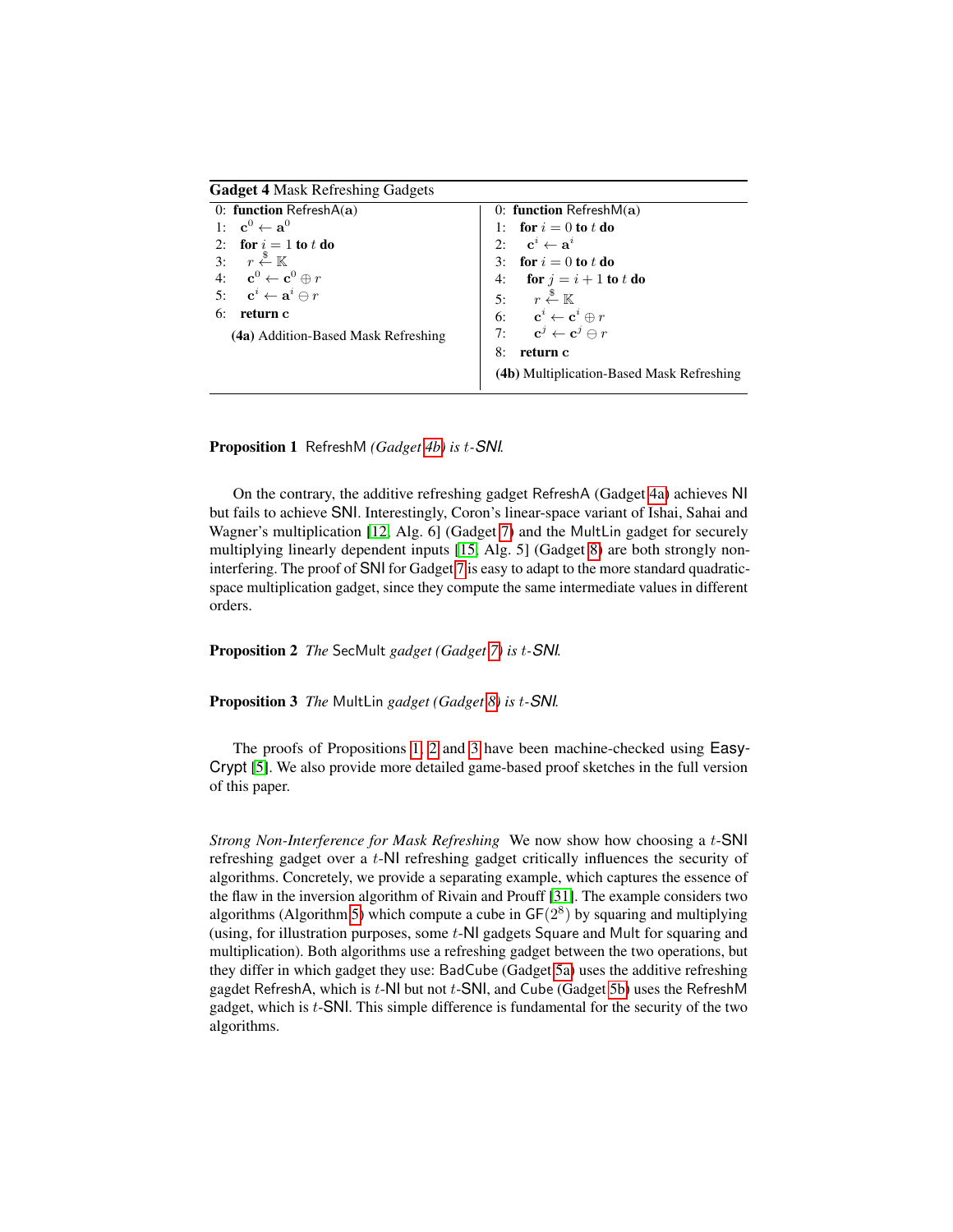**Gadget 4** Mask Refreshing Gadgets

```
0: function RefreshA(a)
1:   c^0 ← a^0
2:   for i = 1 to t do
3:     r ←$ K
4:     c^0 ← c^0 ⊕ r
5:     c^i ← a^i ⊖ r
6:   return c
```

**(4a)** Addition-Based Mask Refreshing

```
0: function RefreshM(a)
1:   for i = 0 to t do
2:     c^i ← a^i
3:   for i = 0 to t do
4:     for j = i + 1 to t do
5:       r ←$ K
6:       c^i ← c^i ⊕ r
7:       c^j ← c^j ⊖ r
8:   return c
```

**(4b)** Multiplication-Based Mask Refreshing

**Proposition 1** RefreshM *(Gadget 4b) is $t$-SNI.*

On the contrary, the additive refreshing gadget RefreshA (Gadget 4a) achieves NI but fails to achieve SNI. Interestingly, Coron's linear-space variant of Ishai, Sahai and Wagner's multiplication [12, Alg. 6] (Gadget 7) and the MultLin gadget for securely multiplying linearly dependent inputs [15, Alg. 5] (Gadget 8) are both strongly non-interfering. The proof of SNI for Gadget 7 is easy to adapt to the more standard quadratic-space multiplication gadget, since they compute the same intermediate values in different orders.

**Proposition 2** *The* SecMult *gadget (Gadget 7) is $t$-SNI.*

**Proposition 3** *The* MultLin *gadget (Gadget 8) is $t$-SNI.*

The proofs of Propositions 1, 2 and 3 have been machine-checked using EasyCrypt [5]. We also provide more detailed game-based proof sketches in the full version of this paper.

*Strong Non-Interference for Mask Refreshing* We now show how choosing a $t$-SNI refreshing gadget over a $t$-NI refreshing gadget critically influences the security of algorithms. Concretely, we provide a separating example, which captures the essence of the flaw in the inversion algorithm of Rivain and Prouff [31]. The example considers two algorithms (Algorithm 5) which compute a cube in $\mathsf{GF}(2^8)$ by squaring and multiplying (using, for illustration purposes, some $t$-NI gadgets Square and Mult for squaring and multiplication). Both algorithms use a refreshing gadget between the two operations, but they differ in which gadget they use: BadCube (Gadget 5a) uses the additive refreshing gagdet RefreshA, which is $t$-NI but not $t$-SNI, and Cube (Gadget 5b) uses the RefreshM gadget, which is $t$-SNI. This simple difference is fundamental for the security of the two algorithms.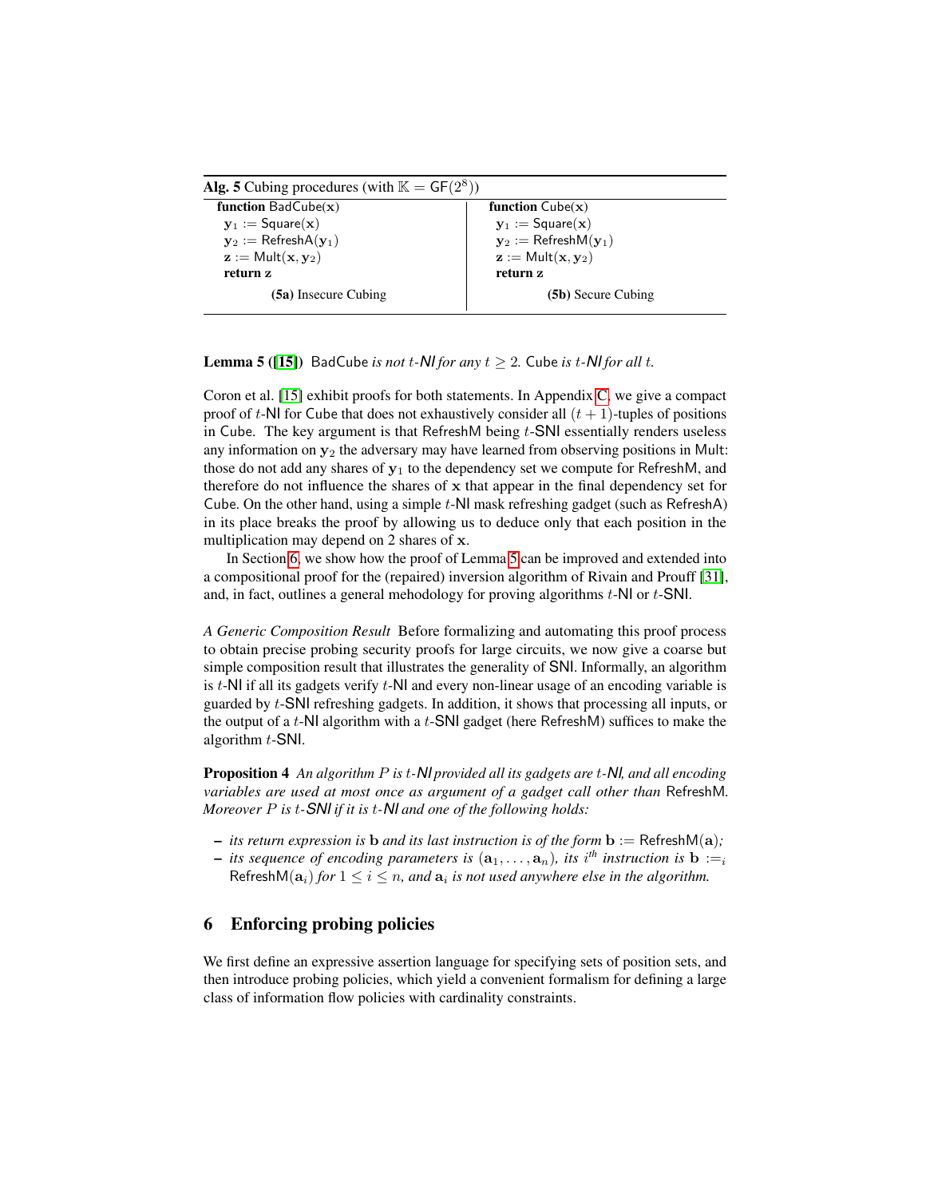**Alg. 5** Cubing procedures (with $\mathbb{K} = \mathsf{GF}(2^8)$)

```
function BadCube(x)                    function Cube(x)
  y1 := Square(x)                        y1 := Square(x)
  y2 := RefreshA(y1)                     y2 := RefreshM(y1)
  z := Mult(x, y2)                       z := Mult(x, y2)
  return z                               return z
```

**(5a)** Insecure Cubing — **(5b)** Secure Cubing

**Lemma 5** ([15]) BadCube *is not* $t$-*NI for any* $t \geq 2$. Cube *is* $t$-*NI for all* $t$.

Coron et al. [15] exhibit proofs for both statements. In Appendix C, we give a compact proof of $t$-NI for Cube that does not exhaustively consider all $(t+1)$-tuples of positions in Cube. The key argument is that RefreshM being $t$-SNI essentially renders useless any information on $\mathbf{y}_2$ the adversary may have learned from observing positions in Mult: those do not add any shares of $\mathbf{y}_1$ to the dependency set we compute for RefreshM, and therefore do not influence the shares of $\mathbf{x}$ that appear in the final dependency set for Cube. On the other hand, using a simple $t$-NI mask refreshing gadget (such as RefreshA) in its place breaks the proof by allowing us to deduce only that each position in the multiplication may depend on 2 shares of $\mathbf{x}$.

In Section 6, we show how the proof of Lemma 5 can be improved and extended into a compositional proof for the (repaired) inversion algorithm of Rivain and Prouff [31], and, in fact, outlines a general mehodology for proving algorithms $t$-NI or $t$-SNI.

*A Generic Composition Result* Before formalizing and automating this proof process to obtain precise probing security proofs for large circuits, we now give a coarse but simple composition result that illustrates the generality of SNI. Informally, an algorithm is $t$-NI if all its gadgets verify $t$-NI and every non-linear usage of an encoding variable is guarded by $t$-SNI refreshing gadgets. In addition, it shows that processing all inputs, or the output of a $t$-NI algorithm with a $t$-SNI gadget (here RefreshM) suffices to make the algorithm $t$-SNI.

**Proposition 4** *An algorithm $P$ is $t$-NI provided all its gadgets are $t$-NI, and all encoding variables are used at most once as argument of a gadget call other than* RefreshM. *Moreover $P$ is $t$-SNI if it is $t$-NI and one of the following holds:*

- *its return expression is $\mathbf{b}$ and its last instruction is of the form $\mathbf{b} :=$ RefreshM$(\mathbf{a})$;*
- *its sequence of encoding parameters is $(\mathbf{a}_1, \ldots, \mathbf{a}_n)$, its $i^{th}$ instruction is $\mathbf{b} :=_i$ RefreshM$(\mathbf{a}_i)$ for $1 \leq i \leq n$, and $\mathbf{a}_i$ is not used anywhere else in the algorithm.*

## 6 Enforcing probing policies

We first define an expressive assertion language for specifying sets of position sets, and then introduce probing policies, which yield a convenient formalism for defining a large class of information flow policies with cardinality constraints.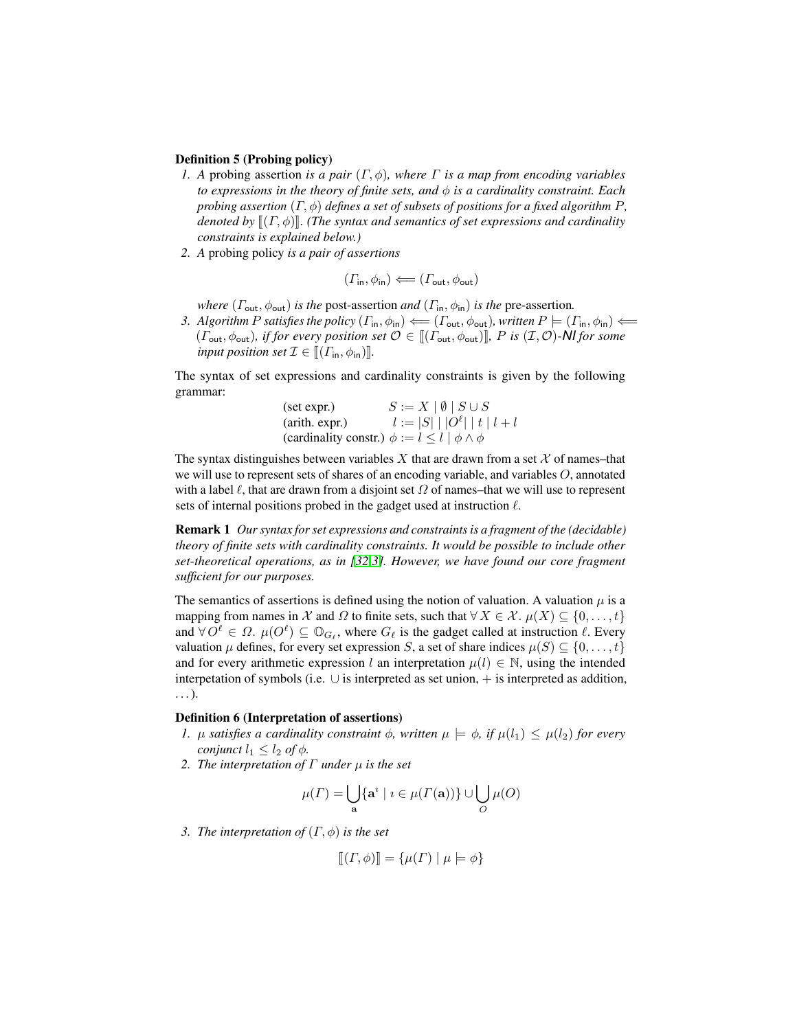**Definition 5 (Probing policy)**

1. *A* probing assertion *is a pair* $(\Gamma, \phi)$*, where* $\Gamma$ *is a map from encoding variables to expressions in the theory of finite sets, and* $\phi$ *is a cardinality constraint. Each probing assertion* $(\Gamma, \phi)$ *defines a set of subsets of positions for a fixed algorithm* $P$*, denoted by* $[\![(\Gamma, \phi)]\!]$*. (The syntax and semantics of set expressions and cardinality constraints is explained below.)*
2. *A* probing policy *is a pair of assertions*

$$(\Gamma_{\mathsf{in}}, \phi_{\mathsf{in}}) \Longleftarrow (\Gamma_{\mathsf{out}}, \phi_{\mathsf{out}})$$

*where* $(\Gamma_{\mathsf{out}}, \phi_{\mathsf{out}})$ *is the* post-assertion *and* $(\Gamma_{\mathsf{in}}, \phi_{\mathsf{in}})$ *is the* pre-assertion*.*

3. *Algorithm* $P$ *satisfies the policy* $(\Gamma_{\mathsf{in}}, \phi_{\mathsf{in}}) \Longleftarrow (\Gamma_{\mathsf{out}}, \phi_{\mathsf{out}})$*, written* $P \models (\Gamma_{\mathsf{in}}, \phi_{\mathsf{in}}) \Longleftarrow (\Gamma_{\mathsf{out}}, \phi_{\mathsf{out}})$*, if for every position set* $\mathcal{O} \in [\![(\Gamma_{\mathsf{out}}, \phi_{\mathsf{out}})]\!]$*,* $P$ *is* $(\mathcal{I}, \mathcal{O})$*-**NI** for some input position set* $\mathcal{I} \in [\![(\Gamma_{\mathsf{in}}, \phi_{\mathsf{in}})]\!]$*.*

The syntax of set expressions and cardinality constraints is given by the following grammar:

$$\begin{array}{ll}
\text{(set expr.)} & S := X \mid \emptyset \mid S \cup S \\
\text{(arith. expr.)} & l := |S| \mid |O^\ell| \mid t \mid l + l \\
\text{(cardinality constr.)} & \phi := l \leq l \mid \phi \wedge \phi
\end{array}$$

The syntax distinguishes between variables $X$ that are drawn from a set $\mathcal{X}$ of names–that we will use to represent sets of shares of an encoding variable, and variables $O$, annotated with a label $\ell$, that are drawn from a disjoint set $\Omega$ of names–that we will use to represent sets of internal positions probed in the gadget used at instruction $\ell$.

**Remark 1** *Our syntax for set expressions and constraints is a fragment of the (decidable) theory of finite sets with cardinality constraints. It would be possible to include other set-theoretical operations, as in [32,3]. However, we have found our core fragment sufficient for our purposes.*

The semantics of assertions is defined using the notion of valuation. A valuation $\mu$ is a mapping from names in $\mathcal{X}$ and $\Omega$ to finite sets, such that $\forall\, X \in \mathcal{X}.\ \mu(X) \subseteq \{0, \ldots, t\}$ and $\forall\, O^\ell \in \Omega.\ \mu(O^\ell) \subseteq \mathbb{O}_{G_\ell}$, where $G_\ell$ is the gadget called at instruction $\ell$. Every valuation $\mu$ defines, for every set expression $S$, a set of share indices $\mu(S) \subseteq \{0, \ldots, t\}$ and for every arithmetic expression $l$ an interpretation $\mu(l) \in \mathbb{N}$, using the intended interpetation of symbols (i.e. $\cup$ is interpreted as set union, $+$ is interpreted as addition, $\ldots$).

**Definition 6 (Interpretation of assertions)**

1. $\mu$ *satisfies a cardinality constraint* $\phi$*, written* $\mu \models \phi$*, if* $\mu(l_1) \leq \mu(l_2)$ *for every conjunct* $l_1 \leq l_2$ *of* $\phi$*.*
2. *The interpretation of* $\Gamma$ *under* $\mu$ *is the set*

$$\mu(\Gamma) = \bigcup_{\mathbf{a}} \{\mathbf{a}^\imath \mid \imath \in \mu(\Gamma(\mathbf{a}))\} \cup \bigcup_{O} \mu(O)$$

3. *The interpretation of* $(\Gamma, \phi)$ *is the set*

$$[\![(\Gamma, \phi)]\!] = \{\mu(\Gamma) \mid \mu \models \phi\}$$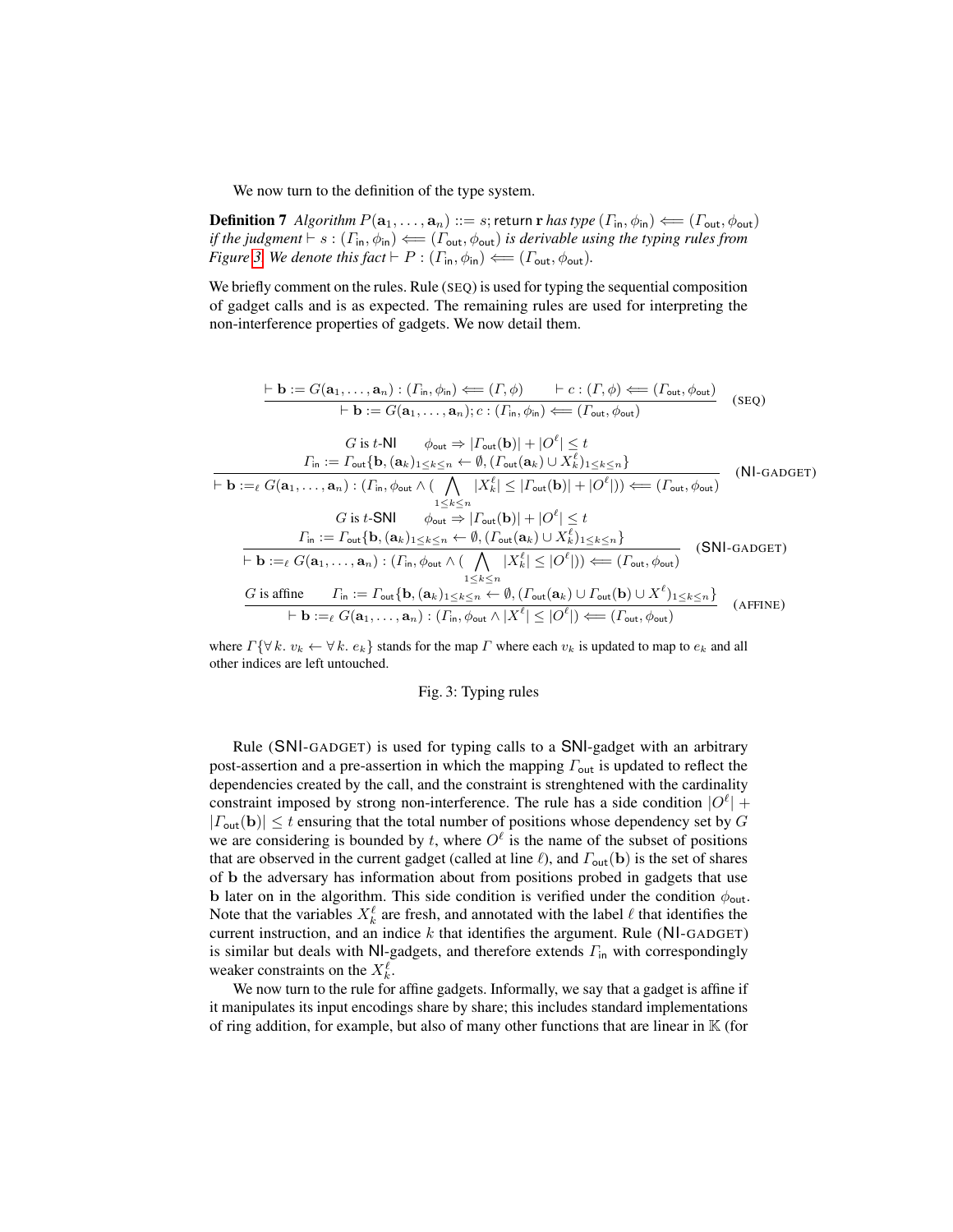We now turn to the definition of the type system.

**Definition 7** *Algorithm* $P(\mathbf{a}_1, \ldots, \mathbf{a}_n) ::= s; \mathsf{return}\ \mathbf{r}$ *has type* $(\Gamma_{\mathsf{in}}, \phi_{\mathsf{in}}) \Longleftarrow (\Gamma_{\mathsf{out}}, \phi_{\mathsf{out}})$ *if the judgment* $\vdash s : (\Gamma_{\mathsf{in}}, \phi_{\mathsf{in}}) \Longleftarrow (\Gamma_{\mathsf{out}}, \phi_{\mathsf{out}})$ *is derivable using the typing rules from Figure 3. We denote this fact* $\vdash P : (\Gamma_{\mathsf{in}}, \phi_{\mathsf{in}}) \Longleftarrow (\Gamma_{\mathsf{out}}, \phi_{\mathsf{out}})$.

We briefly comment on the rules. Rule (SEQ) is used for typing the sequential composition of gadget calls and is as expected. The remaining rules are used for interpreting the non-interference properties of gadgets. We now detail them.

$$\frac{\vdash \mathbf{b} := G(\mathbf{a}_1, \ldots, \mathbf{a}_n) : (\Gamma_{\mathsf{in}}, \phi_{\mathsf{in}}) \Longleftarrow (\Gamma, \phi) \qquad \vdash c : (\Gamma, \phi) \Longleftarrow (\Gamma_{\mathsf{out}}, \phi_{\mathsf{out}})}{\vdash \mathbf{b} := G(\mathbf{a}_1, \ldots, \mathbf{a}_n); c : (\Gamma_{\mathsf{in}}, \phi_{\mathsf{in}}) \Longleftarrow (\Gamma_{\mathsf{out}}, \phi_{\mathsf{out}})} \quad (\text{SEQ})$$

$$\frac{\begin{array}{c} G \text{ is } t\text{-}\mathsf{NI} \qquad \phi_{\mathsf{out}} \Rightarrow |\Gamma_{\mathsf{out}}(\mathbf{b})| + |O^\ell| \leq t \\ \Gamma_{\mathsf{in}} := \Gamma_{\mathsf{out}}\{\mathbf{b}, (\mathbf{a}_k)_{1 \leq k \leq n} \leftarrow \emptyset, (\Gamma_{\mathsf{out}}(\mathbf{a}_k) \cup X_k^\ell)_{1 \leq k \leq n}\} \end{array}}{\vdash \mathbf{b} :=_\ell G(\mathbf{a}_1, \ldots, \mathbf{a}_n) : (\Gamma_{\mathsf{in}}, \phi_{\mathsf{out}} \wedge (\bigwedge_{1 \leq k \leq n} |X_k^\ell| \leq |\Gamma_{\mathsf{out}}(\mathbf{b})| + |O^\ell|)) \Longleftarrow (\Gamma_{\mathsf{out}}, \phi_{\mathsf{out}})} \quad (\mathsf{NI}\text{-GADGET})$$

$$\frac{\begin{array}{c} G \text{ is } t\text{-}\mathsf{SNI} \qquad \phi_{\mathsf{out}} \Rightarrow |\Gamma_{\mathsf{out}}(\mathbf{b})| + |O^\ell| \leq t \\ \Gamma_{\mathsf{in}} := \Gamma_{\mathsf{out}}\{\mathbf{b}, (\mathbf{a}_k)_{1 \leq k \leq n} \leftarrow \emptyset, (\Gamma_{\mathsf{out}}(\mathbf{a}_k) \cup X_k^\ell)_{1 \leq k \leq n}\} \end{array}}{\vdash \mathbf{b} :=_\ell G(\mathbf{a}_1, \ldots, \mathbf{a}_n) : (\Gamma_{\mathsf{in}}, \phi_{\mathsf{out}} \wedge (\bigwedge_{1 \leq k \leq n} |X_k^\ell| \leq |O^\ell|)) \Longleftarrow (\Gamma_{\mathsf{out}}, \phi_{\mathsf{out}})} \quad (\mathsf{SNI}\text{-GADGET})$$

$$\frac{G \text{ is affine} \qquad \Gamma_{\mathsf{in}} := \Gamma_{\mathsf{out}}\{\mathbf{b}, (\mathbf{a}_k)_{1 \leq k \leq n} \leftarrow \emptyset, (\Gamma_{\mathsf{out}}(\mathbf{a}_k) \cup \Gamma_{\mathsf{out}}(\mathbf{b}) \cup X^\ell)_{1 \leq k \leq n}\}}{\vdash \mathbf{b} :=_\ell G(\mathbf{a}_1, \ldots, \mathbf{a}_n) : (\Gamma_{\mathsf{in}}, \phi_{\mathsf{out}} \wedge |X^\ell| \leq |O^\ell|) \Longleftarrow (\Gamma_{\mathsf{out}}, \phi_{\mathsf{out}})} \quad (\text{AFFINE})$$

where $\Gamma\{\forall\, k.\ v_k \leftarrow \forall\, k.\ e_k\}$ stands for the map $\Gamma$ where each $v_k$ is updated to map to $e_k$ and all other indices are left untouched.

Fig. 3: Typing rules

Rule ($\mathsf{SNI}$-GADGET) is used for typing calls to a $\mathsf{SNI}$-gadget with an arbitrary post-assertion and a pre-assertion in which the mapping $\Gamma_{\mathsf{out}}$ is updated to reflect the dependencies created by the call, and the constraint is strenghtened with the cardinality constraint imposed by strong non-interference. The rule has a side condition $|O^\ell| + |\Gamma_{\mathsf{out}}(\mathbf{b})| \leq t$ ensuring that the total number of positions whose dependency set by $G$ we are considering is bounded by $t$, where $O^\ell$ is the name of the subset of positions that are observed in the current gadget (called at line $\ell$), and $\Gamma_{\mathsf{out}}(\mathbf{b})$ is the set of shares of $\mathbf{b}$ the adversary has information about from positions probed in gadgets that use $\mathbf{b}$ later on in the algorithm. This side condition is verified under the condition $\phi_{\mathsf{out}}$. Note that the variables $X_k^\ell$ are fresh, and annotated with the label $\ell$ that identifies the current instruction, and an indice $k$ that identifies the argument. Rule ($\mathsf{NI}$-GADGET) is similar but deals with $\mathsf{NI}$-gadgets, and therefore extends $\Gamma_{\mathsf{in}}$ with correspondingly weaker constraints on the $X_k^\ell$.

We now turn to the rule for affine gadgets. Informally, we say that a gadget is affine if it manipulates its input encodings share by share; this includes standard implementations of ring addition, for example, but also of many other functions that are linear in $\mathbb{K}$ (for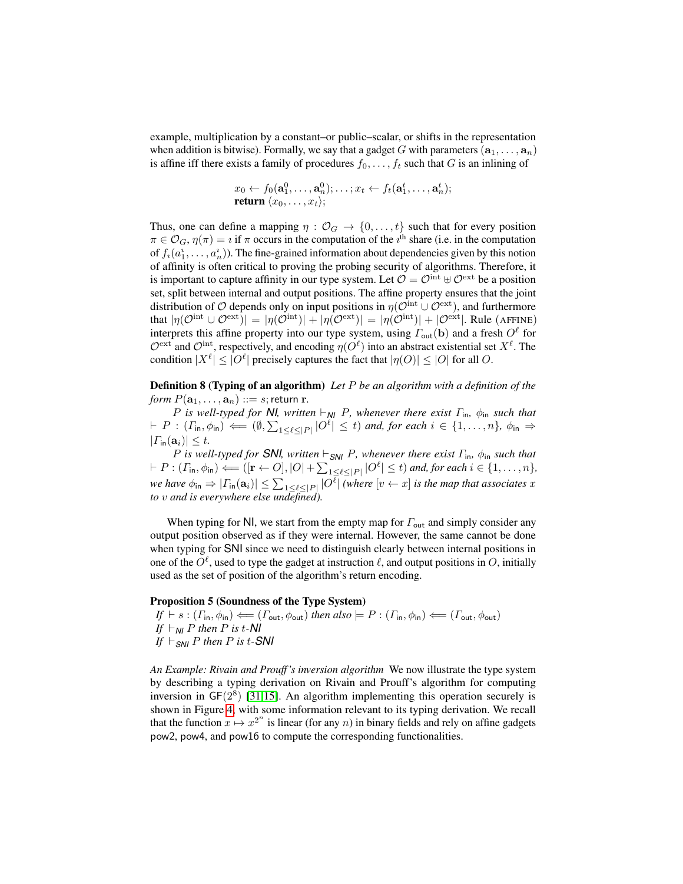example, multiplication by a constant–or public–scalar, or shifts in the representation when addition is bitwise). Formally, we say that a gadget $G$ with parameters $(\mathbf{a}_1, \ldots, \mathbf{a}_n)$ is affine iff there exists a family of procedures $f_0, \ldots, f_t$ such that $G$ is an inlining of

$$x_0 \leftarrow f_0(\mathbf{a}_1^0, \ldots, \mathbf{a}_n^0); \ldots; x_t \leftarrow f_t(\mathbf{a}_1^t, \ldots, \mathbf{a}_n^t);$$
$$\textbf{return } \langle x_0, \ldots, x_t \rangle;$$

Thus, one can define a mapping $\eta : \mathcal{O}_G \rightarrow \{0, \ldots, t\}$ such that for every position $\pi \in \mathcal{O}_G$, $\eta(\pi) = \imath$ if $\pi$ occurs in the computation of the $\imath^{\text{th}}$ share (i.e. in the computation of $f_\imath(a_1^\imath, \ldots, a_n^\imath)$). The fine-grained information about dependencies given by this notion of affinity is often critical to proving the probing security of algorithms. Therefore, it is important to capture affinity in our type system. Let $\mathcal{O} = \mathcal{O}^{\text{int}} \uplus \mathcal{O}^{\text{ext}}$ be a position set, split between internal and output positions. The affine property ensures that the joint distribution of $\mathcal{O}$ depends only on input positions in $\eta(\mathcal{O}^{\text{int}} \cup \mathcal{O}^{\text{ext}})$, and furthermore that $|\eta(\mathcal{O}^{\text{int}} \cup \mathcal{O}^{\text{ext}})| = |\eta(\mathcal{O}^{\text{int}})| + |\eta(\mathcal{O}^{\text{ext}})| = |\eta(\mathcal{O}^{\text{int}})| + |\mathcal{O}^{\text{ext}}|$. Rule (AFFINE) interprets this affine property into our type system, using $\Gamma_{\text{out}}(\mathbf{b})$ and a fresh $O^\ell$ for $\mathcal{O}^{\text{ext}}$ and $\mathcal{O}^{\text{int}}$, respectively, and encoding $\eta(O^\ell)$ into an abstract existential set $X^\ell$. The condition $|X^\ell| \leq |O^\ell|$ precisely captures the fact that $|\eta(O)| \leq |O|$ for all $O$.

**Definition 8 (Typing of an algorithm)** *Let $P$ be an algorithm with a definition of the form $P(\mathbf{a}_1, \ldots, \mathbf{a}_n) ::= s; \mathsf{return}\ \mathbf{r}$.*

*$P$ is well-typed for $\mathsf{NI}$, written $\vdash_{\mathsf{NI}} P$, whenever there exist $\Gamma_{\mathsf{in}}$, $\phi_{\mathsf{in}}$ such that $\vdash P : (\Gamma_{\mathsf{in}}, \phi_{\mathsf{in}}) \Longleftarrow (\emptyset, \sum_{1 \leq \ell \leq |P|} |O^\ell| \leq t)$ and, for each $i \in \{1, \ldots, n\}$, $\phi_{\mathsf{in}} \Rightarrow |\Gamma_{\mathsf{in}}(\mathbf{a}_i)| \leq t$.*

*$P$ is well-typed for $\mathsf{SNI}$, written $\vdash_{\mathsf{SNI}} P$, whenever there exist $\Gamma_{\mathsf{in}}$, $\phi_{\mathsf{in}}$ such that $\vdash P : (\Gamma_{\mathsf{in}}, \phi_{\mathsf{in}}) \Longleftarrow ([\mathbf{r} \leftarrow O], |O| + \sum_{1 \leq \ell \leq |P|} |O^\ell| \leq t)$ and, for each $i \in \{1, \ldots, n\}$, we have $\phi_{\mathsf{in}} \Rightarrow |\Gamma_{\mathsf{in}}(\mathbf{a}_i)| \leq \sum_{1 \leq \ell \leq |P|} |O^\ell|$ (where $[v \leftarrow x]$ is the map that associates $x$ to $v$ and is everywhere else undefined).*

When typing for $\mathsf{NI}$, we start from the empty map for $\Gamma_{\mathsf{out}}$ and simply consider any output position observed as if they were internal. However, the same cannot be done when typing for $\mathsf{SNI}$ since we need to distinguish clearly between internal positions in one of the $O^\ell$, used to type the gadget at instruction $\ell$, and output positions in $O$, initially used as the set of position of the algorithm's return encoding.

**Proposition 5 (Soundness of the Type System)**
*If $\vdash s : (\Gamma_{\mathsf{in}}, \phi_{\mathsf{in}}) \Longleftarrow (\Gamma_{\mathsf{out}}, \phi_{\mathsf{out}})$ then also $\models P : (\Gamma_{\mathsf{in}}, \phi_{\mathsf{in}}) \Longleftarrow (\Gamma_{\mathsf{out}}, \phi_{\mathsf{out}})$*
*If $\vdash_{\mathsf{NI}} P$ then $P$ is $t$-$\mathsf{NI}$*
*If $\vdash_{\mathsf{SNI}} P$ then $P$ is $t$-$\mathsf{SNI}$*

*An Example: Rivain and Prouff's inversion algorithm* We now illustrate the type system by describing a typing derivation on Rivain and Prouff's algorithm for computing inversion in $\mathsf{GF}(2^8)$ [31,15]. An algorithm implementing this operation securely is shown in Figure 4, with some information relevant to its typing derivation. We recall that the function $x \mapsto x^{2^n}$ is linear (for any $n$) in binary fields and rely on affine gadgets $\mathsf{pow2}$, $\mathsf{pow4}$, and $\mathsf{pow16}$ to compute the corresponding functionalities.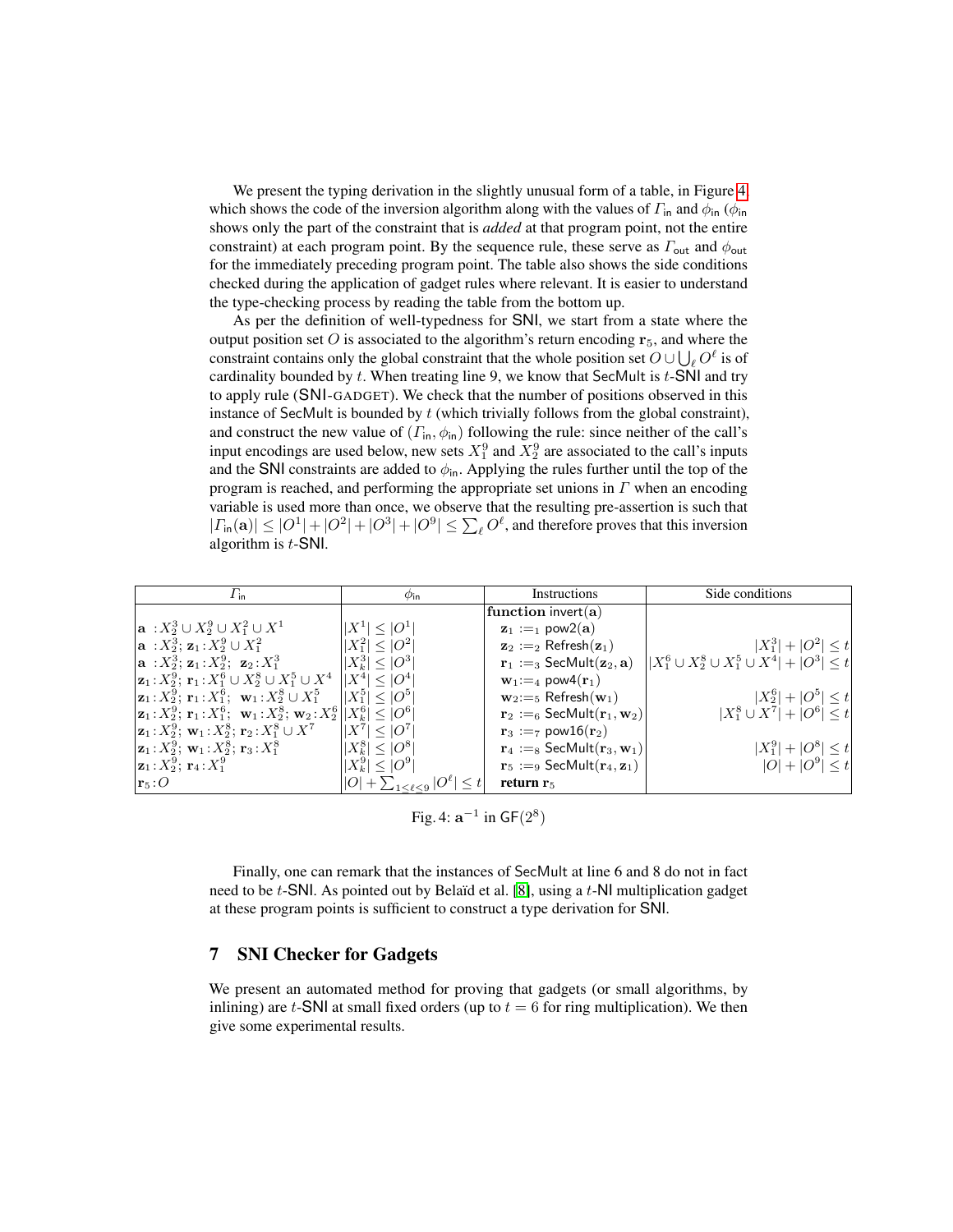We present the typing derivation in the slightly unusual form of a table, in Figure 4, which shows the code of the inversion algorithm along with the values of $\Gamma_{\mathsf{in}}$ and $\phi_{\mathsf{in}}$ ($\phi_{\mathsf{in}}$ shows only the part of the constraint that is *added* at that program point, not the entire constraint) at each program point. By the sequence rule, these serve as $\Gamma_{\mathsf{out}}$ and $\phi_{\mathsf{out}}$ for the immediately preceding program point. The table also shows the side conditions checked during the application of gadget rules where relevant. It is easier to understand the type-checking process by reading the table from the bottom up.

As per the definition of well-typedness for SNI, we start from a state where the output position set $O$ is associated to the algorithm's return encoding $\mathbf{r}_5$, and where the constraint contains only the global constraint that the whole position set $O \cup \bigcup_\ell O^\ell$ is of cardinality bounded by $t$. When treating line 9, we know that SecMult is $t$-SNI and try to apply rule (SNI-GADGET). We check that the number of positions observed in this instance of SecMult is bounded by $t$ (which trivially follows from the global constraint), and construct the new value of $(\Gamma_{\mathsf{in}}, \phi_{\mathsf{in}})$ following the rule: since neither of the call's input encodings are used below, new sets $X_1^9$ and $X_2^9$ are associated to the call's inputs and the SNI constraints are added to $\phi_{\mathsf{in}}$. Applying the rules further until the top of the program is reached, and performing the appropriate set unions in $\Gamma$ when an encoding variable is used more than once, we observe that the resulting pre-assertion is such that $|\Gamma_{\mathsf{in}}(\mathbf{a})| \leq |O^1| + |O^2| + |O^3| + |O^9| \leq \sum_\ell O^\ell$, and therefore proves that this inversion algorithm is $t$-SNI.

| $\Gamma_{\mathsf{in}}$ | $\phi_{\mathsf{in}}$ | Instructions | Side conditions |
|---|---|---|---|
| | | **function** invert($\mathbf{a}$) | |
| $\mathbf{a} : X_2^3 \cup X_2^9 \cup X_1^2 \cup X^1$ | $\lvert X^1\rvert \leq \lvert O^1\rvert$ | $\mathbf{z}_1 :=_1 \mathsf{pow2}(\mathbf{a})$ | |
| $\mathbf{a} : X_2^3$; $\mathbf{z}_1 : X_2^9 \cup X_1^2$ | $\lvert X_1^2\rvert \leq \lvert O^2\rvert$ | $\mathbf{z}_2 :=_2 \mathsf{Refresh}(\mathbf{z}_1)$ | $\lvert X_1^3\rvert + \lvert O^2\rvert \leq t$ |
| $\mathbf{a} : X_2^3$; $\mathbf{z}_1 : X_2^9$; $\mathbf{z}_2 : X_1^3$ | $\lvert X_k^3\rvert \leq \lvert O^3\rvert$ | $\mathbf{r}_1 :=_3 \mathsf{SecMult}(\mathbf{z}_2, \mathbf{a})$ | $\lvert X_1^6 \cup X_2^8 \cup X_1^5 \cup X^4\rvert + \lvert O^3\rvert \leq t$ |
| $\mathbf{z}_1 : X_2^9$; $\mathbf{r}_1 : X_1^6 \cup X_2^8 \cup X_1^5 \cup X^4$ | $\lvert X^4\rvert \leq \lvert O^4\rvert$ | $\mathbf{w}_1 :=_4 \mathsf{pow4}(\mathbf{r}_1)$ | |
| $\mathbf{z}_1 : X_2^9$; $\mathbf{r}_1 : X_1^6$; $\mathbf{w}_1 : X_2^8 \cup X_1^5$ | $\lvert X_1^5\rvert \leq \lvert O^5\rvert$ | $\mathbf{w}_2 :=_5 \mathsf{Refresh}(\mathbf{w}_1)$ | $\lvert X_2^6\rvert + \lvert O^5\rvert \leq t$ |
| $\mathbf{z}_1 : X_2^9$; $\mathbf{r}_1 : X_1^6$; $\mathbf{w}_1 : X_2^8$; $\mathbf{w}_2 : X_2^6$ | $\lvert X_k^6\rvert \leq \lvert O^6\rvert$ | $\mathbf{r}_2 :=_6 \mathsf{SecMult}(\mathbf{r}_1, \mathbf{w}_2)$ | $\lvert X_1^8 \cup X^7\rvert + \lvert O^6\rvert \leq t$ |
| $\mathbf{z}_1 : X_2^9$; $\mathbf{w}_1 : X_2^8$; $\mathbf{r}_2 : X_1^8 \cup X^7$ | $\lvert X^7\rvert \leq \lvert O^7\rvert$ | $\mathbf{r}_3 :=_7 \mathsf{pow16}(\mathbf{r}_2)$ | |
| $\mathbf{z}_1 : X_2^9$; $\mathbf{w}_1 : X_2^8$; $\mathbf{r}_3 : X_1^8$ | $\lvert X_k^8\rvert \leq \lvert O^8\rvert$ | $\mathbf{r}_4 :=_8 \mathsf{SecMult}(\mathbf{r}_3, \mathbf{w}_1)$ | $\lvert X_1^9\rvert + \lvert O^8\rvert \leq t$ |
| $\mathbf{z}_1 : X_2^9$; $\mathbf{r}_4 : X_1^9$ | $\lvert X_k^9\rvert \leq \lvert O^9\rvert$ | $\mathbf{r}_5 :=_9 \mathsf{SecMult}(\mathbf{r}_4, \mathbf{z}_1)$ | $\lvert O\rvert + \lvert O^9\rvert \leq t$ |
| $\mathbf{r}_5 : O$ | $\lvert O\rvert + \sum_{1 \leq \ell \leq 9} \lvert O^\ell\rvert \leq t$ | **return** $\mathbf{r}_5$ | |

Fig. 4: $\mathbf{a}^{-1}$ in $\mathsf{GF}(2^8)$

Finally, one can remark that the instances of SecMult at line 6 and 8 do not in fact need to be $t$-SNI. As pointed out by Belaïd et al. [8], using a $t$-NI multiplication gadget at these program points is sufficient to construct a type derivation for SNI.

## 7 SNI Checker for Gadgets

We present an automated method for proving that gadgets (or small algorithms, by inlining) are $t$-SNI at small fixed orders (up to $t = 6$ for ring multiplication). We then give some experimental results.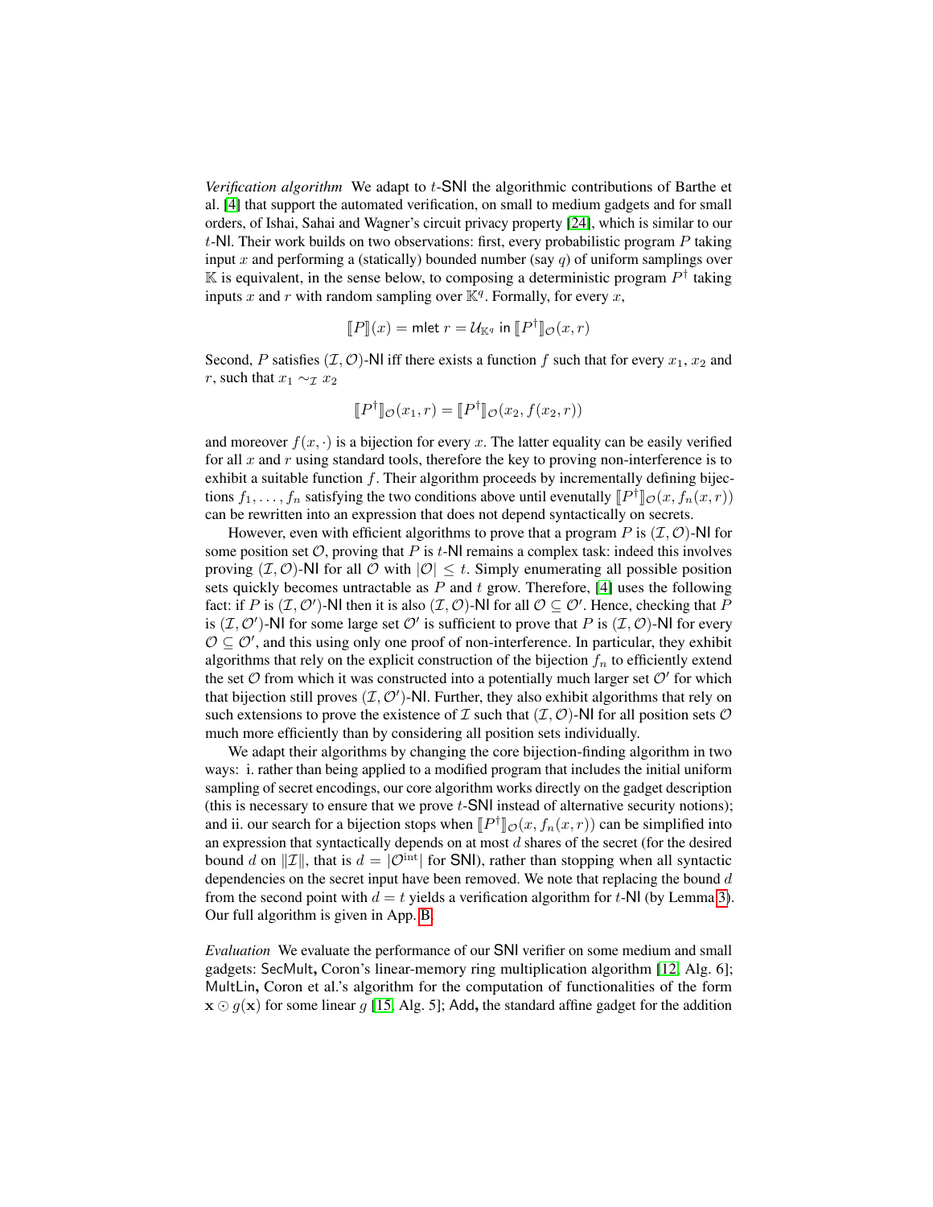*Verification algorithm* We adapt to $t$-SNI the algorithmic contributions of Barthe et al. [4] that support the automated verification, on small to medium gadgets and for small orders, of Ishai, Sahai and Wagner's circuit privacy property [24], which is similar to our $t$-NI. Their work builds on two observations: first, every probabilistic program $P$ taking input $x$ and performing a (statically) bounded number (say $q$) of uniform samplings over $\mathbb{K}$ is equivalent, in the sense below, to composing a deterministic program $P^\dagger$ taking inputs $x$ and $r$ with random sampling over $\mathbb{K}^q$. Formally, for every $x$,

$$[\![P]\!](x) = \mathsf{mlet}\ r = \mathcal{U}_{\mathbb{K}^q}\ \mathsf{in}\ [\![P^\dagger]\!]_{\mathcal{O}}(x, r)$$

Second, $P$ satisfies $(\mathcal{I}, \mathcal{O})$-NI iff there exists a function $f$ such that for every $x_1$, $x_2$ and $r$, such that $x_1 \sim_{\mathcal{I}} x_2$

$$[\![P^\dagger]\!]_{\mathcal{O}}(x_1, r) = [\![P^\dagger]\!]_{\mathcal{O}}(x_2, f(x_2, r))$$

and moreover $f(x, \cdot)$ is a bijection for every $x$. The latter equality can be easily verified for all $x$ and $r$ using standard tools, therefore the key to proving non-interference is to exhibit a suitable function $f$. Their algorithm proceeds by incrementally defining bijections $f_1, \ldots, f_n$ satisfying the two conditions above until enevutally $[\![P^\dagger]\!]_{\mathcal{O}}(x, f_n(x, r))$ can be rewritten into an expression that does not depend syntactically on secrets.

However, even with efficient algorithms to prove that a program $P$ is $(\mathcal{I}, \mathcal{O})$-NI for some position set $\mathcal{O}$, proving that $P$ is $t$-NI remains a complex task: indeed this involves proving $(\mathcal{I}, \mathcal{O})$-NI for all $\mathcal{O}$ with $|\mathcal{O}| \leq t$. Simply enumerating all possible position sets quickly becomes untractable as $P$ and $t$ grow. Therefore, [4] uses the following fact: if $P$ is $(\mathcal{I}, \mathcal{O}')$-NI then it is also $(\mathcal{I}, \mathcal{O})$-NI for all $\mathcal{O} \subseteq \mathcal{O}'$. Hence, checking that $P$ is $(\mathcal{I}, \mathcal{O}')$-NI for some large set $\mathcal{O}'$ is sufficient to prove that $P$ is $(\mathcal{I}, \mathcal{O})$-NI for every $\mathcal{O} \subseteq \mathcal{O}'$, and this using only one proof of non-interference. In particular, they exhibit algorithms that rely on the explicit construction of the bijection $f_n$ to efficiently extend the set $\mathcal{O}$ from which it was constructed into a potentially much larger set $\mathcal{O}'$ for which that bijection still proves $(\mathcal{I}, \mathcal{O}')$-NI. Further, they also exhibit algorithms that rely on such extensions to prove the existence of $\mathcal{I}$ such that $(\mathcal{I}, \mathcal{O})$-NI for all position sets $\mathcal{O}$ much more efficiently than by considering all position sets individually.

We adapt their algorithms by changing the core bijection-finding algorithm in two ways: i. rather than being applied to a modified program that includes the initial uniform sampling of secret encodings, our core algorithm works directly on the gadget description (this is necessary to ensure that we prove $t$-SNI instead of alternative security notions); and ii. our search for a bijection stops when $[\![P^\dagger]\!]_{\mathcal{O}}(x, f_n(x, r))$ can be simplified into an expression that syntactically depends on at most $d$ shares of the secret (for the desired bound $d$ on $\|\mathcal{I}\|$, that is $d = |\mathcal{O}^{\text{int}}|$ for SNI), rather than stopping when all syntactic dependencies on the secret input have been removed. We note that replacing the bound $d$ from the second point with $d = t$ yields a verification algorithm for $t$-NI (by Lemma 3). Our full algorithm is given in App. B.

*Evaluation* We evaluate the performance of our SNI verifier on some medium and small gadgets: SecMult, Coron's linear-memory ring multiplication algorithm [12, Alg. 6]; MultLin, Coron et al.'s algorithm for the computation of functionalities of the form $\mathbf{x} \odot g(\mathbf{x})$ for some linear $g$ [15, Alg. 5]; Add, the standard affine gadget for the addition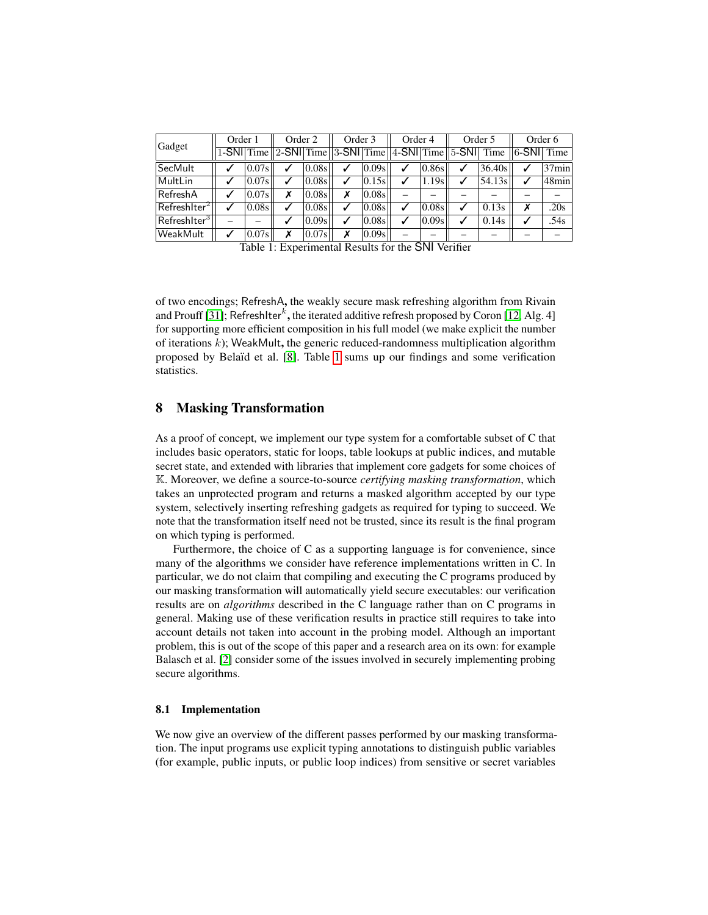| Gadget | Order 1 | | Order 2 | | Order 3 | | Order 4 | | Order 5 | | Order 6 | |
|---|---|---|---|---|---|---|---|---|---|---|---|---|
| | 1-SNI | Time | 2-SNI | Time | 3-SNI | Time | 4-SNI | Time | 5-SNI | Time | 6-SNI | Time |
| SecMult | ✓ | 0.07s | ✓ | 0.08s | ✓ | 0.09s | ✓ | 0.86s | ✓ | 36.40s | ✓ | 37min |
| MultLin | ✓ | 0.07s | ✓ | 0.08s | ✓ | 0.15s | ✓ | 1.19s | ✓ | 54.13s | ✓ | 48min |
| RefreshA | ✓ | 0.07s | ✗ | 0.08s | ✗ | 0.08s | – | – | – | – | – | – |
| $\mathsf{RefreshIter}^2$ | ✓ | 0.08s | ✓ | 0.08s | ✓ | 0.08s | ✓ | 0.08s | ✓ | 0.13s | ✗ | .20s |
| $\mathsf{RefreshIter}^3$ | – | – | ✓ | 0.09s | ✓ | 0.08s | ✓ | 0.09s | ✓ | 0.14s | ✓ | .54s |
| WeakMult | ✓ | 0.07s | ✗ | 0.07s | ✗ | 0.09s | – | – | – | – | – | – |

Table 1: Experimental Results for the SNI Verifier

of two encodings; RefreshA**,** the weakly secure mask refreshing algorithm from Rivain and Prouff [31]; $\mathsf{RefreshIter}^k$**,** the iterated additive refresh proposed by Coron [12, Alg. 4] for supporting more efficient composition in his full model (we make explicit the number of iterations $k$); WeakMult**,** the generic reduced-randomness multiplication algorithm proposed by Belaïd et al. [8]. Table 1 sums up our findings and some verification statistics.

## 8 Masking Transformation

As a proof of concept, we implement our type system for a comfortable subset of C that includes basic operators, static for loops, table lookups at public indices, and mutable secret state, and extended with libraries that implement core gadgets for some choices of $\mathbb{K}$. Moreover, we define a source-to-source *certifying masking transformation*, which takes an unprotected program and returns a masked algorithm accepted by our type system, selectively inserting refreshing gadgets as required for typing to succeed. We note that the transformation itself need not be trusted, since its result is the final program on which typing is performed.

Furthermore, the choice of C as a supporting language is for convenience, since many of the algorithms we consider have reference implementations written in C. In particular, we do not claim that compiling and executing the C programs produced by our masking transformation will automatically yield secure executables: our verification results are on *algorithms* described in the C language rather than on C programs in general. Making use of these verification results in practice still requires to take into account details not taken into account in the probing model. Although an important problem, this is out of the scope of this paper and a research area on its own: for example Balasch et al. [2] consider some of the issues involved in securely implementing probing secure algorithms.

### 8.1 Implementation

We now give an overview of the different passes performed by our masking transformation. The input programs use explicit typing annotations to distinguish public variables (for example, public inputs, or public loop indices) from sensitive or secret variables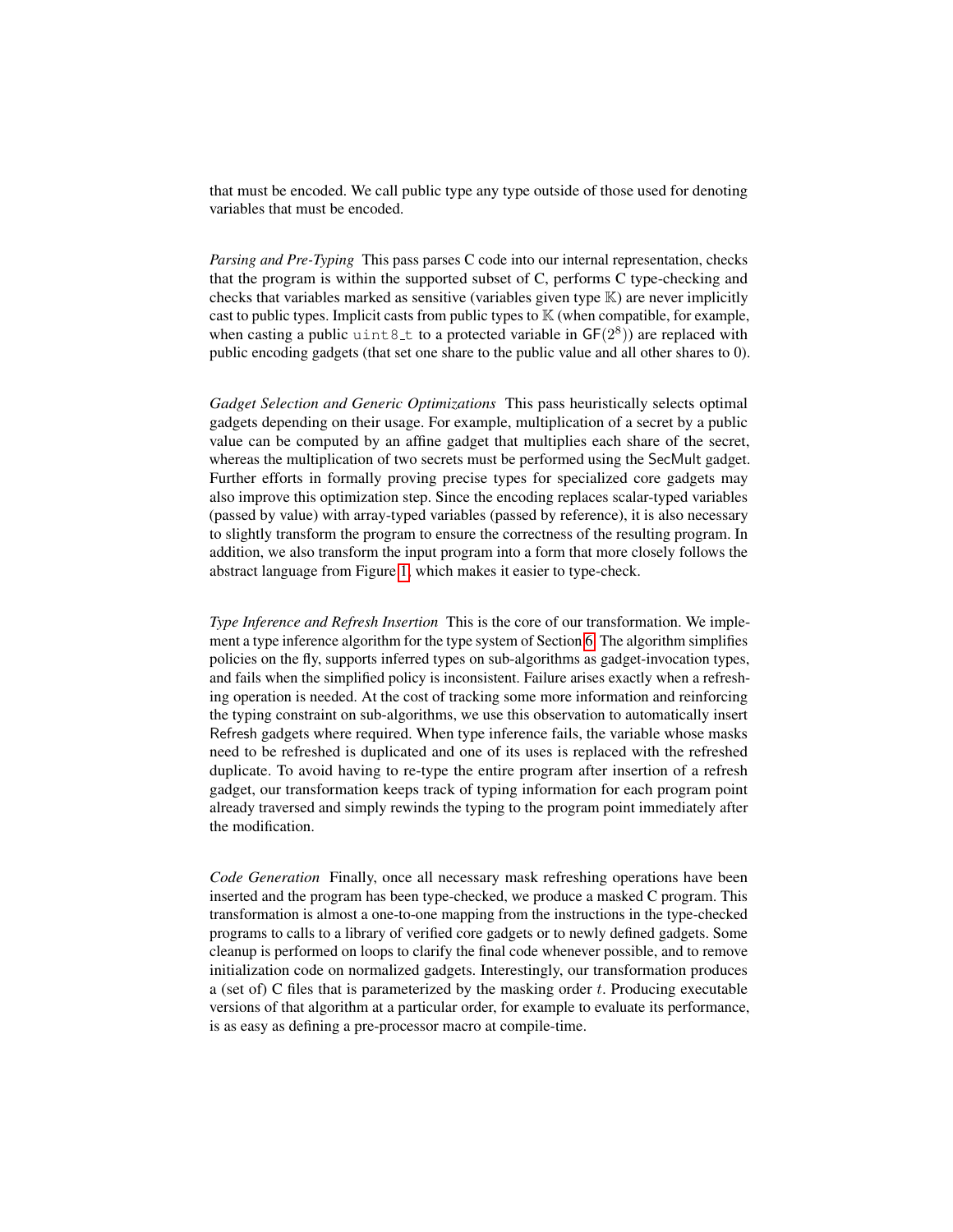that must be encoded. We call public type any type outside of those used for denoting variables that must be encoded.

*Parsing and Pre-Typing* This pass parses C code into our internal representation, checks that the program is within the supported subset of C, performs C type-checking and checks that variables marked as sensitive (variables given type $\mathbb{K}$) are never implicitly cast to public types. Implicit casts from public types to $\mathbb{K}$ (when compatible, for example, when casting a public `uint8_t` to a protected variable in $\mathsf{GF}(2^8)$) are replaced with public encoding gadgets (that set one share to the public value and all other shares to 0).

*Gadget Selection and Generic Optimizations* This pass heuristically selects optimal gadgets depending on their usage. For example, multiplication of a secret by a public value can be computed by an affine gadget that multiplies each share of the secret, whereas the multiplication of two secrets must be performed using the SecMult gadget. Further efforts in formally proving precise types for specialized core gadgets may also improve this optimization step. Since the encoding replaces scalar-typed variables (passed by value) with array-typed variables (passed by reference), it is also necessary to slightly transform the program to ensure the correctness of the resulting program. In addition, we also transform the input program into a form that more closely follows the abstract language from Figure 1, which makes it easier to type-check.

*Type Inference and Refresh Insertion* This is the core of our transformation. We implement a type inference algorithm for the type system of Section 6. The algorithm simplifies policies on the fly, supports inferred types on sub-algorithms as gadget-invocation types, and fails when the simplified policy is inconsistent. Failure arises exactly when a refreshing operation is needed. At the cost of tracking some more information and reinforcing the typing constraint on sub-algorithms, we use this observation to automatically insert Refresh gadgets where required. When type inference fails, the variable whose masks need to be refreshed is duplicated and one of its uses is replaced with the refreshed duplicate. To avoid having to re-type the entire program after insertion of a refresh gadget, our transformation keeps track of typing information for each program point already traversed and simply rewinds the typing to the program point immediately after the modification.

*Code Generation* Finally, once all necessary mask refreshing operations have been inserted and the program has been type-checked, we produce a masked C program. This transformation is almost a one-to-one mapping from the instructions in the type-checked programs to calls to a library of verified core gadgets or to newly defined gadgets. Some cleanup is performed on loops to clarify the final code whenever possible, and to remove initialization code on normalized gadgets. Interestingly, our transformation produces a (set of) C files that is parameterized by the masking order $t$. Producing executable versions of that algorithm at a particular order, for example to evaluate its performance, is as easy as defining a pre-processor macro at compile-time.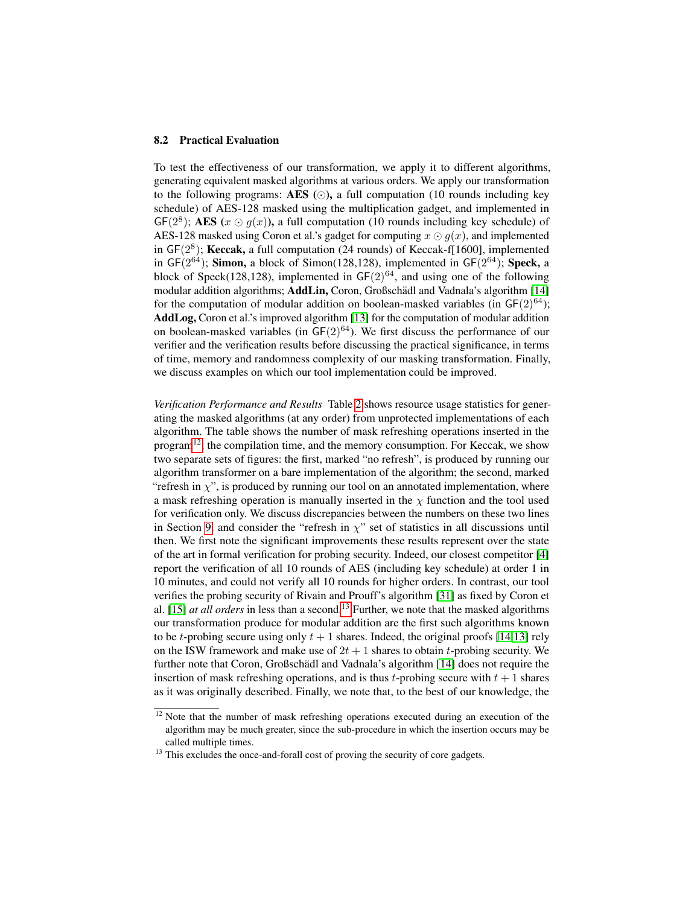### 8.2 Practical Evaluation

To test the effectiveness of our transformation, we apply it to different algorithms, generating equivalent masked algorithms at various orders. We apply our transformation to the following programs: **AES ($\odot$),** a full computation (10 rounds including key schedule) of AES-128 masked using the multiplication gadget, and implemented in $\mathsf{GF}(2^8)$; **AES ($x \odot g(x)$),** a full computation (10 rounds including key schedule) of AES-128 masked using Coron et al.'s gadget for computing $x \odot g(x)$, and implemented in $\mathsf{GF}(2^8)$; **Keccak,** a full computation (24 rounds) of Keccak-f[1600], implemented in $\mathsf{GF}(2^{64})$; **Simon,** a block of Simon(128,128), implemented in $\mathsf{GF}(2^{64})$; **Speck,** a block of Speck(128,128), implemented in $\mathsf{GF}(2)^{64}$, and using one of the following modular addition algorithms; **AddLin,** Coron, Großschädl and Vadnala's algorithm [14] for the computation of modular addition on boolean-masked variables (in $\mathsf{GF}(2)^{64}$); **AddLog,** Coron et al.'s improved algorithm [13] for the computation of modular addition on boolean-masked variables (in $\mathsf{GF}(2)^{64}$). We first discuss the performance of our verifier and the verification results before discussing the practical significance, in terms of time, memory and randomness complexity of our masking transformation. Finally, we discuss examples on which our tool implementation could be improved.

*Verification Performance and Results* Table 2 shows resource usage statistics for generating the masked algorithms (at any order) from unprotected implementations of each algorithm. The table shows the number of mask refreshing operations inserted in the program[12], the compilation time, and the memory consumption. For Keccak, we show two separate sets of figures: the first, marked "no refresh", is produced by running our algorithm transformer on a bare implementation of the algorithm; the second, marked "refresh in $\chi$", is produced by running our tool on an annotated implementation, where a mask refreshing operation is manually inserted in the $\chi$ function and the tool used for verification only. We discuss discrepancies between the numbers on these two lines in Section 9, and consider the "refresh in $\chi$" set of statistics in all discussions until then. We first note the significant improvements these results represent over the state of the art in formal verification for probing security. Indeed, our closest competitor [4] report the verification of all 10 rounds of AES (including key schedule) at order 1 in 10 minutes, and could not verify all 10 rounds for higher orders. In contrast, our tool verifies the probing security of Rivain and Prouff's algorithm [31] as fixed by Coron et al. [15] *at all orders* in less than a second.[13] Further, we note that the masked algorithms our transformation produce for modular addition are the first such algorithms known to be $t$-probing secure using only $t + 1$ shares. Indeed, the original proofs [14,13] rely on the ISW framework and make use of $2t + 1$ shares to obtain $t$-probing security. We further note that Coron, Großschädl and Vadnala's algorithm [14] does not require the insertion of mask refreshing operations, and is thus $t$-probing secure with $t + 1$ shares as it was originally described. Finally, we note that, to the best of our knowledge, the

[12] Note that the number of mask refreshing operations executed during an execution of the algorithm may be much greater, since the sub-procedure in which the insertion occurs may be called multiple times.

[13] This excludes the once-and-forall cost of proving the security of core gadgets.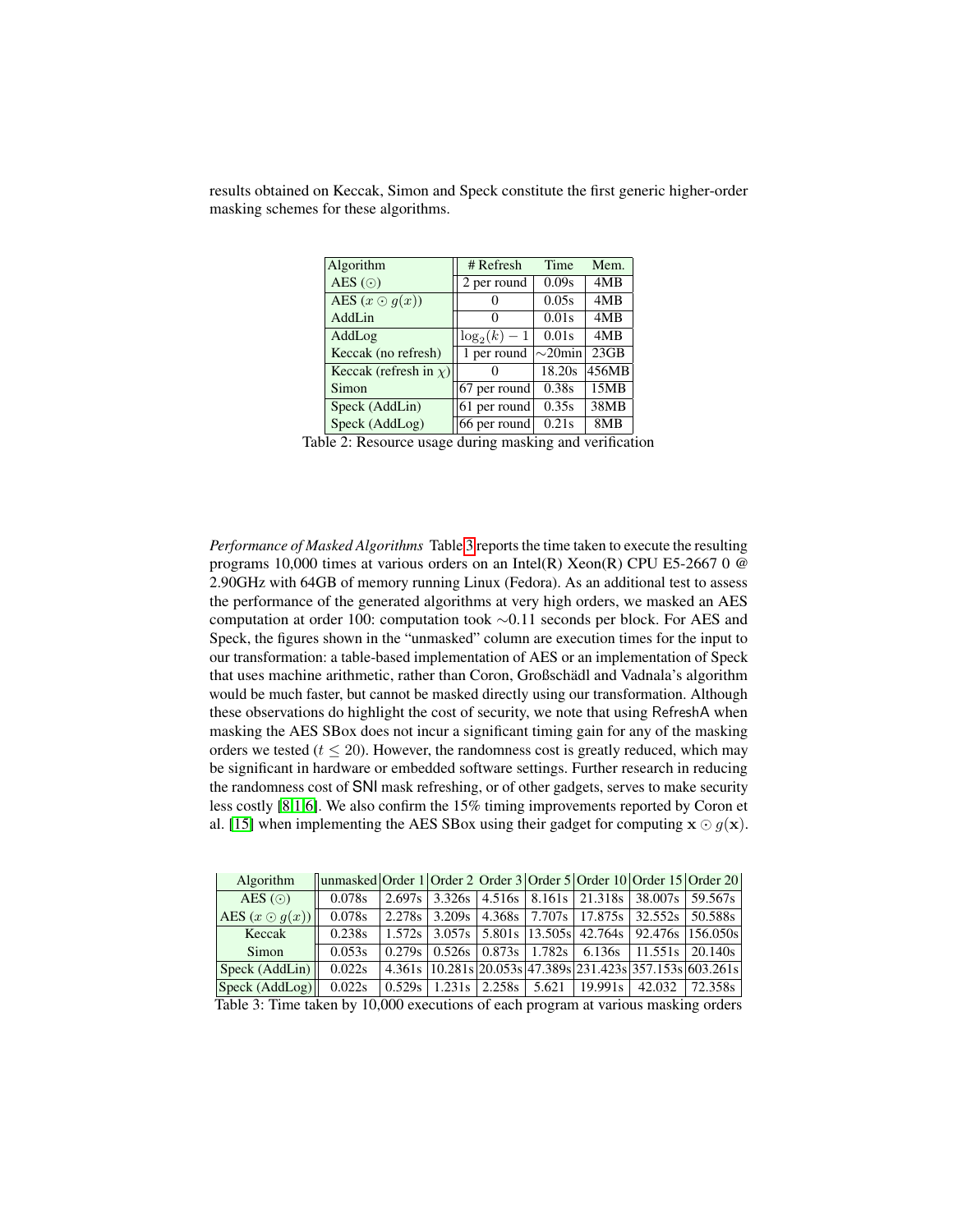results obtained on Keccak, Simon and Speck constitute the first generic higher-order masking schemes for these algorithms.

| Algorithm | # Refresh | Time | Mem. |
|---|---|---|---|
| AES ($\odot$) | 2 per round | 0.09s | 4MB |
| AES ($x \odot g(x)$) | 0 | 0.05s | 4MB |
| AddLin | 0 | 0.01s | 4MB |
| AddLog | $\log_2(k) - 1$ | 0.01s | 4MB |
| Keccak (no refresh) | 1 per round | ~20min | 23GB |
| Keccak (refresh in $\chi$) | 0 | 18.20s | 456MB |
| Simon | 67 per round | 0.38s | 15MB |
| Speck (AddLin) | 61 per round | 0.35s | 38MB |
| Speck (AddLog) | 66 per round | 0.21s | 8MB |

Table 2: Resource usage during masking and verification

*Performance of Masked Algorithms* Table 3 reports the time taken to execute the resulting programs 10,000 times at various orders on an Intel(R) Xeon(R) CPU E5-2667 0 @ 2.90GHz with 64GB of memory running Linux (Fedora). As an additional test to assess the performance of the generated algorithms at very high orders, we masked an AES computation at order 100: computation took ~0.11 seconds per block. For AES and Speck, the figures shown in the "unmasked" column are execution times for the input to our transformation: a table-based implementation of AES or an implementation of Speck that uses machine arithmetic, rather than Coron, Großschädl and Vadnala's algorithm would be much faster, but cannot be masked directly using our transformation. Although these observations do highlight the cost of security, we note that using RefreshA when masking the AES SBox does not incur a significant timing gain for any of the masking orders we tested ($t \leq 20$). However, the randomness cost is greatly reduced, which may be significant in hardware or embedded software settings. Further research in reducing the randomness cost of SNI mask refreshing, or of other gadgets, serves to make security less costly [8,1,6]. We also confirm the 15% timing improvements reported by Coron et al. [15] when implementing the AES SBox using their gadget for computing $\mathbf{x} \odot g(\mathbf{x})$.

| Algorithm | unmasked | Order 1 | Order 2 | Order 3 | Order 5 | Order 10 | Order 15 | Order 20 |
|---|---|---|---|---|---|---|---|---|
| AES ($\odot$) | 0.078s | 2.697s | 3.326s | 4.516s | 8.161s | 21.318s | 38.007s | 59.567s |
| AES ($x \odot g(x)$) | 0.078s | 2.278s | 3.209s | 4.368s | 7.707s | 17.875s | 32.552s | 50.588s |
| Keccak | 0.238s | 1.572s | 3.057s | 5.801s | 13.505s | 42.764s | 92.476s | 156.050s |
| Simon | 0.053s | 0.279s | 0.526s | 0.873s | 1.782s | 6.136s | 11.551s | 20.140s |
| Speck (AddLin) | 0.022s | 4.361s | 10.281s | 20.053s | 47.389s | 231.423s | 357.153s | 603.261s |
| Speck (AddLog) | 0.022s | 0.529s | 1.231s | 2.258s | 5.621 | 19.991s | 42.032 | 72.358s |

Table 3: Time taken by 10,000 executions of each program at various masking orders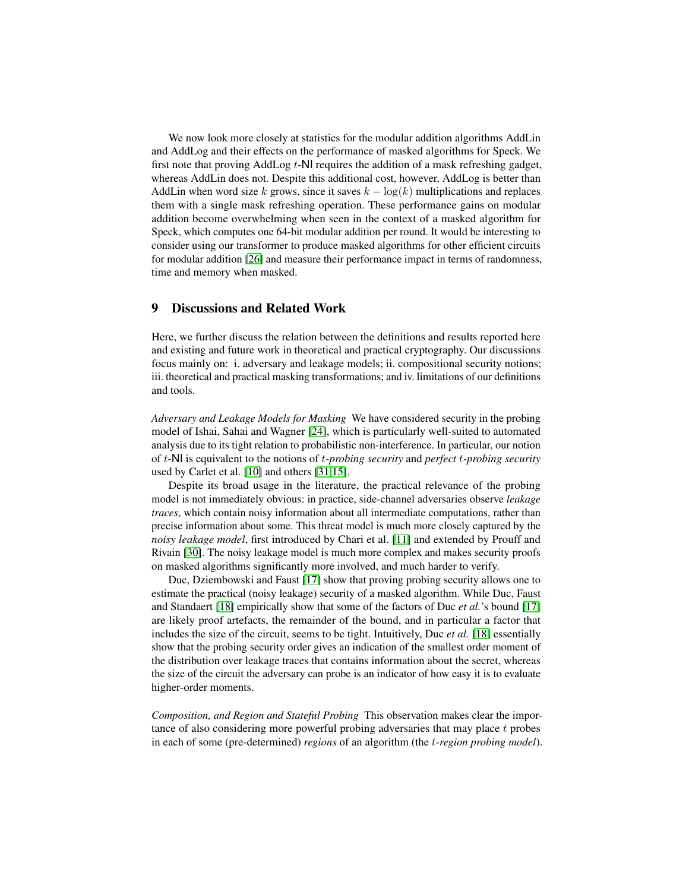We now look more closely at statistics for the modular addition algorithms AddLin and AddLog and their effects on the performance of masked algorithms for Speck. We first note that proving AddLog $t$-NI requires the addition of a mask refreshing gadget, whereas AddLin does not. Despite this additional cost, however, AddLog is better than AddLin when word size $k$ grows, since it saves $k - \log(k)$ multiplications and replaces them with a single mask refreshing operation. These performance gains on modular addition become overwhelming when seen in the context of a masked algorithm for Speck, which computes one 64-bit modular addition per round. It would be interesting to consider using our transformer to produce masked algorithms for other efficient circuits for modular addition [26] and measure their performance impact in terms of randomness, time and memory when masked.

## 9 Discussions and Related Work

Here, we further discuss the relation between the definitions and results reported here and existing and future work in theoretical and practical cryptography. Our discussions focus mainly on: i. adversary and leakage models; ii. compositional security notions; iii. theoretical and practical masking transformations; and iv. limitations of our definitions and tools.

*Adversary and Leakage Models for Masking* We have considered security in the probing model of Ishai, Sahai and Wagner [24], which is particularly well-suited to automated analysis due to its tight relation to probabilistic non-interference. In particular, our notion of $t$-NI is equivalent to the notions of *$t$-probing security* and *perfect $t$-probing security* used by Carlet et al. [10] and others [31,15].

Despite its broad usage in the literature, the practical relevance of the probing model is not immediately obvious: in practice, side-channel adversaries observe *leakage traces*, which contain noisy information about all intermediate computations, rather than precise information about some. This threat model is much more closely captured by the *noisy leakage model*, first introduced by Chari et al. [11] and extended by Prouff and Rivain [30]. The noisy leakage model is much more complex and makes security proofs on masked algorithms significantly more involved, and much harder to verify.

Duc, Dziembowski and Faust [17] show that proving probing security allows one to estimate the practical (noisy leakage) security of a masked algorithm. While Duc, Faust and Standaert [18] empirically show that some of the factors of Duc *et al.*'s bound [17] are likely proof artefacts, the remainder of the bound, and in particular a factor that includes the size of the circuit, seems to be tight. Intuitively, Duc *et al.* [18] essentially show that the probing security order gives an indication of the smallest order moment of the distribution over leakage traces that contains information about the secret, whereas the size of the circuit the adversary can probe is an indicator of how easy it is to evaluate higher-order moments.

*Composition, and Region and Stateful Probing* This observation makes clear the importance of also considering more powerful probing adversaries that may place $t$ probes in each of some (pre-determined) *regions* of an algorithm (the *$t$-region probing model*).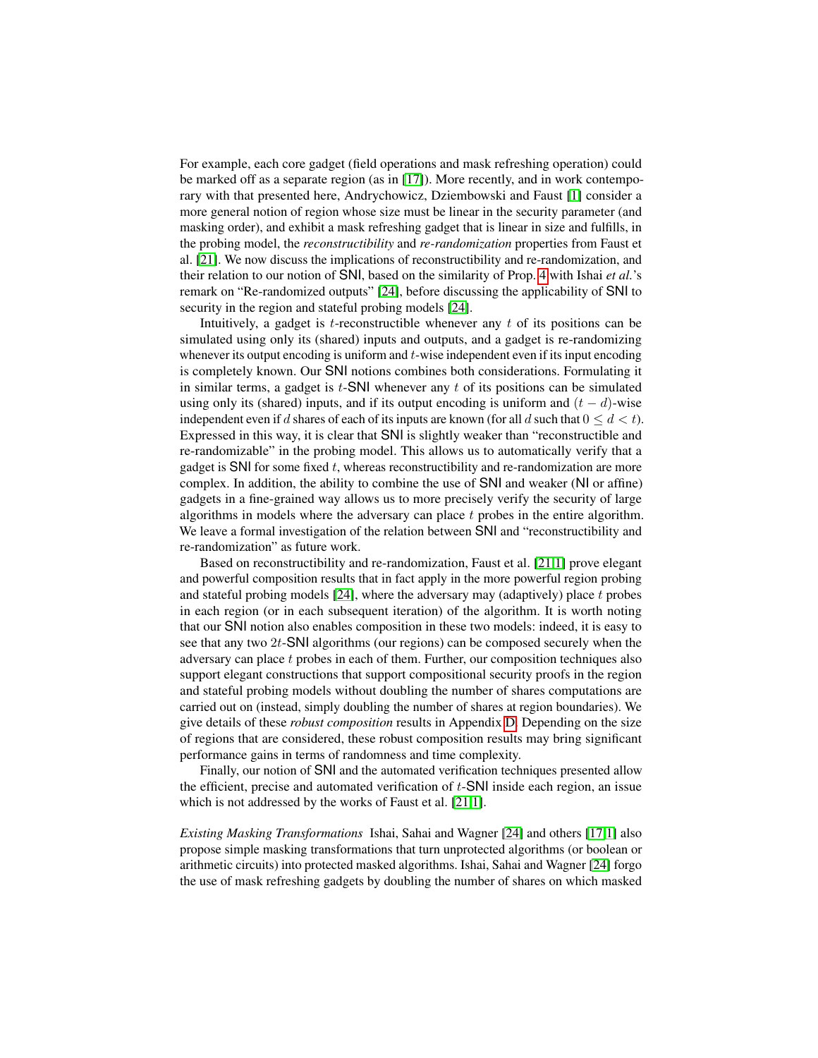For example, each core gadget (field operations and mask refreshing operation) could be marked off as a separate region (as in [17]). More recently, and in work contemporary with that presented here, Andrychowicz, Dziembowski and Faust [1] consider a more general notion of region whose size must be linear in the security parameter (and masking order), and exhibit a mask refreshing gadget that is linear in size and fulfills, in the probing model, the *reconstructibility* and *re-randomization* properties from Faust et al. [21]. We now discuss the implications of reconstructibility and re-randomization, and their relation to our notion of SNI, based on the similarity of Prop. 4 with Ishai *et al.*'s remark on "Re-randomized outputs" [24], before discussing the applicability of SNI to security in the region and stateful probing models [24].

Intuitively, a gadget is $t$-reconstructible whenever any $t$ of its positions can be simulated using only its (shared) inputs and outputs, and a gadget is re-randomizing whenever its output encoding is uniform and $t$-wise independent even if its input encoding is completely known. Our SNI notions combines both considerations. Formulating it in similar terms, a gadget is $t$-SNI whenever any $t$ of its positions can be simulated using only its (shared) inputs, and if its output encoding is uniform and $(t-d)$-wise independent even if $d$ shares of each of its inputs are known (for all $d$ such that $0 \leq d < t$). Expressed in this way, it is clear that SNI is slightly weaker than "reconstructible and re-randomizable" in the probing model. This allows us to automatically verify that a gadget is SNI for some fixed $t$, whereas reconstructibility and re-randomization are more complex. In addition, the ability to combine the use of SNI and weaker (NI or affine) gadgets in a fine-grained way allows us to more precisely verify the security of large algorithms in models where the adversary can place $t$ probes in the entire algorithm. We leave a formal investigation of the relation between SNI and "reconstructibility and re-randomization" as future work.

Based on reconstructibility and re-randomization, Faust et al. [21,1] prove elegant and powerful composition results that in fact apply in the more powerful region probing and stateful probing models [24], where the adversary may (adaptively) place $t$ probes in each region (or in each subsequent iteration) of the algorithm. It is worth noting that our SNI notion also enables composition in these two models: indeed, it is easy to see that any two $2t$-SNI algorithms (our regions) can be composed securely when the adversary can place $t$ probes in each of them. Further, our composition techniques also support elegant constructions that support compositional security proofs in the region and stateful probing models without doubling the number of shares computations are carried out on (instead, simply doubling the number of shares at region boundaries). We give details of these *robust composition* results in Appendix D. Depending on the size of regions that are considered, these robust composition results may bring significant performance gains in terms of randomness and time complexity.

Finally, our notion of SNI and the automated verification techniques presented allow the efficient, precise and automated verification of $t$-SNI inside each region, an issue which is not addressed by the works of Faust et al. [21,1].

*Existing Masking Transformations* Ishai, Sahai and Wagner [24] and others [17,1] also propose simple masking transformations that turn unprotected algorithms (or boolean or arithmetic circuits) into protected masked algorithms. Ishai, Sahai and Wagner [24] forgo the use of mask refreshing gadgets by doubling the number of shares on which masked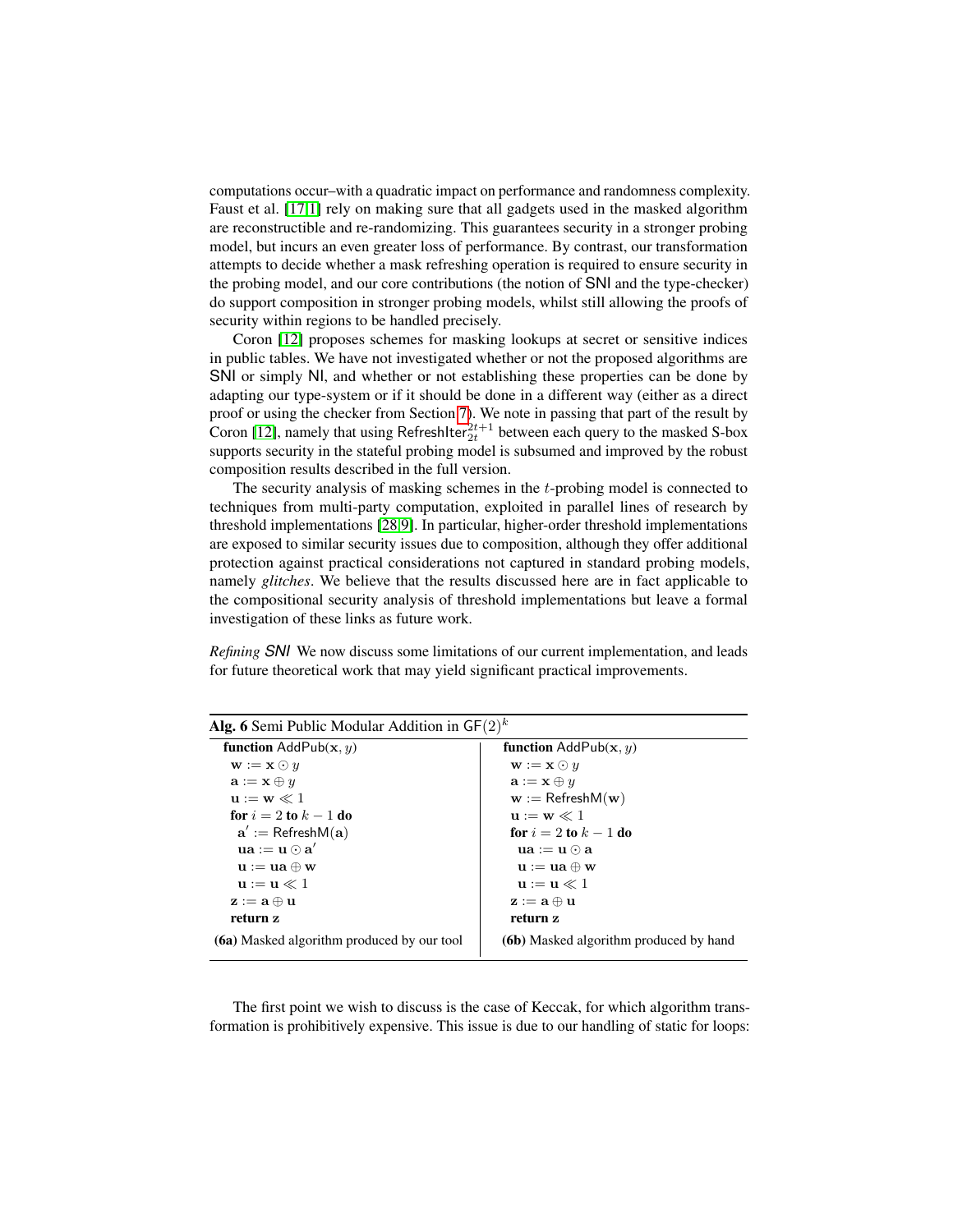computations occur–with a quadratic impact on performance and randomness complexity. Faust et al. [17,1] rely on making sure that all gadgets used in the masked algorithm are reconstructible and re-randomizing. This guarantees security in a stronger probing model, but incurs an even greater loss of performance. By contrast, our transformation attempts to decide whether a mask refreshing operation is required to ensure security in the probing model, and our core contributions (the notion of SNI and the type-checker) do support composition in stronger probing models, whilst still allowing the proofs of security within regions to be handled precisely.

Coron [12] proposes schemes for masking lookups at secret or sensitive indices in public tables. We have not investigated whether or not the proposed algorithms are SNI or simply NI, and whether or not establishing these properties can be done by adapting our type-system or if it should be done in a different way (either as a direct proof or using the checker from Section 7). We note in passing that part of the result by Coron [12], namely that using $\mathsf{RefreshIter}_{2t}^{2t+1}$ between each query to the masked S-box supports security in the stateful probing model is subsumed and improved by the robust composition results described in the full version.

The security analysis of masking schemes in the $t$-probing model is connected to techniques from multi-party computation, exploited in parallel lines of research by threshold implementations [28,9]. In particular, higher-order threshold implementations are exposed to similar security issues due to composition, although they offer additional protection against practical considerations not captured in standard probing models, namely *glitches*. We believe that the results discussed here are in fact applicable to the compositional security analysis of threshold implementations but leave a formal investigation of these links as future work.

*Refining SNI* We now discuss some limitations of our current implementation, and leads for future theoretical work that may yield significant practical improvements.

**Alg. 6** Semi Public Modular Addition in $\mathsf{GF}(2)^k$

```
function AddPub(x, y)
  w := x ⊙ y
  a := x ⊕ y
  u := w ≪ 1
  for i = 2 to k − 1 do
    a' := RefreshM(a)
    ua := u ⊙ a'
    u := ua ⊕ w
    u := u ≪ 1
  z := a ⊕ u
  return z
```

**(6a)** Masked algorithm produced by our tool

```
function AddPub(x, y)
  w := x ⊙ y
  a := x ⊕ y
  w := RefreshM(w)
  u := w ≪ 1
  for i = 2 to k − 1 do
    ua := u ⊙ a
    u := ua ⊕ w
    u := u ≪ 1
  z := a ⊕ u
  return z
```

**(6b)** Masked algorithm produced by hand

The first point we wish to discuss is the case of Keccak, for which algorithm transformation is prohibitively expensive. This issue is due to our handling of static for loops: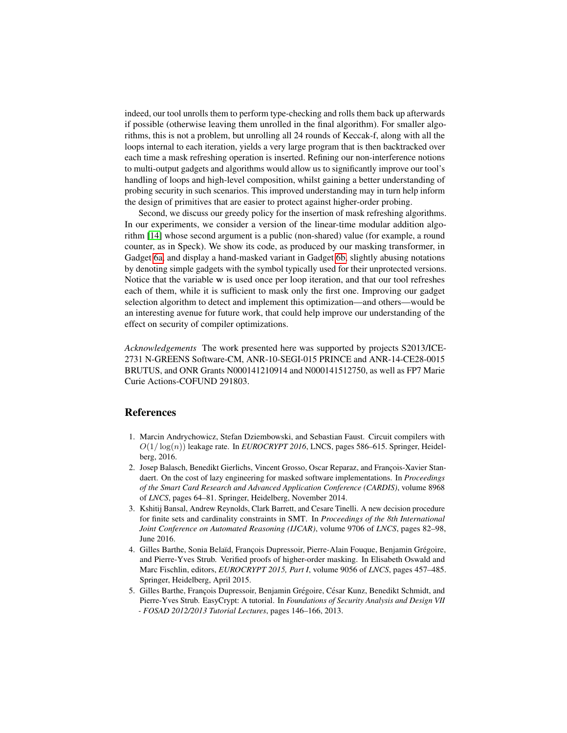indeed, our tool unrolls them to perform type-checking and rolls them back up afterwards if possible (otherwise leaving them unrolled in the final algorithm). For smaller algorithms, this is not a problem, but unrolling all 24 rounds of Keccak-f, along with all the loops internal to each iteration, yields a very large program that is then backtracked over each time a mask refreshing operation is inserted. Refining our non-interference notions to multi-output gadgets and algorithms would allow us to significantly improve our tool's handling of loops and high-level composition, whilst gaining a better understanding of probing security in such scenarios. This improved understanding may in turn help inform the design of primitives that are easier to protect against higher-order probing.

Second, we discuss our greedy policy for the insertion of mask refreshing algorithms. In our experiments, we consider a version of the linear-time modular addition algorithm [14] whose second argument is a public (non-shared) value (for example, a round counter, as in Speck). We show its code, as produced by our masking transformer, in Gadget 6a, and display a hand-masked variant in Gadget 6b, slightly abusing notations by denoting simple gadgets with the symbol typically used for their unprotected versions. Notice that the variable $\mathbf{w}$ is used once per loop iteration, and that our tool refreshes each of them, while it is sufficient to mask only the first one. Improving our gadget selection algorithm to detect and implement this optimization—and others—would be an interesting avenue for future work, that could help improve our understanding of the effect on security of compiler optimizations.

*Acknowledgements* The work presented here was supported by projects S2013/ICE-2731 N-GREENS Software-CM, ANR-10-SEGI-015 PRINCE and ANR-14-CE28-0015 BRUTUS, and ONR Grants N000141210914 and N000141512750, as well as FP7 Marie Curie Actions-COFUND 291803.

## References

1. Marcin Andrychowicz, Stefan Dziembowski, and Sebastian Faust. Circuit compilers with $O(1/\log(n))$ leakage rate. In *EUROCRYPT 2016*, LNCS, pages 586–615. Springer, Heidelberg, 2016.
2. Josep Balasch, Benedikt Gierlichs, Vincent Grosso, Oscar Reparaz, and François-Xavier Standaert. On the cost of lazy engineering for masked software implementations. In *Proceedings of the Smart Card Research and Advanced Application Conference (CARDIS)*, volume 8968 of *LNCS*, pages 64–81. Springer, Heidelberg, November 2014.
3. Kshitij Bansal, Andrew Reynolds, Clark Barrett, and Cesare Tinelli. A new decision procedure for finite sets and cardinality constraints in SMT. In *Proceedings of the 8th International Joint Conference on Automated Reasoning (IJCAR)*, volume 9706 of *LNCS*, pages 82–98, June 2016.
4. Gilles Barthe, Sonia Belaïd, François Dupressoir, Pierre-Alain Fouque, Benjamin Grégoire, and Pierre-Yves Strub. Verified proofs of higher-order masking. In Elisabeth Oswald and Marc Fischlin, editors, *EUROCRYPT 2015, Part I*, volume 9056 of *LNCS*, pages 457–485. Springer, Heidelberg, April 2015.
5. Gilles Barthe, François Dupressoir, Benjamin Grégoire, César Kunz, Benedikt Schmidt, and Pierre-Yves Strub. EasyCrypt: A tutorial. In *Foundations of Security Analysis and Design VII - FOSAD 2012/2013 Tutorial Lectures*, pages 146–166, 2013.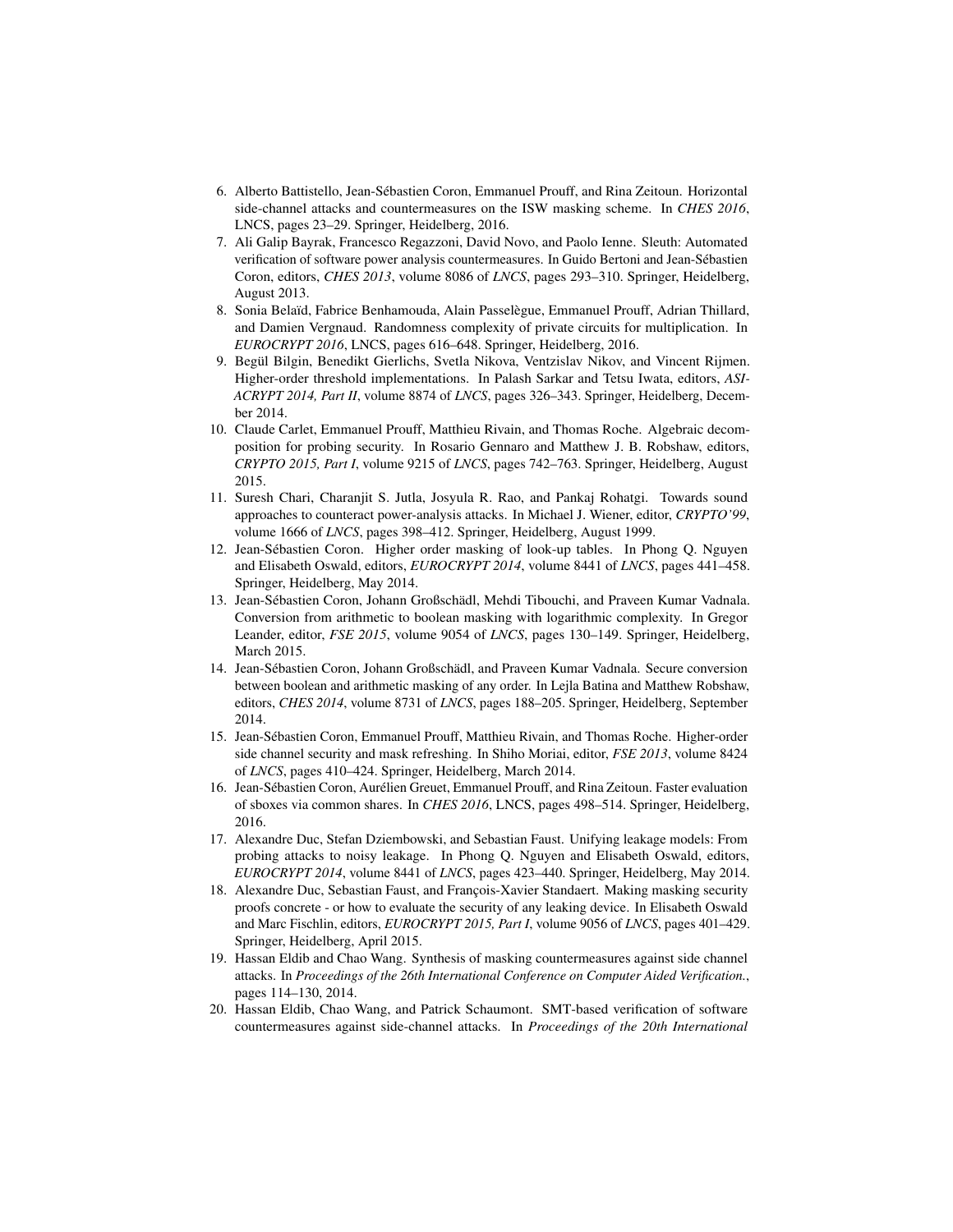6. Alberto Battistello, Jean-Sébastien Coron, Emmanuel Prouff, and Rina Zeitoun. Horizontal side-channel attacks and countermeasures on the ISW masking scheme. In *CHES 2016*, LNCS, pages 23–29. Springer, Heidelberg, 2016.
7. Ali Galip Bayrak, Francesco Regazzoni, David Novo, and Paolo Ienne. Sleuth: Automated verification of software power analysis countermeasures. In Guido Bertoni and Jean-Sébastien Coron, editors, *CHES 2013*, volume 8086 of *LNCS*, pages 293–310. Springer, Heidelberg, August 2013.
8. Sonia Belaïd, Fabrice Benhamouda, Alain Passelègue, Emmanuel Prouff, Adrian Thillard, and Damien Vergnaud. Randomness complexity of private circuits for multiplication. In *EUROCRYPT 2016*, LNCS, pages 616–648. Springer, Heidelberg, 2016.
9. Begül Bilgin, Benedikt Gierlichs, Svetla Nikova, Ventzislav Nikov, and Vincent Rijmen. Higher-order threshold implementations. In Palash Sarkar and Tetsu Iwata, editors, *ASIACRYPT 2014, Part II*, volume 8874 of *LNCS*, pages 326–343. Springer, Heidelberg, December 2014.
10. Claude Carlet, Emmanuel Prouff, Matthieu Rivain, and Thomas Roche. Algebraic decomposition for probing security. In Rosario Gennaro and Matthew J. B. Robshaw, editors, *CRYPTO 2015, Part I*, volume 9215 of *LNCS*, pages 742–763. Springer, Heidelberg, August 2015.
11. Suresh Chari, Charanjit S. Jutla, Josyula R. Rao, and Pankaj Rohatgi. Towards sound approaches to counteract power-analysis attacks. In Michael J. Wiener, editor, *CRYPTO'99*, volume 1666 of *LNCS*, pages 398–412. Springer, Heidelberg, August 1999.
12. Jean-Sébastien Coron. Higher order masking of look-up tables. In Phong Q. Nguyen and Elisabeth Oswald, editors, *EUROCRYPT 2014*, volume 8441 of *LNCS*, pages 441–458. Springer, Heidelberg, May 2014.
13. Jean-Sébastien Coron, Johann Großschädl, Mehdi Tibouchi, and Praveen Kumar Vadnala. Conversion from arithmetic to boolean masking with logarithmic complexity. In Gregor Leander, editor, *FSE 2015*, volume 9054 of *LNCS*, pages 130–149. Springer, Heidelberg, March 2015.
14. Jean-Sébastien Coron, Johann Großschädl, and Praveen Kumar Vadnala. Secure conversion between boolean and arithmetic masking of any order. In Lejla Batina and Matthew Robshaw, editors, *CHES 2014*, volume 8731 of *LNCS*, pages 188–205. Springer, Heidelberg, September 2014.
15. Jean-Sébastien Coron, Emmanuel Prouff, Matthieu Rivain, and Thomas Roche. Higher-order side channel security and mask refreshing. In Shiho Moriai, editor, *FSE 2013*, volume 8424 of *LNCS*, pages 410–424. Springer, Heidelberg, March 2014.
16. Jean-Sébastien Coron, Aurélien Greuet, Emmanuel Prouff, and Rina Zeitoun. Faster evaluation of sboxes via common shares. In *CHES 2016*, LNCS, pages 498–514. Springer, Heidelberg, 2016.
17. Alexandre Duc, Stefan Dziembowski, and Sebastian Faust. Unifying leakage models: From probing attacks to noisy leakage. In Phong Q. Nguyen and Elisabeth Oswald, editors, *EUROCRYPT 2014*, volume 8441 of *LNCS*, pages 423–440. Springer, Heidelberg, May 2014.
18. Alexandre Duc, Sebastian Faust, and François-Xavier Standaert. Making masking security proofs concrete - or how to evaluate the security of any leaking device. In Elisabeth Oswald and Marc Fischlin, editors, *EUROCRYPT 2015, Part I*, volume 9056 of *LNCS*, pages 401–429. Springer, Heidelberg, April 2015.
19. Hassan Eldib and Chao Wang. Synthesis of masking countermeasures against side channel attacks. In *Proceedings of the 26th International Conference on Computer Aided Verification.*, pages 114–130, 2014.
20. Hassan Eldib, Chao Wang, and Patrick Schaumont. SMT-based verification of software countermeasures against side-channel attacks. In *Proceedings of the 20th International*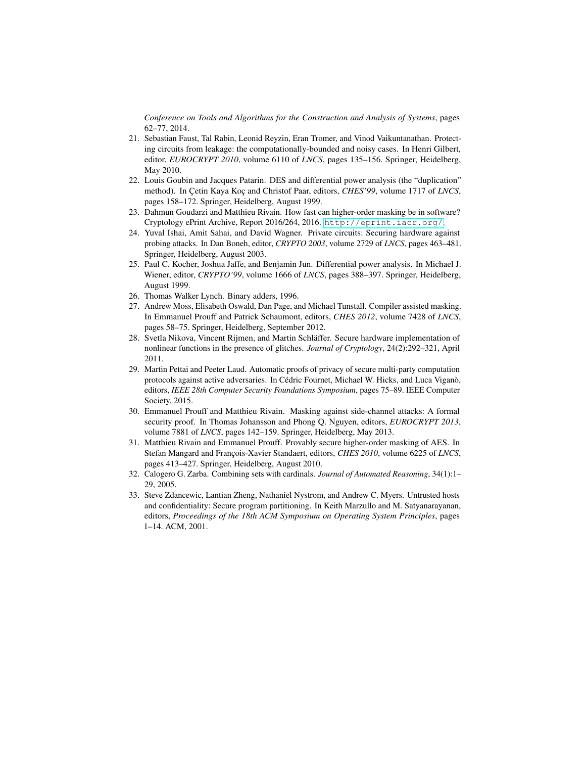*Conference on Tools and Algorithms for the Construction and Analysis of Systems*, pages 62–77, 2014.

21. Sebastian Faust, Tal Rabin, Leonid Reyzin, Eran Tromer, and Vinod Vaikuntanathan. Protecting circuits from leakage: the computationally-bounded and noisy cases. In Henri Gilbert, editor, *EUROCRYPT 2010*, volume 6110 of *LNCS*, pages 135–156. Springer, Heidelberg, May 2010.
22. Louis Goubin and Jacques Patarin. DES and differential power analysis (the "duplication" method). In Çetin Kaya Koç and Christof Paar, editors, *CHES'99*, volume 1717 of *LNCS*, pages 158–172. Springer, Heidelberg, August 1999.
23. Dahmun Goudarzi and Matthieu Rivain. How fast can higher-order masking be in software? Cryptology ePrint Archive, Report 2016/264, 2016. http://eprint.iacr.org/.
24. Yuval Ishai, Amit Sahai, and David Wagner. Private circuits: Securing hardware against probing attacks. In Dan Boneh, editor, *CRYPTO 2003*, volume 2729 of *LNCS*, pages 463–481. Springer, Heidelberg, August 2003.
25. Paul C. Kocher, Joshua Jaffe, and Benjamin Jun. Differential power analysis. In Michael J. Wiener, editor, *CRYPTO'99*, volume 1666 of *LNCS*, pages 388–397. Springer, Heidelberg, August 1999.
26. Thomas Walker Lynch. Binary adders, 1996.
27. Andrew Moss, Elisabeth Oswald, Dan Page, and Michael Tunstall. Compiler assisted masking. In Emmanuel Prouff and Patrick Schaumont, editors, *CHES 2012*, volume 7428 of *LNCS*, pages 58–75. Springer, Heidelberg, September 2012.
28. Svetla Nikova, Vincent Rijmen, and Martin Schläffer. Secure hardware implementation of nonlinear functions in the presence of glitches. *Journal of Cryptology*, 24(2):292–321, April 2011.
29. Martin Pettai and Peeter Laud. Automatic proofs of privacy of secure multi-party computation protocols against active adversaries. In Cédric Fournet, Michael W. Hicks, and Luca Viganò, editors, *IEEE 28th Computer Security Foundations Symposium*, pages 75–89. IEEE Computer Society, 2015.
30. Emmanuel Prouff and Matthieu Rivain. Masking against side-channel attacks: A formal security proof. In Thomas Johansson and Phong Q. Nguyen, editors, *EUROCRYPT 2013*, volume 7881 of *LNCS*, pages 142–159. Springer, Heidelberg, May 2013.
31. Matthieu Rivain and Emmanuel Prouff. Provably secure higher-order masking of AES. In Stefan Mangard and François-Xavier Standaert, editors, *CHES 2010*, volume 6225 of *LNCS*, pages 413–427. Springer, Heidelberg, August 2010.
32. Calogero G. Zarba. Combining sets with cardinals. *Journal of Automated Reasoning*, 34(1):1–29, 2005.
33. Steve Zdancewic, Lantian Zheng, Nathaniel Nystrom, and Andrew C. Myers. Untrusted hosts and confidentiality: Secure program partitioning. In Keith Marzullo and M. Satyanarayanan, editors, *Proceedings of the 18th ACM Symposium on Operating System Principles*, pages 1–14. ACM, 2001.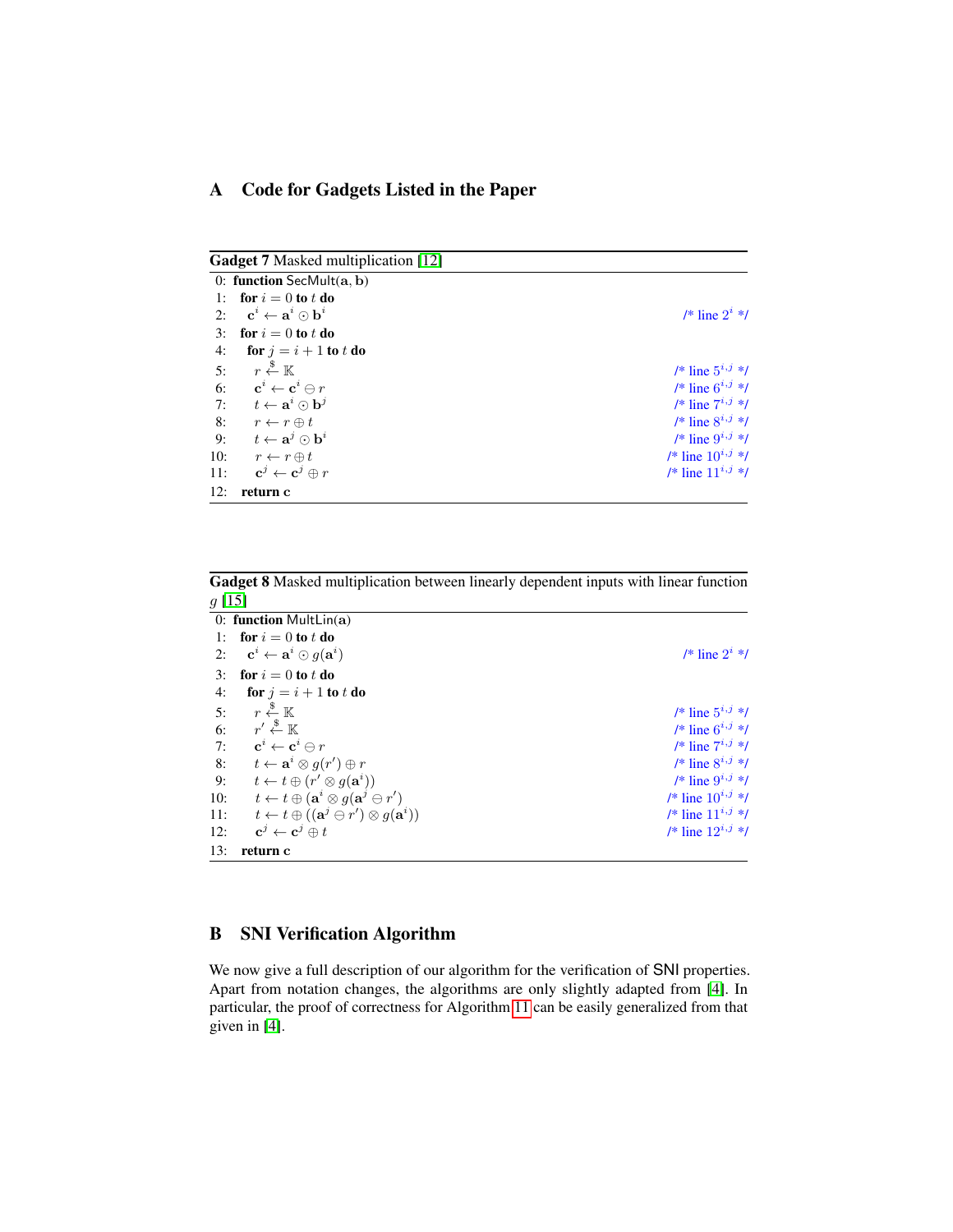# A Code for Gadgets Listed in the Paper

**Gadget 7** Masked multiplication [12]

```
0:  function SecMult(a, b)
1:    for i = 0 to t do
2:      c^i ← a^i ⊙ b^i                        /* line 2^i */
3:    for i = 0 to t do
4:      for j = i + 1 to t do
5:        r ←$ 𝕂                              /* line 5^{i,j} */
6:        c^i ← c^i ⊖ r                        /* line 6^{i,j} */
7:        t ← a^i ⊙ b^j                        /* line 7^{i,j} */
8:        r ← r ⊕ t                            /* line 8^{i,j} */
9:        t ← a^j ⊙ b^i                        /* line 9^{i,j} */
10:       r ← r ⊕ t                            /* line 10^{i,j} */
11:       c^j ← c^j ⊕ r                        /* line 11^{i,j} */
12:   return c
```

**Gadget 8** Masked multiplication between linearly dependent inputs with linear function $g$ [15]

```
0:  function MultLin(a)
1:    for i = 0 to t do
2:      c^i ← a^i ⊙ g(a^i)                     /* line 2^i */
3:    for i = 0 to t do
4:      for j = i + 1 to t do
5:        r ←$ 𝕂                              /* line 5^{i,j} */
6:        r' ←$ 𝕂                             /* line 6^{i,j} */
7:        c^i ← c^i ⊖ r                        /* line 7^{i,j} */
8:        t ← a^i ⊗ g(r') ⊕ r                  /* line 8^{i,j} */
9:        t ← t ⊕ (r' ⊗ g(a^i))                /* line 9^{i,j} */
10:       t ← t ⊕ (a^i ⊗ g(a^j ⊖ r'))          /* line 10^{i,j} */
11:       t ← t ⊕ ((a^j ⊖ r') ⊗ g(a^i))        /* line 11^{i,j} */
12:       c^j ← c^j ⊕ t                        /* line 12^{i,j} */
13:   return c
```

# B SNI Verification Algorithm

We now give a full description of our algorithm for the verification of SNI properties. Apart from notation changes, the algorithms are only slightly adapted from [4]. In particular, the proof of correctness for Algorithm 11 can be easily generalized from that given in [4].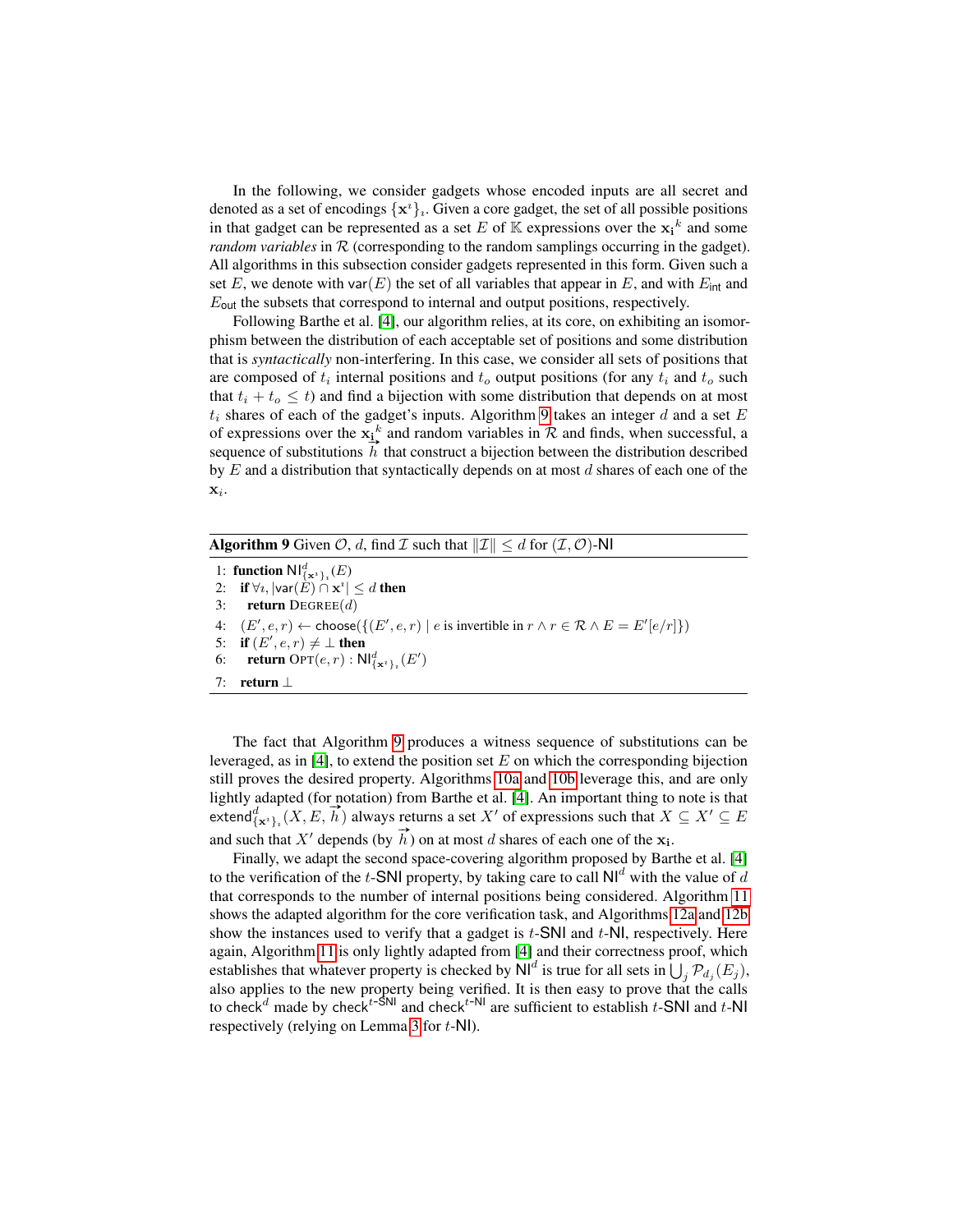In the following, we consider gadgets whose encoded inputs are all secret and denoted as a set of encodings $\{\mathbf{x}^{\imath}\}_{\imath}$. Given a core gadget, the set of all possible positions in that gadget can be represented as a set $E$ of $\mathbb{K}$ expressions over the ${\mathbf{x_i}}^k$ and some *random variables* in $\mathcal{R}$ (corresponding to the random samplings occurring in the gadget). All algorithms in this subsection consider gadgets represented in this form. Given such a set $E$, we denote with $\mathsf{var}(E)$ the set of all variables that appear in $E$, and with $E_{\mathsf{int}}$ and $E_{\mathsf{out}}$ the subsets that correspond to internal and output positions, respectively.

Following Barthe et al. [4], our algorithm relies, at its core, on exhibiting an isomorphism between the distribution of each acceptable set of positions and some distribution that is *syntactically* non-interfering. In this case, we consider all sets of positions that are composed of $t_i$ internal positions and $t_o$ output positions (for any $t_i$ and $t_o$ such that $t_i + t_o \leq t$) and find a bijection with some distribution that depends on at most $t_i$ shares of each of the gadget's inputs. Algorithm 9 takes an integer $d$ and a set $E$ of expressions over the ${\mathbf{x_i}}^k$ and random variables in $\mathcal{R}$ and finds, when successful, a sequence of substitutions $\vec{h}$ that construct a bijection between the distribution described by $E$ and a distribution that syntactically depends on at most $d$ shares of each one of the $\mathbf{x}_i$.

---

**Algorithm 9** Given $\mathcal{O}$, $d$, find $\mathcal{I}$ such that $\|\mathcal{I}\| \leq d$ for $(\mathcal{I},\mathcal{O})$-$\mathsf{NI}$

```
1: function NI^d_{x^ı}_ı(E)
2:   if ∀ı, |var(E) ∩ x^ı| ≤ d then
3:     return DEGREE(d)
4:   (E', e, r) ← choose({(E', e, r) | e is invertible in r ∧ r ∈ R ∧ E = E'[e/r]})
5:   if (E', e, r) ≠ ⊥ then
6:     return OPT(e, r) : NI^d_{x^ı}_ı(E')
7:   return ⊥
```

---

The fact that Algorithm 9 produces a witness sequence of substitutions can be leveraged, as in [4], to extend the position set $E$ on which the corresponding bijection still proves the desired property. Algorithms 10a and 10b leverage this, and are only lightly adapted (for notation) from Barthe et al. [4]. An important thing to note is that $\mathsf{extend}^d_{\{\mathbf{x}^{\imath}\}_{\imath}}(X, E, \vec{h})$ always returns a set $X'$ of expressions such that $X \subseteq X' \subseteq E$ and such that $X'$ depends (by $\vec{h}$) on at most $d$ shares of each one of the $\mathbf{x_i}$.

Finally, we adapt the second space-covering algorithm proposed by Barthe et al. [4] to the verification of the $t$-$\mathsf{SNI}$ property, by taking care to call $\mathsf{NI}^d$ with the value of $d$ that corresponds to the number of internal positions being considered. Algorithm 11 shows the adapted algorithm for the core verification task, and Algorithms 12a and 12b show the instances used to verify that a gadget is $t$-$\mathsf{SNI}$ and $t$-$\mathsf{NI}$, respectively. Here again, Algorithm 11 is only lightly adapted from [4] and their correctness proof, which establishes that whatever property is checked by $\mathsf{NI}^d$ is true for all sets in $\bigcup_j \mathcal{P}_{d_j}(E_j)$, also applies to the new property being verified. It is then easy to prove that the calls to $\mathsf{check}^d$ made by $\mathsf{check}^{t\text{-}\mathsf{SNI}}$ and $\mathsf{check}^{t\text{-}\mathsf{NI}}$ are sufficient to establish $t$-$\mathsf{SNI}$ and $t$-$\mathsf{NI}$ respectively (relying on Lemma 3 for $t$-$\mathsf{NI}$).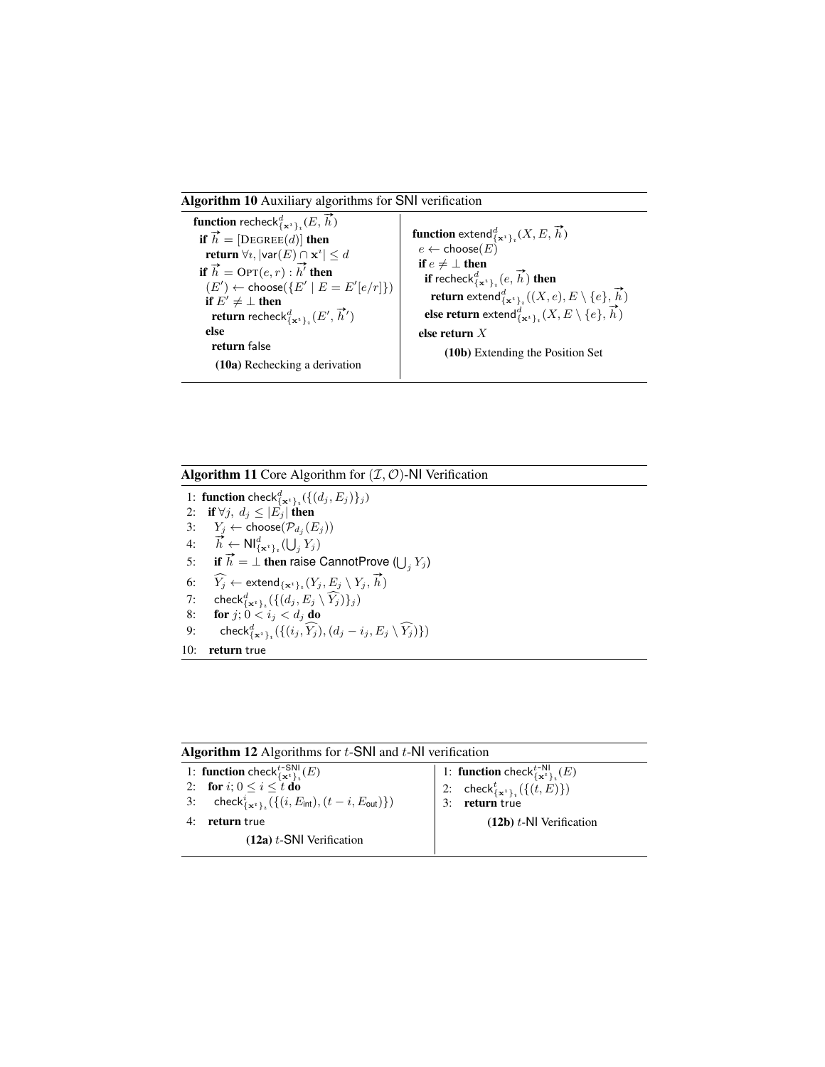**Algorithm 10** Auxiliary algorithms for SNI verification

```
function recheck^d_{x^ı}_ı(E, h⃗)
  if h⃗ = [Degree(d)] then
    return ∀ı, |var(E) ∩ x^ı| ≤ d
  if h⃗ = Opt(e, r) : h⃗' then
    (E') ← choose({E' | E = E'[e/r]})
    if E' ≠ ⊥ then
      return recheck^d_{x^ı}_ı(E', h⃗')
    else
      return false
```

**(10a)** Rechecking a derivation

```
function extend^d_{x^ı}_ı(X, E, h⃗)
  e ← choose(E)
  if e ≠ ⊥ then
    if recheck^d_{x^ı}_ı(e, h⃗) then
      return extend^d_{x^ı}_ı((X, e), E \ {e}, h⃗)
    else return extend^d_{x^ı}_ı(X, E \ {e}, h⃗)
  else return X
```

**(10b)** Extending the Position Set

**Algorithm 11** Core Algorithm for $(\mathcal{I}, \mathcal{O})$-NI Verification

```
1:  function check^d_{x^ı}_ı({(d_j, E_j)}_j)
2:    if ∀j, d_j ≤ |E_j| then
3:      Y_j ← choose(P_{d_j}(E_j))
4:      h⃗ ← NI^d_{x^ı}_ı(⋃_j Y_j)
5:      if h⃗ = ⊥ then raise CannotProve (⋃_j Y_j)
6:      Ŷ_j ← extend_{x^ı}_ı(Y_j, E_j \ Y_j, h⃗)
7:      check^d_{x^ı}_ı({(d_j, E_j \ Ŷ_j)}_j)
8:      for j; 0 < i_j < d_j do
9:        check^d_{x^ı}_ı({(i_j, Ŷ_j), (d_j − i_j, E_j \ Ŷ_j)})
10:   return true
```

**Algorithm 12** Algorithms for $t$-SNI and $t$-NI verification

```
1: function check^{t-SNI}_{x^ı}_ı(E)
2:   for i; 0 ≤ i ≤ t do
3:     check^i_{x^ı}_ı({(i, E_int), (t − i, E_out)})
4:   return true
```

**(12a)** $t$-SNI Verification

```
1: function check^{t-NI}_{x^ı}_ı(E)
2:   check^t_{x^ı}_ı({(t, E)})
3:   return true
```

**(12b)** $t$-NI Verification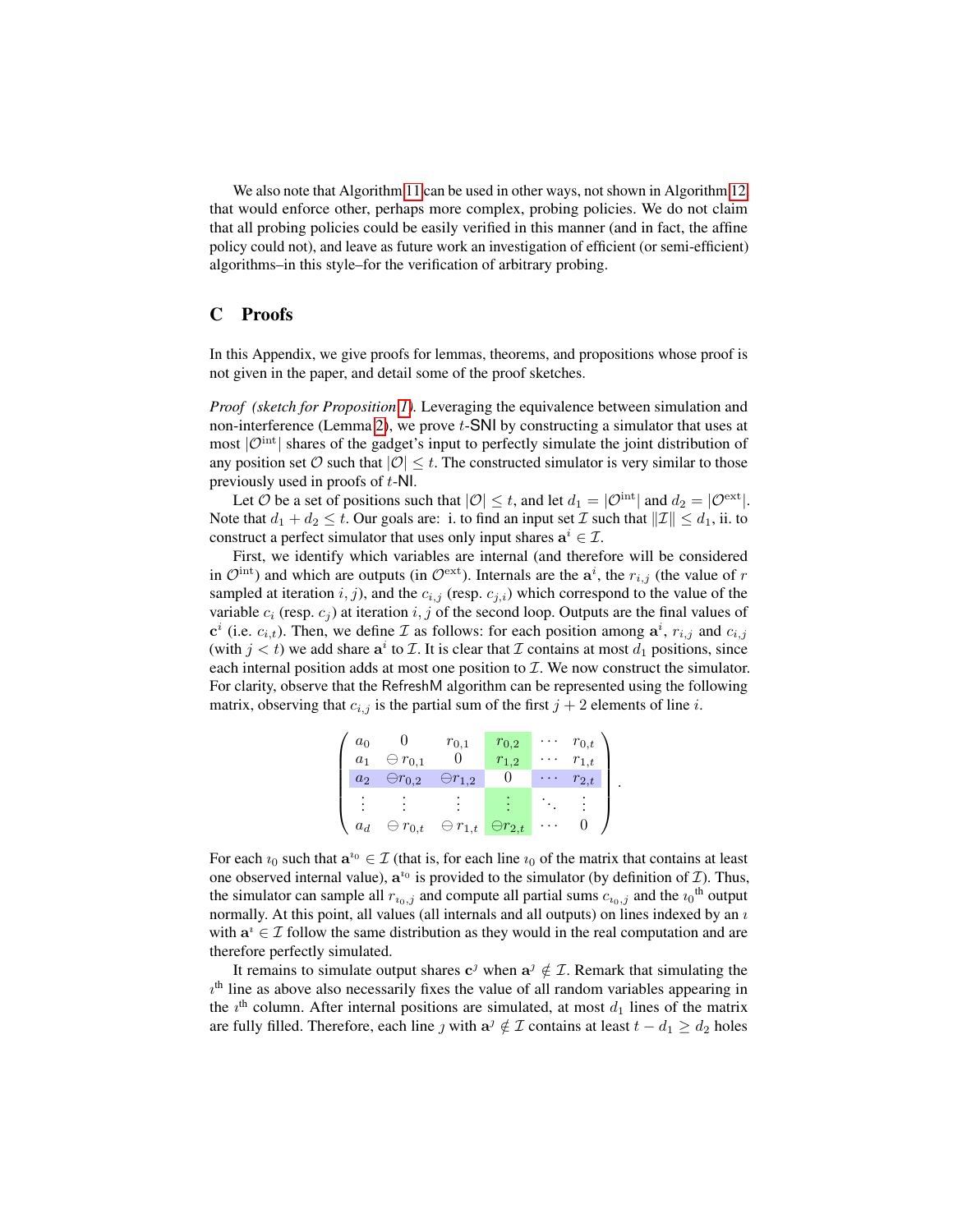We also note that Algorithm 11 can be used in other ways, not shown in Algorithm 12, that would enforce other, perhaps more complex, probing policies. We do not claim that all probing policies could be easily verified in this manner (and in fact, the affine policy could not), and leave as future work an investigation of efficient (or semi-efficient) algorithms–in this style–for the verification of arbitrary probing.

## C Proofs

In this Appendix, we give proofs for lemmas, theorems, and propositions whose proof is not given in the paper, and detail some of the proof sketches.

*Proof (sketch for Proposition 1).* Leveraging the equivalence between simulation and non-interference (Lemma 2), we prove $t$-SNI by constructing a simulator that uses at most $|\mathcal{O}^{\text{int}}|$ shares of the gadget's input to perfectly simulate the joint distribution of any position set $\mathcal{O}$ such that $|\mathcal{O}| \leq t$. The constructed simulator is very similar to those previously used in proofs of $t$-NI.

Let $\mathcal{O}$ be a set of positions such that $|\mathcal{O}| \leq t$, and let $d_1 = |\mathcal{O}^{\text{int}}|$ and $d_2 = |\mathcal{O}^{\text{ext}}|$. Note that $d_1 + d_2 \leq t$. Our goals are: i. to find an input set $\mathcal{I}$ such that $\|\mathcal{I}\| \leq d_1$, ii. to construct a perfect simulator that uses only input shares $\mathbf{a}^i \in \mathcal{I}$.

First, we identify which variables are internal (and therefore will be considered in $\mathcal{O}^{\text{int}}$) and which are outputs (in $\mathcal{O}^{\text{ext}}$). Internals are the $\mathbf{a}^i$, the $r_{i,j}$ (the value of $r$ sampled at iteration $i, j$), and the $c_{i,j}$ (resp. $c_{j,i}$) which correspond to the value of the variable $c_i$ (resp. $c_j$) at iteration $i, j$ of the second loop. Outputs are the final values of $\mathbf{c}^i$ (i.e. $c_{i,t}$). Then, we define $\mathcal{I}$ as follows: for each position among $\mathbf{a}^i$, $r_{i,j}$ and $c_{i,j}$ (with $j < t$) we add share $\mathbf{a}^i$ to $\mathcal{I}$. It is clear that $\mathcal{I}$ contains at most $d_1$ positions, since each internal position adds at most one position to $\mathcal{I}$. We now construct the simulator. For clarity, observe that the RefreshM algorithm can be represented using the following matrix, observing that $c_{i,j}$ is the partial sum of the first $j + 2$ elements of line $i$.

$$\begin{pmatrix} a_0 & 0 & r_{0,1} & r_{0,2} & \cdots & r_{0,t} \\ a_1 & \ominus r_{0,1} & 0 & r_{1,2} & \cdots & r_{1,t} \\ a_2 & \ominus r_{0,2} & \ominus r_{1,2} & 0 & \cdots & r_{2,t} \\ \vdots & \vdots & \vdots & \vdots & \ddots & \vdots \\ a_d & \ominus r_{0,t} & \ominus r_{1,t} & \ominus r_{2,t} & \cdots & 0 \end{pmatrix}.$$

For each $\imath_0$ such that $\mathbf{a}^{\imath_0} \in \mathcal{I}$ (that is, for each line $\imath_0$ of the matrix that contains at least one observed internal value), $\mathbf{a}^{\imath_0}$ is provided to the simulator (by definition of $\mathcal{I}$). Thus, the simulator can sample all $r_{\imath_0,j}$ and compute all partial sums $c_{\imath_0,j}$ and the $\imath_0{}^{\text{th}}$ output normally. At this point, all values (all internals and all outputs) on lines indexed by an $\imath$ with $\mathbf{a}^\imath \in \mathcal{I}$ follow the same distribution as they would in the real computation and are therefore perfectly simulated.

It remains to simulate output shares $\mathbf{c}^\jmath$ when $\mathbf{a}^\jmath \notin \mathcal{I}$. Remark that simulating the $\imath^{\text{th}}$ line as above also necessarily fixes the value of all random variables appearing in the $\imath^{\text{th}}$ column. After internal positions are simulated, at most $d_1$ lines of the matrix are fully filled. Therefore, each line $\jmath$ with $\mathbf{a}^\jmath \notin \mathcal{I}$ contains at least $t - d_1 \geq d_2$ holes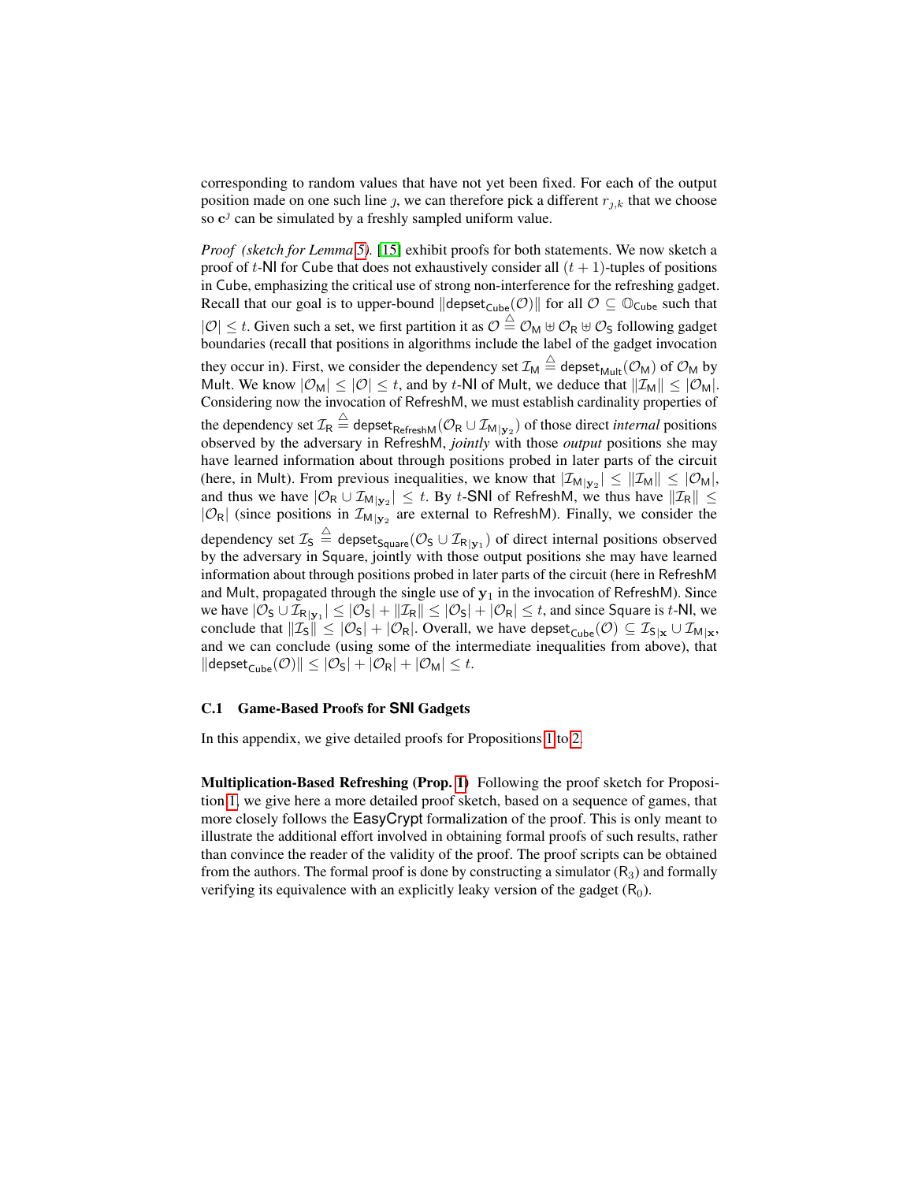corresponding to random values that have not yet been fixed. For each of the output position made on one such line $\jmath$, we can therefore pick a different $r_{\jmath,k}$ that we choose so $\mathbf{c}^{\jmath}$ can be simulated by a freshly sampled uniform value.

*Proof (sketch for Lemma 5).* [15] exhibit proofs for both statements. We now sketch a proof of $t$-NI for Cube that does not exhaustively consider all $(t+1)$-tuples of positions in Cube, emphasizing the critical use of strong non-interference for the refreshing gadget. Recall that our goal is to upper-bound $\|\mathsf{depset}_{\mathsf{Cube}}(\mathcal{O})\|$ for all $\mathcal{O} \subseteq \mathbb{O}_{\mathsf{Cube}}$ such that $|\mathcal{O}| \leq t$. Given such a set, we first partition it as $\mathcal{O} \triangleq \mathcal{O}_{\mathsf{M}} \uplus \mathcal{O}_{\mathsf{R}} \uplus \mathcal{O}_{\mathsf{S}}$ following gadget boundaries (recall that positions in algorithms include the label of the gadget invocation they occur in). First, we consider the dependency set $\mathcal{I}_{\mathsf{M}} \triangleq \mathsf{depset}_{\mathsf{Mult}}(\mathcal{O}_{\mathsf{M}})$ of $\mathcal{O}_{\mathsf{M}}$ by Mult. We know $|\mathcal{O}_{\mathsf{M}}| \leq |\mathcal{O}| \leq t$, and by $t$-NI of Mult, we deduce that $\|\mathcal{I}_{\mathsf{M}}\| \leq |\mathcal{O}_{\mathsf{M}}|$. Considering now the invocation of RefreshM, we must establish cardinality properties of the dependency set $\mathcal{I}_{\mathsf{R}} \triangleq \mathsf{depset}_{\mathsf{RefreshM}}(\mathcal{O}_{\mathsf{R}} \cup \mathcal{I}_{\mathsf{M}|\mathbf{y}_2})$ of those direct *internal* positions observed by the adversary in RefreshM, *jointly* with those *output* positions she may have learned information about through positions probed in later parts of the circuit (here, in Mult). From previous inequalities, we know that $|\mathcal{I}_{\mathsf{M}|\mathbf{y}_2}| \leq \|\mathcal{I}_{\mathsf{M}}\| \leq |\mathcal{O}_{\mathsf{M}}|$, and thus we have $|\mathcal{O}_{\mathsf{R}} \cup \mathcal{I}_{\mathsf{M}|\mathbf{y}_2}| \leq t$. By $t$-SNI of RefreshM, we thus have $\|\mathcal{I}_{\mathsf{R}}\| \leq |\mathcal{O}_{\mathsf{R}}|$ (since positions in $\mathcal{I}_{\mathsf{M}|\mathbf{y}_2}$ are external to RefreshM). Finally, we consider the dependency set $\mathcal{I}_{\mathsf{S}} \triangleq \mathsf{depset}_{\mathsf{Square}}(\mathcal{O}_{\mathsf{S}} \cup \mathcal{I}_{\mathsf{R}|\mathbf{y}_1})$ of direct internal positions observed by the adversary in Square, jointly with those output positions she may have learned information about through positions probed in later parts of the circuit (here in RefreshM and Mult, propagated through the single use of $\mathbf{y}_1$ in the invocation of RefreshM). Since we have $|\mathcal{O}_{\mathsf{S}} \cup \mathcal{I}_{\mathsf{R}|\mathbf{y}_1}| \leq |\mathcal{O}_{\mathsf{S}}| + \|\mathcal{I}_{\mathsf{R}}\| \leq |\mathcal{O}_{\mathsf{S}}| + |\mathcal{O}_{\mathsf{R}}| \leq t$, and since Square is $t$-NI, we conclude that $\|\mathcal{I}_{\mathsf{S}}\| \leq |\mathcal{O}_{\mathsf{S}}| + |\mathcal{O}_{\mathsf{R}}|$. Overall, we have $\mathsf{depset}_{\mathsf{Cube}}(\mathcal{O}) \subseteq \mathcal{I}_{\mathsf{S}|\mathbf{x}} \cup \mathcal{I}_{\mathsf{M}|\mathbf{x}}$, and we can conclude (using some of the intermediate inequalities from above), that $\|\mathsf{depset}_{\mathsf{Cube}}(\mathcal{O})\| \leq |\mathcal{O}_{\mathsf{S}}| + |\mathcal{O}_{\mathsf{R}}| + |\mathcal{O}_{\mathsf{M}}| \leq t$.

### C.1 Game-Based Proofs for SNI Gadgets

In this appendix, we give detailed proofs for Propositions 1 to 2.

**Multiplication-Based Refreshing (Prop. 1)** Following the proof sketch for Proposition 1, we give here a more detailed proof sketch, based on a sequence of games, that more closely follows the EasyCrypt formalization of the proof. This is only meant to illustrate the additional effort involved in obtaining formal proofs of such results, rather than convince the reader of the validity of the proof. The proof scripts can be obtained from the authors. The formal proof is done by constructing a simulator ($\mathsf{R}_3$) and formally verifying its equivalence with an explicitly leaky version of the gadget ($\mathsf{R}_0$).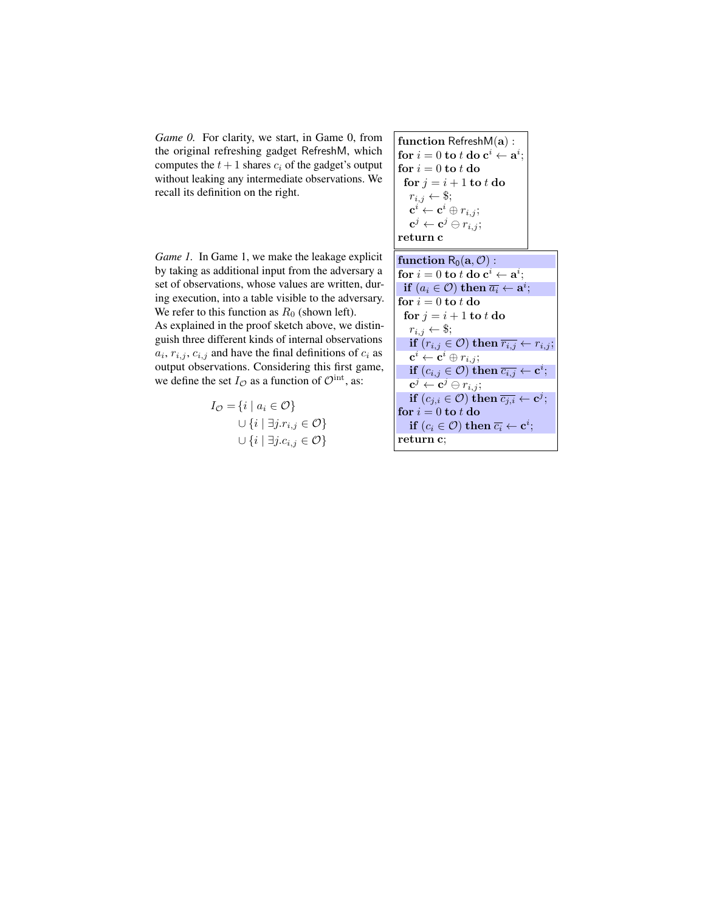*Game 0.* For clarity, we start, in Game 0, from the original refreshing gadget RefreshM, which computes the $t+1$ shares $c_i$ of the gadget's output without leaking any intermediate observations. We recall its definition on the right.

```
function RefreshM(a) :
for i = 0 to t do c^i ← a^i;
for i = 0 to t do
  for j = i + 1 to t do
    r_{i,j} ← $;
    c^i ← c^i ⊕ r_{i,j};
    c^j ← c^j ⊖ r_{i,j};
return c
```

*Game 1.* In Game 1, we make the leakage explicit by taking as additional input from the adversary a set of observations, whose values are written, during execution, into a table visible to the adversary. We refer to this function as $R_0$ (shown left).

As explained in the proof sketch above, we distinguish three different kinds of internal observations $a_i$, $r_{i,j}$, $c_{i,j}$ and have the final definitions of $c_i$ as output observations. Considering this first game, we define the set $I_\mathcal{O}$ as a function of $\mathcal{O}^{\text{int}}$, as:

$$
\begin{aligned}
I_\mathcal{O} = & \{i \mid a_i \in \mathcal{O}\} \\
& \cup \{i \mid \exists j. r_{i,j} \in \mathcal{O}\} \\
& \cup \{i \mid \exists j. c_{i,j} \in \mathcal{O}\}
\end{aligned}
$$

```
function R_0(a, O) :
for i = 0 to t do c^i ← a^i;
  if (a_i ∈ O) then overline{a_i} ← a^i;
for i = 0 to t do
  for j = i + 1 to t do
    r_{i,j} ← $;
    if (r_{i,j} ∈ O) then overline{r_{i,j}} ← r_{i,j};
    c^i ← c^i ⊕ r_{i,j};
    if (c_{i,j} ∈ O) then overline{c_{i,j}} ← c^i;
    c^j ← c^j ⊖ r_{i,j};
    if (c_{j,i} ∈ O) then overline{c_{j,i}} ← c^j;
for i = 0 to t do
  if (c_i ∈ O) then overline{c_i} ← c^i;
return c;
```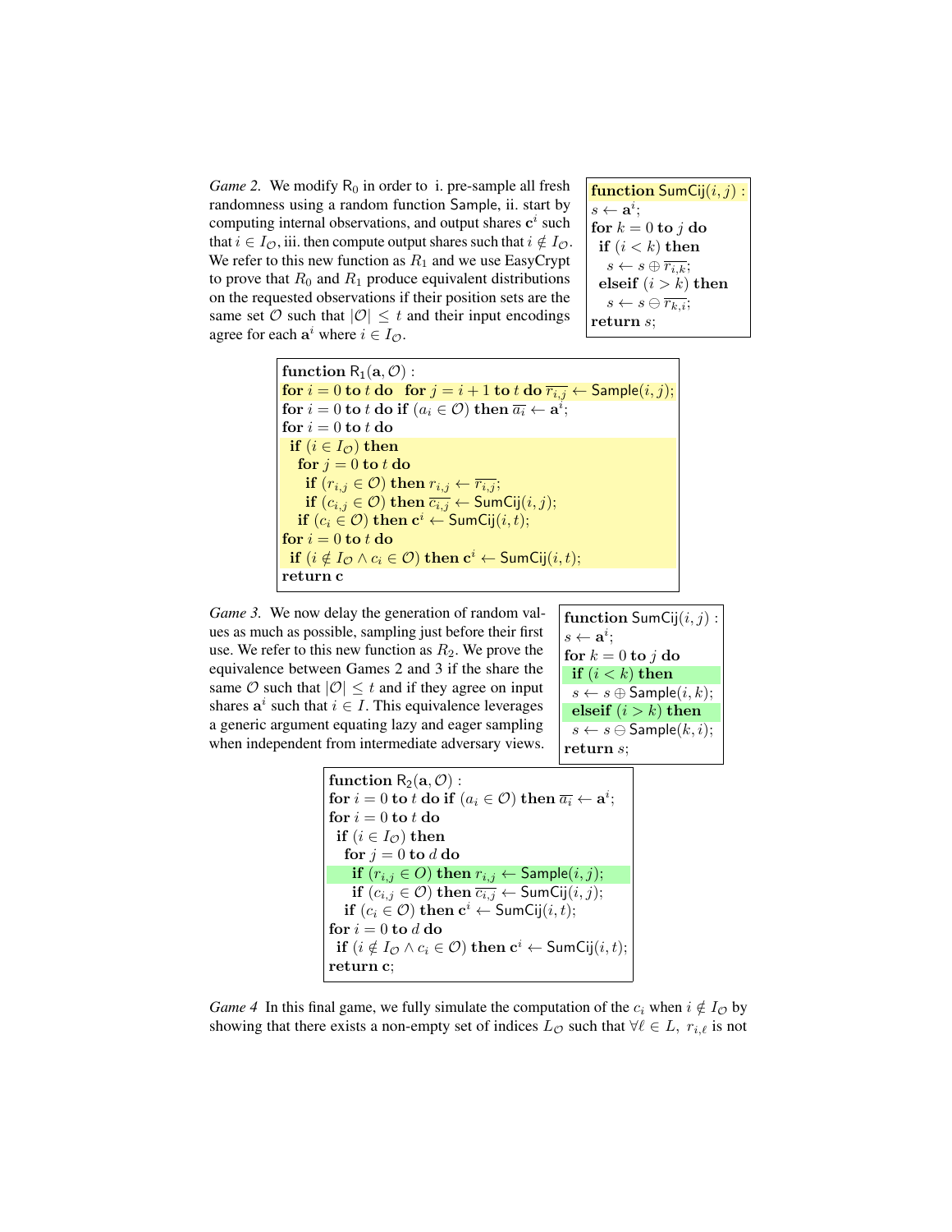*Game 2.* We modify $\mathsf{R}_0$ in order to i. pre-sample all fresh randomness using a random function $\mathsf{Sample}$, ii. start by computing internal observations, and output shares $\mathbf{c}^i$ such that $i \in I_{\mathcal{O}}$, iii. then compute output shares such that $i \notin I_{\mathcal{O}}$. We refer to this new function as $R_1$ and we use EasyCrypt to prove that $R_0$ and $R_1$ produce equivalent distributions on the requested observations if their position sets are the same set $\mathcal{O}$ such that $|\mathcal{O}| \leq t$ and their input encodings agree for each $\mathbf{a}^i$ where $i \in I_{\mathcal{O}}$.

```
function SumCij(i, j) :
s ← a^i;
for k = 0 to j do
  if (i < k) then
    s ← s ⊕ r̄_{i,k};
  elseif (i > k) then
    s ← s ⊖ r̄_{k,i};
return s;
```

```
function R_1(a, O) :
for i = 0 to t do  for j = i + 1 to t do r̄_{i,j} ← Sample(i, j);
for i = 0 to t do if (a_i ∈ O) then ā_i ← a^i;
for i = 0 to t do
  if (i ∈ I_O) then
    for j = 0 to t do
      if (r_{i,j} ∈ O) then r_{i,j} ← r̄_{i,j};
      if (c_{i,j} ∈ O) then c̄_{i,j} ← SumCij(i, j);
    if (c_i ∈ O) then c^i ← SumCij(i, t);
for i = 0 to t do
  if (i ∉ I_O ∧ c_i ∈ O) then c^i ← SumCij(i, t);
return c
```

*Game 3.* We now delay the generation of random values as much as possible, sampling just before their first use. We refer to this new function as $R_2$. We prove the equivalence between Games 2 and 3 if the share the same $\mathcal{O}$ such that $|\mathcal{O}| \leq t$ and if they agree on input shares $\mathbf{a}^i$ such that $i \in I$. This equivalence leverages a generic argument equating lazy and eager sampling when independent from intermediate adversary views.

```
function SumCij(i, j) :
s ← a^i;
for k = 0 to j do
  if (i < k) then
    s ← s ⊕ Sample(i, k);
  elseif (i > k) then
    s ← s ⊖ Sample(k, i);
return s;
```

```
function R_2(a, O) :
for i = 0 to t do if (a_i ∈ O) then ā_i ← a^i;
for i = 0 to t do
  if (i ∈ I_O) then
    for j = 0 to d do
      if (r_{i,j} ∈ O) then r_{i,j} ← Sample(i, j);
      if (c_{i,j} ∈ O) then c̄_{i,j} ← SumCij(i, j);
    if (c_i ∈ O) then c^i ← SumCij(i, t);
for i = 0 to d do
  if (i ∉ I_O ∧ c_i ∈ O) then c^i ← SumCij(i, t);
return c;
```

*Game 4* In this final game, we fully simulate the computation of the $c_i$ when $i \notin I_{\mathcal{O}}$ by showing that there exists a non-empty set of indices $L_{\mathcal{O}}$ such that $\forall \ell \in L,\ r_{i,\ell}$ is not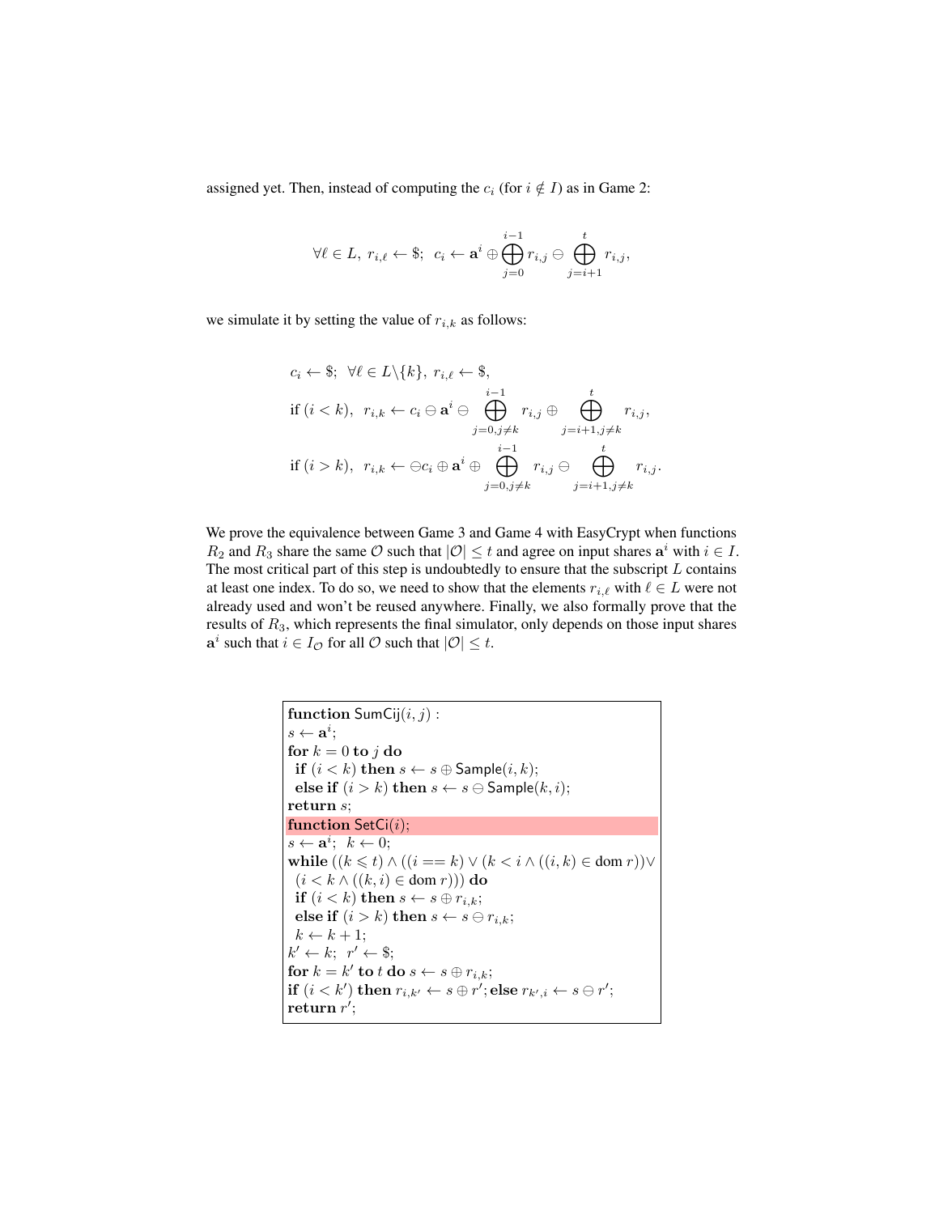assigned yet. Then, instead of computing the $c_i$ (for $i \notin I$) as in Game 2:

$$\forall \ell \in L,\ r_{i,\ell} \leftarrow \$;\ \ c_i \leftarrow \mathbf{a}^i \oplus \bigoplus_{j=0}^{i-1} r_{i,j} \ominus \bigoplus_{j=i+1}^{t} r_{i,j},$$

we simulate it by setting the value of $r_{i,k}$ as follows:

$$\begin{aligned}
&c_i \leftarrow \$;\ \ \forall \ell \in L \backslash \{k\},\ r_{i,\ell} \leftarrow \$, \\
&\textbf{if } (i < k),\ \ r_{i,k} \leftarrow c_i \ominus \mathbf{a}^i \ominus \bigoplus_{j=0, j \neq k}^{i-1} r_{i,j} \oplus \bigoplus_{j=i+1, j \neq k}^{t} r_{i,j}, \\
&\textbf{if } (i > k),\ \ r_{i,k} \leftarrow \ominus c_i \oplus \mathbf{a}^i \oplus \bigoplus_{j=0, j \neq k}^{i-1} r_{i,j} \ominus \bigoplus_{j=i+1, j \neq k}^{t} r_{i,j}.
\end{aligned}$$

We prove the equivalence between Game 3 and Game 4 with EasyCrypt when functions $R_2$ and $R_3$ share the same $\mathcal{O}$ such that $|\mathcal{O}| \leq t$ and agree on input shares $\mathbf{a}^i$ with $i \in I$. The most critical part of this step is undoubtedly to ensure that the subscript $L$ contains at least one index. To do so, we need to show that the elements $r_{i,\ell}$ with $\ell \in L$ were not already used and won't be reused anywhere. Finally, we also formally prove that the results of $R_3$, which represents the final simulator, only depends on those input shares $\mathbf{a}^i$ such that $i \in I_{\mathcal{O}}$ for all $\mathcal{O}$ such that $|\mathcal{O}| \leq t$.

```
function SumCij(i, j) :
s ← a^i;
for k = 0 to j do
  if (i < k) then s ← s ⊕ Sample(i, k);
  else if (i > k) then s ← s ⊖ Sample(k, i);
return s;
function SetCi(i);
s ← a^i;  k ← 0;
while ((k ⩽ t) ∧ ((i == k) ∨ (k < i ∧ ((i, k) ∈ dom r))∨
  (i < k ∧ ((k, i) ∈ dom r))) do
  if (i < k) then s ← s ⊕ r_{i,k};
  else if (i > k) then s ← s ⊖ r_{i,k};
  k ← k + 1;
k' ← k;  r' ← $;
for k = k' to t do s ← s ⊕ r_{i,k};
if (i < k') then r_{i,k'} ← s ⊕ r'; else r_{k',i} ← s ⊖ r';
return r';
```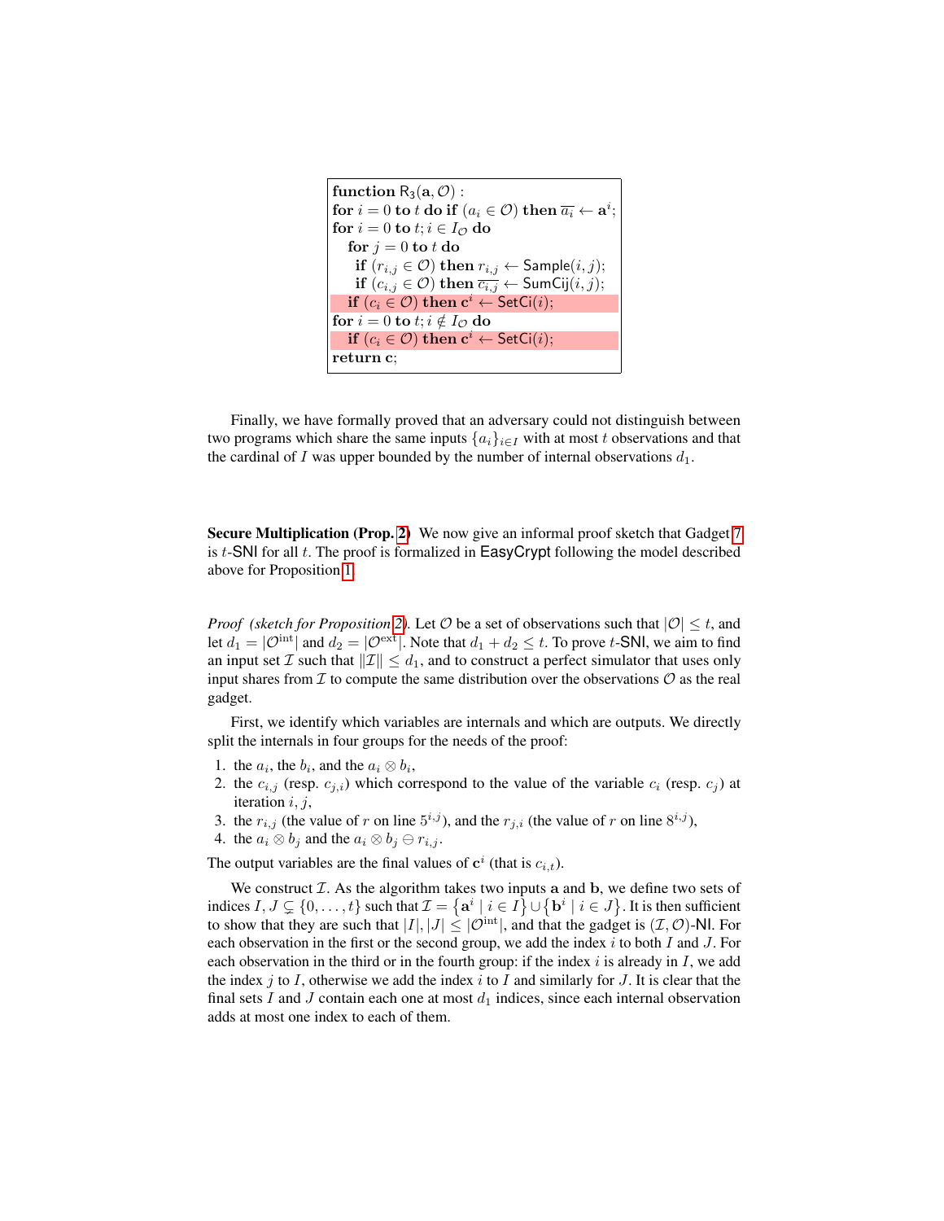```
function R_3(a, O) :
for i = 0 to t do if (a_i ∈ O) then ā_i ← a^i;
for i = 0 to t; i ∈ I_O do
  for j = 0 to t do
    if (r_{i,j} ∈ O) then r_{i,j} ← Sample(i, j);
    if (c_{i,j} ∈ O) then c̄_{i,j} ← SumCij(i, j);
  if (c_i ∈ O) then c^i ← SetCi(i);
for i = 0 to t; i ∉ I_O do
  if (c_i ∈ O) then c^i ← SetCi(i);
return c;
```

Finally, we have formally proved that an adversary could not distinguish between two programs which share the same inputs $\{a_i\}_{i \in I}$ with at most $t$ observations and that the cardinal of $I$ was upper bounded by the number of internal observations $d_1$.

**Secure Multiplication (Prop. 2)** We now give an informal proof sketch that Gadget 7 is $t$-SNI for all $t$. The proof is formalized in EasyCrypt following the model described above for Proposition 1.

*Proof (sketch for Proposition 2).* Let $\mathcal{O}$ be a set of observations such that $|\mathcal{O}| \leq t$, and let $d_1 = |\mathcal{O}^{\text{int}}|$ and $d_2 = |\mathcal{O}^{\text{ext}}|$. Note that $d_1 + d_2 \leq t$. To prove $t$-SNI, we aim to find an input set $\mathcal{I}$ such that $\|\mathcal{I}\| \leq d_1$, and to construct a perfect simulator that uses only input shares from $\mathcal{I}$ to compute the same distribution over the observations $\mathcal{O}$ as the real gadget.

First, we identify which variables are internals and which are outputs. We directly split the internals in four groups for the needs of the proof:

1. the $a_i$, the $b_i$, and the $a_i \otimes b_i$,
2. the $c_{i,j}$ (resp. $c_{j,i}$) which correspond to the value of the variable $c_i$ (resp. $c_j$) at iteration $i, j$,
3. the $r_{i,j}$ (the value of $r$ on line $5^{i,j}$), and the $r_{j,i}$ (the value of $r$ on line $8^{i,j}$),
4. the $a_i \otimes b_j$ and the $a_i \otimes b_j \ominus r_{i,j}$.

The output variables are the final values of $\mathbf{c}^i$ (that is $c_{i,t}$).

We construct $\mathcal{I}$. As the algorithm takes two inputs $\mathbf{a}$ and $\mathbf{b}$, we define two sets of indices $I, J \subsetneq \{0, \ldots, t\}$ such that $\mathcal{I} = \{\mathbf{a}^i \mid i \in I\} \cup \{\mathbf{b}^i \mid i \in J\}$. It is then sufficient to show that they are such that $|I|, |J| \leq |\mathcal{O}^{\text{int}}|$, and that the gadget is $(\mathcal{I}, \mathcal{O})$-NI. For each observation in the first or the second group, we add the index $i$ to both $I$ and $J$. For each observation in the third or in the fourth group: if the index $i$ is already in $I$, we add the index $j$ to $I$, otherwise we add the index $i$ to $I$ and similarly for $J$. It is clear that the final sets $I$ and $J$ contain each one at most $d_1$ indices, since each internal observation adds at most one index to each of them.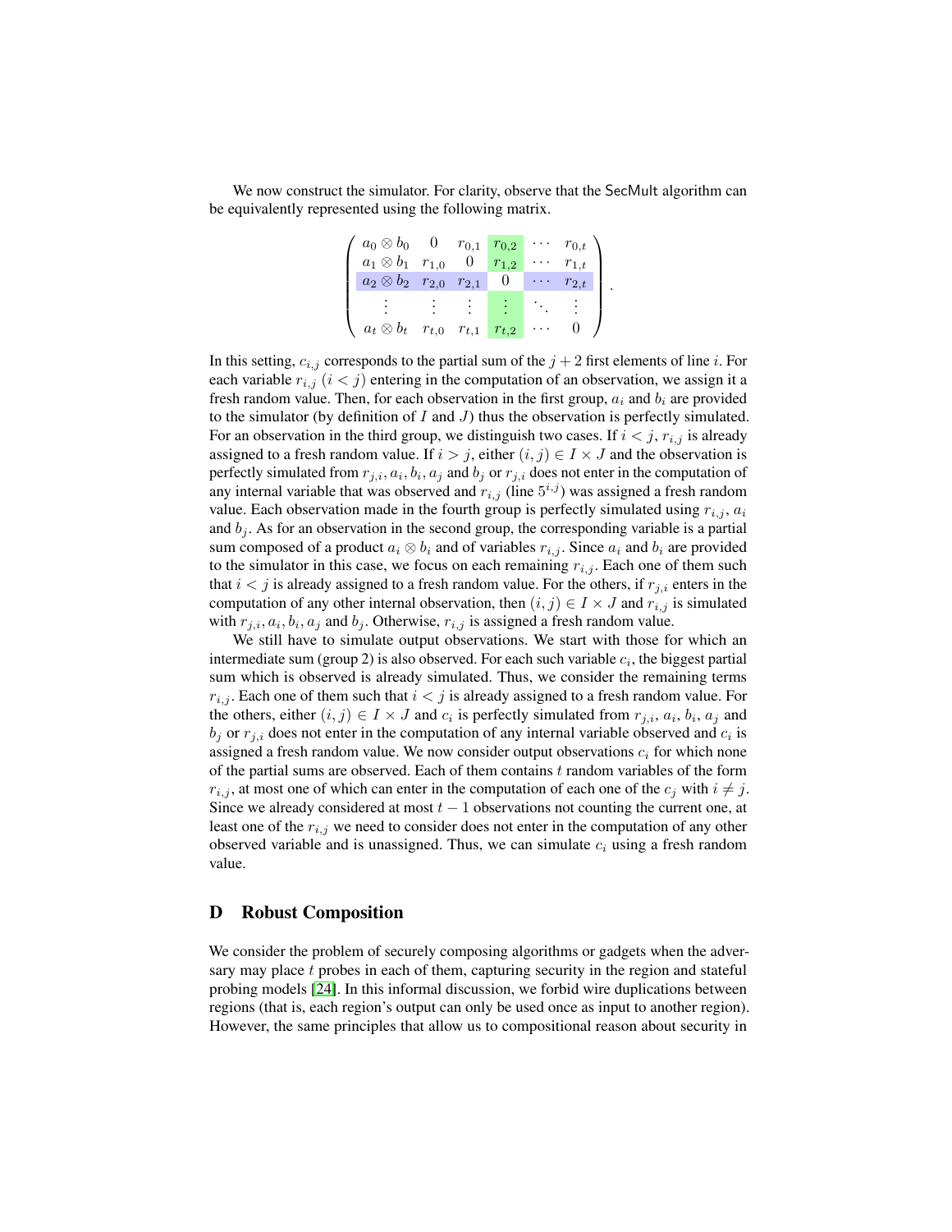We now construct the simulator. For clarity, observe that the SecMult algorithm can be equivalently represented using the following matrix.

$$\begin{pmatrix} a_0 \otimes b_0 & 0 & r_{0,1} & r_{0,2} & \cdots & r_{0,t} \\ a_1 \otimes b_1 & r_{1,0} & 0 & r_{1,2} & \cdots & r_{1,t} \\ a_2 \otimes b_2 & r_{2,0} & r_{2,1} & 0 & \cdots & r_{2,t} \\ \vdots & \vdots & \vdots & \vdots & \ddots & \vdots \\ a_t \otimes b_t & r_{t,0} & r_{t,1} & r_{t,2} & \cdots & 0 \end{pmatrix}.$$

In this setting, $c_{i,j}$ corresponds to the partial sum of the $j+2$ first elements of line $i$. For each variable $r_{i,j}$ ($i < j$) entering in the computation of an observation, we assign it a fresh random value. Then, for each observation in the first group, $a_i$ and $b_i$ are provided to the simulator (by definition of $I$ and $J$) thus the observation is perfectly simulated. For an observation in the third group, we distinguish two cases. If $i < j$, $r_{i,j}$ is already assigned to a fresh random value. If $i > j$, either $(i,j) \in I \times J$ and the observation is perfectly simulated from $r_{j,i}$, $a_i$, $b_i$, $a_j$ and $b_j$ or $r_{j,i}$ does not enter in the computation of any internal variable that was observed and $r_{i,j}$ (line $5^{i,j}$) was assigned a fresh random value. Each observation made in the fourth group is perfectly simulated using $r_{i,j}$, $a_i$ and $b_j$. As for an observation in the second group, the corresponding variable is a partial sum composed of a product $a_i \otimes b_i$ and of variables $r_{i,j}$. Since $a_i$ and $b_i$ are provided to the simulator in this case, we focus on each remaining $r_{i,j}$. Each one of them such that $i < j$ is already assigned to a fresh random value. For the others, if $r_{j,i}$ enters in the computation of any other internal observation, then $(i,j) \in I \times J$ and $r_{i,j}$ is simulated with $r_{j,i}, a_i, b_i, a_j$ and $b_j$. Otherwise, $r_{i,j}$ is assigned a fresh random value.

We still have to simulate output observations. We start with those for which an intermediate sum (group 2) is also observed. For each such variable $c_i$, the biggest partial sum which is observed is already simulated. Thus, we consider the remaining terms $r_{i,j}$. Each one of them such that $i < j$ is already assigned to a fresh random value. For the others, either $(i,j) \in I \times J$ and $c_i$ is perfectly simulated from $r_{j,i}$, $a_i$, $b_i$, $a_j$ and $b_j$ or $r_{j,i}$ does not enter in the computation of any internal variable observed and $c_i$ is assigned a fresh random value. We now consider output observations $c_i$ for which none of the partial sums are observed. Each of them contains $t$ random variables of the form $r_{i,j}$, at most one of which can enter in the computation of each one of the $c_j$ with $i \neq j$. Since we already considered at most $t-1$ observations not counting the current one, at least one of the $r_{i,j}$ we need to consider does not enter in the computation of any other observed variable and is unassigned. Thus, we can simulate $c_i$ using a fresh random value.

## D Robust Composition

We consider the problem of securely composing algorithms or gadgets when the adversary may place $t$ probes in each of them, capturing security in the region and stateful probing models [24]. In this informal discussion, we forbid wire duplications between regions (that is, each region's output can only be used once as input to another region). However, the same principles that allow us to compositional reason about security in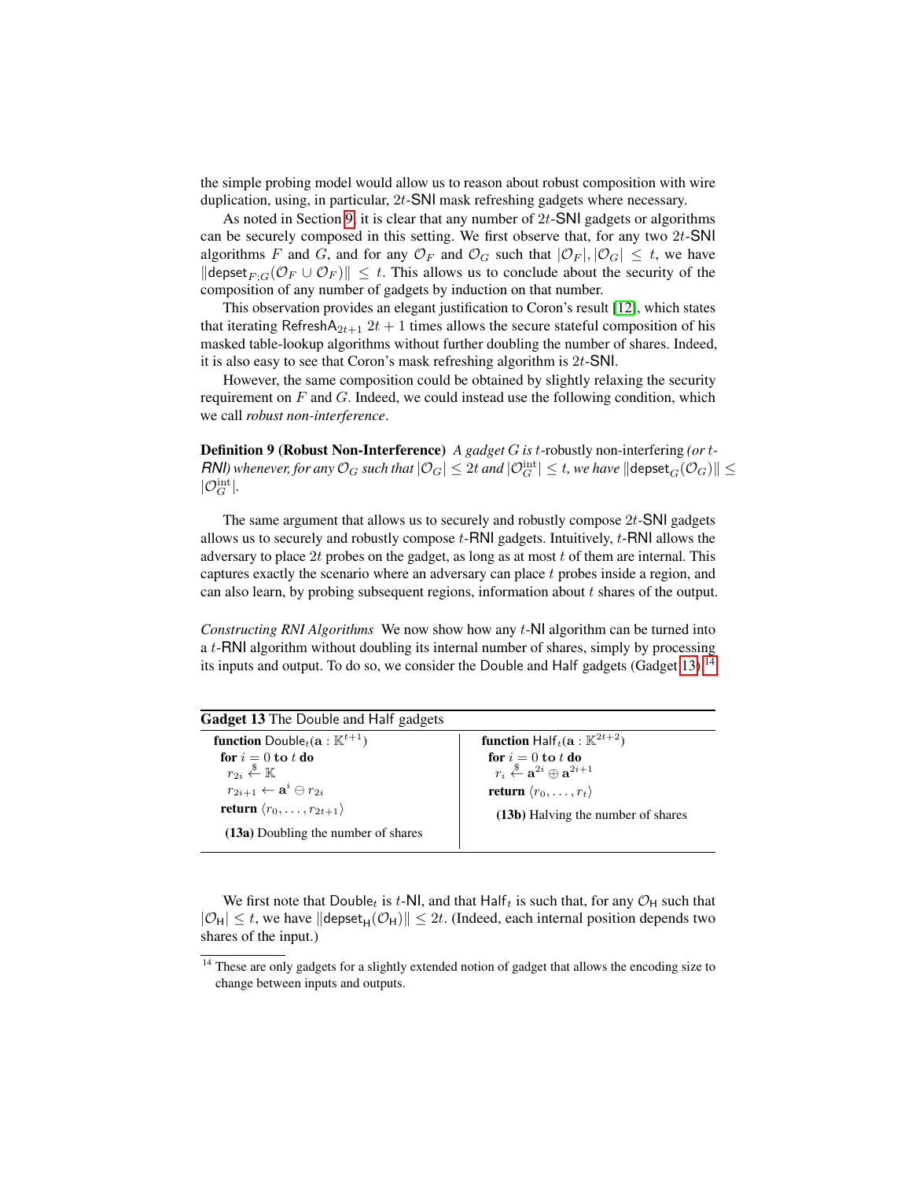the simple probing model would allow us to reason about robust composition with wire duplication, using, in particular, $2t$-SNI mask refreshing gadgets where necessary.

As noted in Section 9, it is clear that any number of $2t$-SNI gadgets or algorithms can be securely composed in this setting. We first observe that, for any two $2t$-SNI algorithms $F$ and $G$, and for any $\mathcal{O}_F$ and $\mathcal{O}_G$ such that $|\mathcal{O}_F|, |\mathcal{O}_G| \leq t$, we have $\|\mathsf{depset}_{F;G}(\mathcal{O}_F \cup \mathcal{O}_F)\| \leq t$. This allows us to conclude about the security of the composition of any number of gadgets by induction on that number.

This observation provides an elegant justification to Coron's result [12], which states that iterating $\mathsf{RefreshA}_{2t+1}$ $2t+1$ times allows the secure stateful composition of his masked table-lookup algorithms without further doubling the number of shares. Indeed, it is also easy to see that Coron's mask refreshing algorithm is $2t$-SNI.

However, the same composition could be obtained by slightly relaxing the security requirement on $F$ and $G$. Indeed, we could instead use the following condition, which we call *robust non-interference*.

**Definition 9 (Robust Non-Interference)** *A gadget $G$ is $t$-robustly non-interfering (or $t$-RNI) whenever, for any $\mathcal{O}_G$ such that $|\mathcal{O}_G| \leq 2t$ and $|\mathcal{O}_G^{\text{int}}| \leq t$, we have $\|\mathsf{depset}_G(\mathcal{O}_G)\| \leq |\mathcal{O}_G^{\text{int}}|$.*

The same argument that allows us to securely and robustly compose $2t$-SNI gadgets allows us to securely and robustly compose $t$-RNI gadgets. Intuitively, $t$-RNI allows the adversary to place $2t$ probes on the gadget, as long as at most $t$ of them are internal. This captures exactly the scenario where an adversary can place $t$ probes inside a region, and can also learn, by probing subsequent regions, information about $t$ shares of the output.

*Constructing RNI Algorithms* We now show how any $t$-NI algorithm can be turned into a $t$-RNI algorithm without doubling its internal number of shares, simply by processing its inputs and output. To do so, we consider the Double and Half gadgets (Gadget 13).[14]

**Gadget 13** The Double and Half gadgets

```
function Double_t(a : K^{t+1})
  for i = 0 to t do
    r_{2i} <-$ K
    r_{2i+1} <- a^i ⊖ r_{2i}
  return ⟨r_0, ..., r_{2t+1}⟩
```

**(13a)** Doubling the number of shares

```
function Half_t(a : K^{2t+2})
  for i = 0 to t do
    r_i <-$ a^{2i} ⊕ a^{2i+1}
  return ⟨r_0, ..., r_t⟩
```

**(13b)** Halving the number of shares

We first note that $\mathsf{Double}_t$ is $t$-NI, and that $\mathsf{Half}_t$ is such that, for any $\mathcal{O}_\mathsf{H}$ such that $|\mathcal{O}_\mathsf{H}| \leq t$, we have $\|\mathsf{depset}_\mathsf{H}(\mathcal{O}_\mathsf{H})\| \leq 2t$. (Indeed, each internal position depends two shares of the input.)

[14] These are only gadgets for a slightly extended notion of gadget that allows the encoding size to change between inputs and outputs.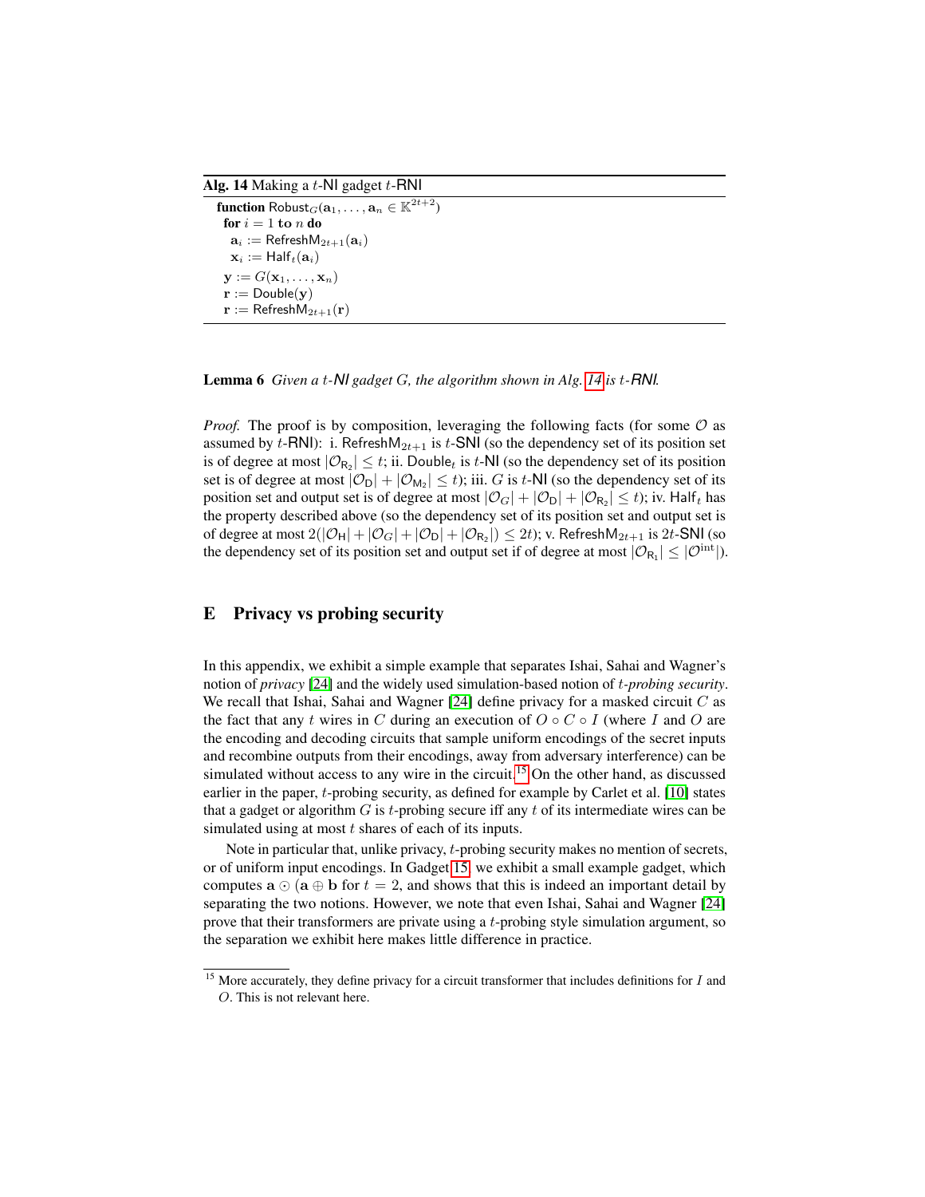**Alg. 14** Making a $t$-NI gadget $t$-RNI

```
function Robust_G(a_1, ..., a_n ∈ K^{2t+2})
  for i = 1 to n do
    a_i := RefreshM_{2t+1}(a_i)
    x_i := Half_t(a_i)
  y := G(x_1, ..., x_n)
  r := Double(y)
  r := RefreshM_{2t+1}(r)
```

**Lemma 6** *Given a $t$-NI gadget $G$, the algorithm shown in Alg. 14 is $t$-RNI.*

*Proof.* The proof is by composition, leveraging the following facts (for some $\mathcal{O}$ as assumed by $t$-RNI): i. $\mathsf{RefreshM}_{2t+1}$ is $t$-SNI (so the dependency set of its position set is of degree at most $|\mathcal{O}_{\mathsf{R}_2}| \leq t$; ii. $\mathsf{Double}_t$ is $t$-NI (so the dependency set of its position set is of degree at most $|\mathcal{O}_{\mathsf{D}}| + |\mathcal{O}_{\mathsf{M}_2}| \leq t$); iii. $G$ is $t$-NI (so the dependency set of its position set and output set is of degree at most $|\mathcal{O}_G| + |\mathcal{O}_{\mathsf{D}}| + |\mathcal{O}_{\mathsf{R}_2}| \leq t$); iv. $\mathsf{Half}_t$ has the property described above (so the dependency set of its position set and output set is of degree at most $2(|\mathcal{O}_{\mathsf{H}}| + |\mathcal{O}_G| + |\mathcal{O}_{\mathsf{D}}| + |\mathcal{O}_{\mathsf{R}_2}|) \leq 2t$); v. $\mathsf{RefreshM}_{2t+1}$ is $2t$-SNI (so the dependency set of its position set and output set if of degree at most $|\mathcal{O}_{\mathsf{R}_1}| \leq |\mathcal{O}^{\text{int}}|$).

# E Privacy vs probing security

In this appendix, we exhibit a simple example that separates Ishai, Sahai and Wagner's notion of *privacy* [24] and the widely used simulation-based notion of $t$-*probing security*. We recall that Ishai, Sahai and Wagner [24] define privacy for a masked circuit $C$ as the fact that any $t$ wires in $C$ during an execution of $O \circ C \circ I$ (where $I$ and $O$ are the encoding and decoding circuits that sample uniform encodings of the secret inputs and recombine outputs from their encodings, away from adversary interference) can be simulated without access to any wire in the circuit.[15] On the other hand, as discussed earlier in the paper, $t$-probing security, as defined for example by Carlet et al. [10] states that a gadget or algorithm $G$ is $t$-probing secure iff any $t$ of its intermediate wires can be simulated using at most $t$ shares of each of its inputs.

Note in particular that, unlike privacy, $t$-probing security makes no mention of secrets, or of uniform input encodings. In Gadget 15, we exhibit a small example gadget, which computes $\mathbf{a} \odot (\mathbf{a} \oplus \mathbf{b}$ for $t = 2$, and shows that this is indeed an important detail by separating the two notions. However, we note that even Ishai, Sahai and Wagner [24] prove that their transformers are private using a $t$-probing style simulation argument, so the separation we exhibit here makes little difference in practice.

[15] More accurately, they define privacy for a circuit transformer that includes definitions for $I$ and $O$. This is not relevant here.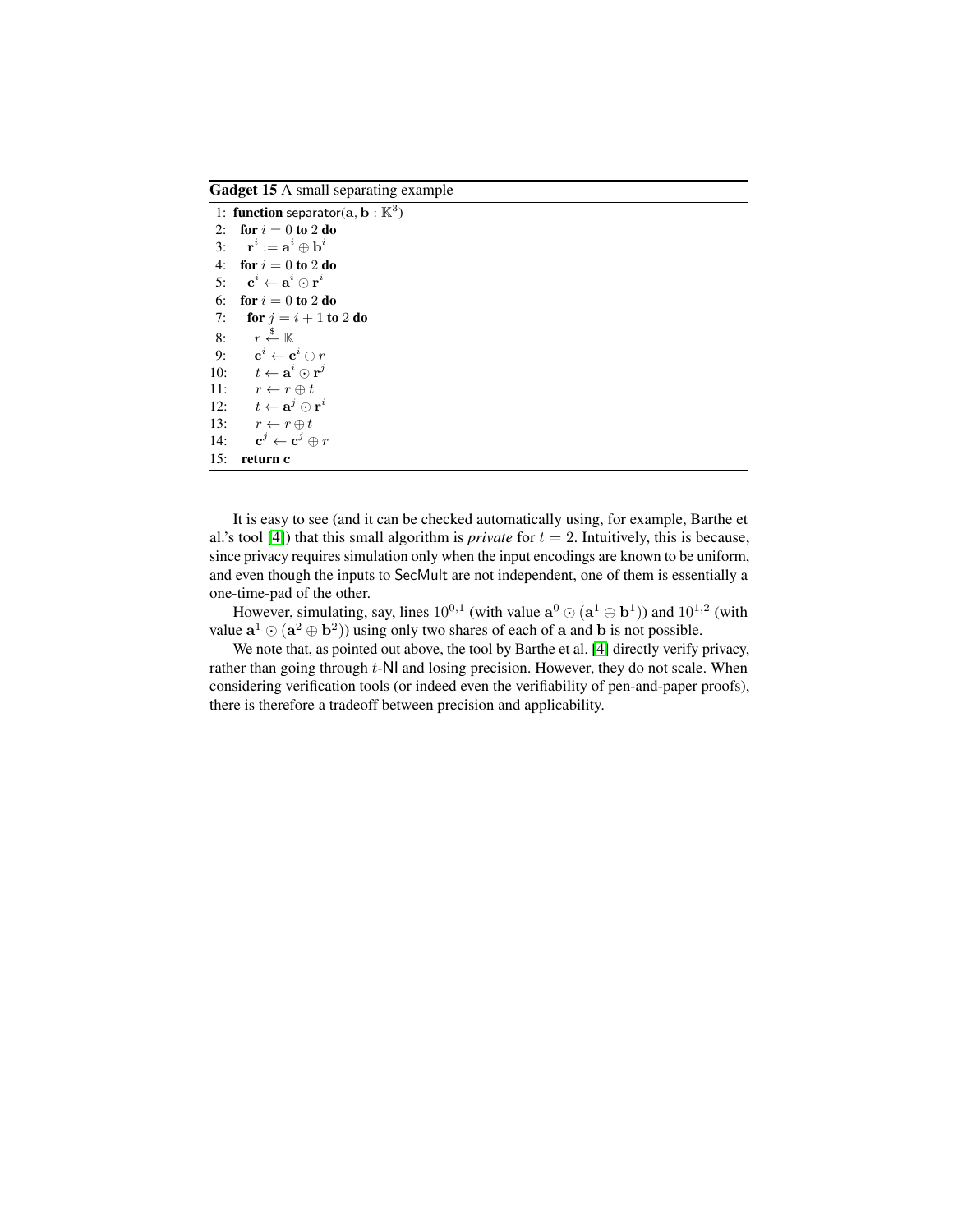**Gadget 15** A small separating example

```
 1: function separator(a, b : 𝕂³)
 2:   for i = 0 to 2 do
 3:     rⁱ := aⁱ ⊕ bⁱ
 4:   for i = 0 to 2 do
 5:     cⁱ ← aⁱ ⊙ rⁱ
 6:   for i = 0 to 2 do
 7:     for j = i + 1 to 2 do
 8:       r ←$ 𝕂
 9:       cⁱ ← cⁱ ⊖ r
10:       t ← aⁱ ⊙ rʲ
11:       r ← r ⊕ t
12:       t ← aʲ ⊙ rⁱ
13:       r ← r ⊕ t
14:       cʲ ← cʲ ⊕ r
15:   return c
```

It is easy to see (and it can be checked automatically using, for example, Barthe et al.'s tool [4]) that this small algorithm is *private* for $t = 2$. Intuitively, this is because, since privacy requires simulation only when the input encodings are known to be uniform, and even though the inputs to SecMult are not independent, one of them is essentially a one-time-pad of the other.

However, simulating, say, lines $10^{0,1}$ (with value $\mathbf{a}^0 \odot (\mathbf{a}^1 \oplus \mathbf{b}^1)$) and $10^{1,2}$ (with value $\mathbf{a}^1 \odot (\mathbf{a}^2 \oplus \mathbf{b}^2)$) using only two shares of each of $\mathbf{a}$ and $\mathbf{b}$ is not possible.

We note that, as pointed out above, the tool by Barthe et al. [4] directly verify privacy, rather than going through $t$-NI and losing precision. However, they do not scale. When considering verification tools (or indeed even the verifiability of pen-and-paper proofs), there is therefore a tradeoff between precision and applicability.